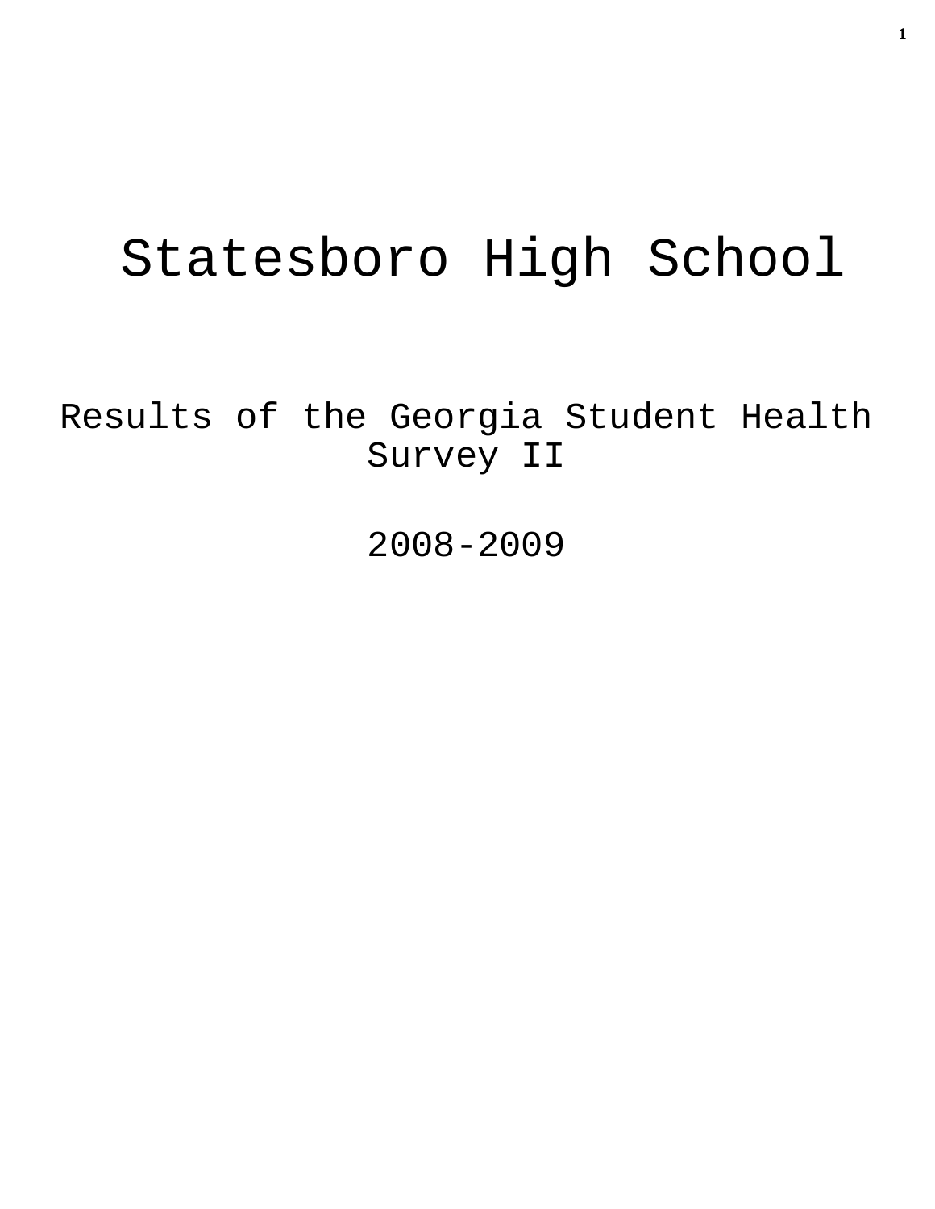# Statesboro High School

## Results of the Georgia Student Health Survey II

## 2008-2009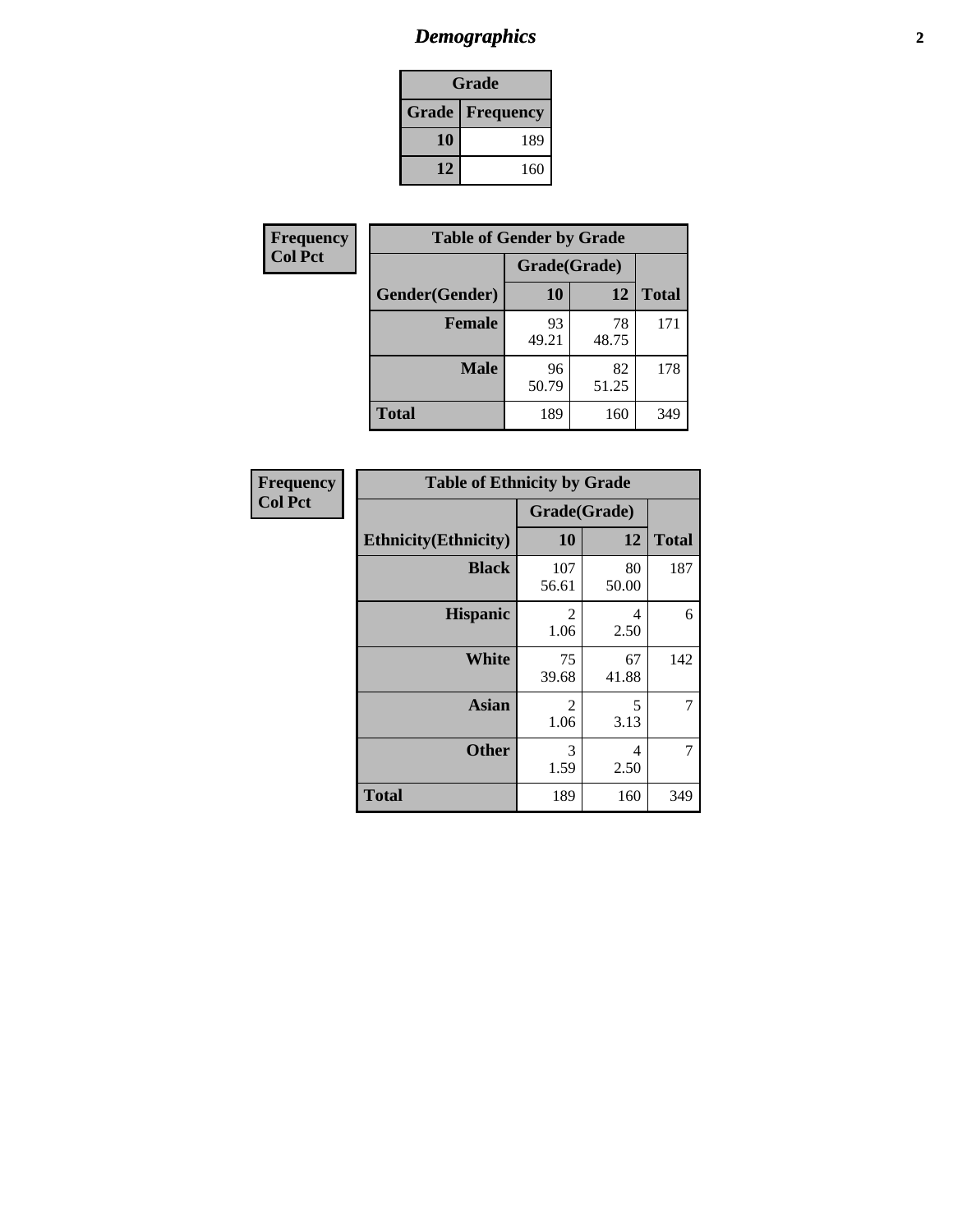# Demographics

| Grade | |
|---|---|
| **Grade** | **Frequency** |
| 10 | 189 |
| 12 | 160 |

**Frequency**
**Col Pct**

| Table of Gender by Grade | | | |
|---|---|---|---|
| | Grade(Grade) | | |
| Gender(Gender) | 10 | 12 | Total |
| Female | 93<br>49.21 | 78<br>48.75 | 171 |
| Male | 96<br>50.79 | 82<br>51.25 | 178 |
| Total | 189 | 160 | 349 |

**Frequency**
**Col Pct**

| Table of Ethnicity by Grade | | | |
|---|---|---|---|
| | Grade(Grade) | | |
| Ethnicity(Ethnicity) | 10 | 12 | Total |
| Black | 107<br>56.61 | 80<br>50.00 | 187 |
| Hispanic | 2<br>1.06 | 4<br>2.50 | 6 |
| White | 75<br>39.68 | 67<br>41.88 | 142 |
| Asian | 2<br>1.06 | 5<br>3.13 | 7 |
| Other | 3<br>1.59 | 4<br>2.50 | 7 |
| Total | 189 | 160 | 349 |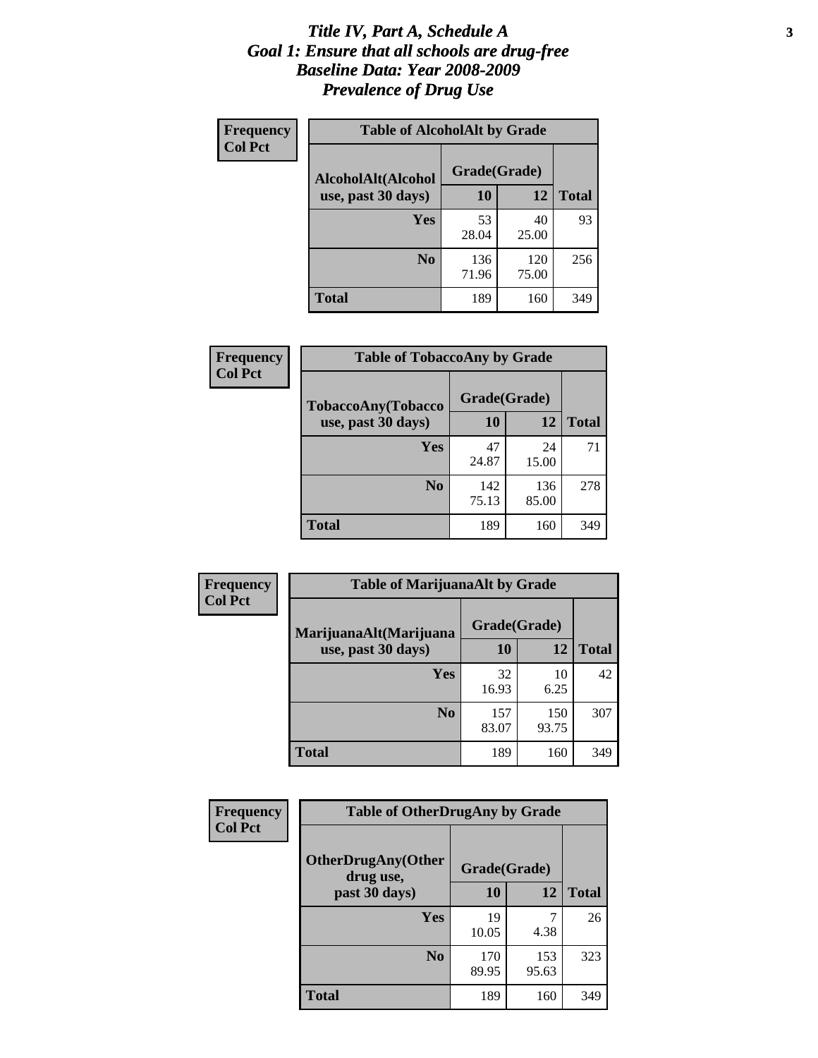# *Title IV, Part A, Schedule A*
# *Goal 1: Ensure that all schools are drug-free*
# *Baseline Data: Year 2008-2009*
# *Prevalence of Drug Use*

**Frequency**
**Col Pct**

**Table of AlcoholAlt by Grade**

| AlcoholAlt(Alcohol use, past 30 days) | Grade(Grade) 10 | 12 | Total |
|---|---|---|---|
| **Yes** | 53<br>28.04 | 40<br>25.00 | 93 |
| **No** | 136<br>71.96 | 120<br>75.00 | 256 |
| **Total** | 189 | 160 | 349 |

**Frequency**
**Col Pct**

**Table of TobaccoAny by Grade**

| TobaccoAny(Tobacco use, past 30 days) | Grade(Grade) 10 | 12 | Total |
|---|---|---|---|
| **Yes** | 47<br>24.87 | 24<br>15.00 | 71 |
| **No** | 142<br>75.13 | 136<br>85.00 | 278 |
| **Total** | 189 | 160 | 349 |

**Frequency**
**Col Pct**

**Table of MarijuanaAlt by Grade**

| MarijuanaAlt(Marijuana use, past 30 days) | Grade(Grade) 10 | 12 | Total |
|---|---|---|---|
| **Yes** | 32<br>16.93 | 10<br>6.25 | 42 |
| **No** | 157<br>83.07 | 150<br>93.75 | 307 |
| **Total** | 189 | 160 | 349 |

**Frequency**
**Col Pct**

**Table of OtherDrugAny by Grade**

| OtherDrugAny(Other drug use, past 30 days) | Grade(Grade) 10 | 12 | Total |
|---|---|---|---|
| **Yes** | 19<br>10.05 | 7<br>4.38 | 26 |
| **No** | 170<br>89.95 | 153<br>95.63 | 323 |
| **Total** | 189 | 160 | 349 |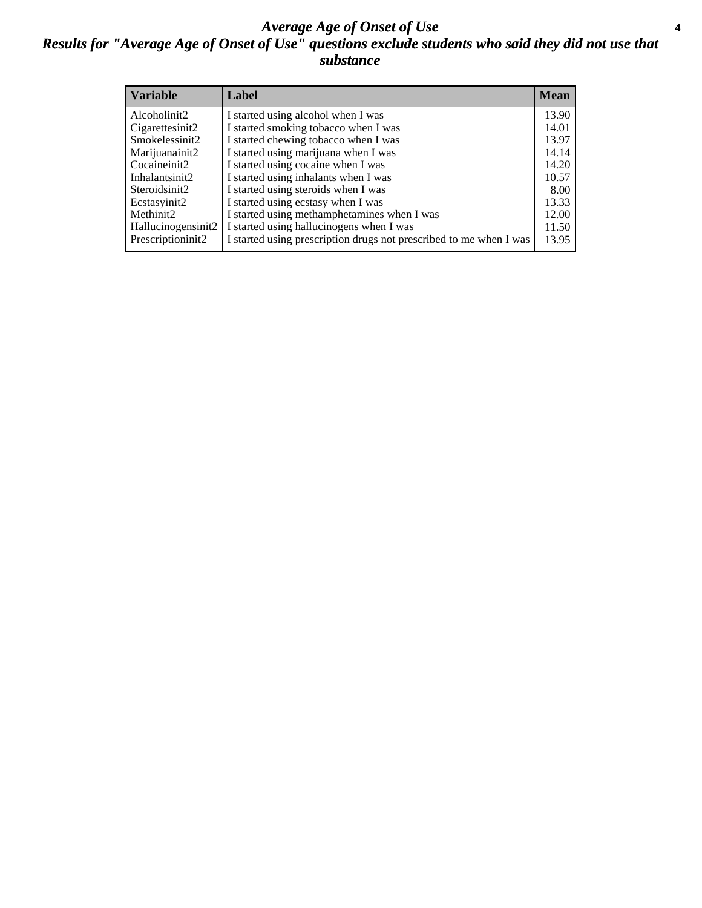# *Average Age of Onset of Use*

## *Results for "Average Age of Onset of Use" questions exclude students who said they did not use that substance*

| Variable | Label | Mean |
|---|---|---|
| Alcoholinit2 | I started using alcohol when I was | 13.90 |
| Cigarettesinit2 | I started smoking tobacco when I was | 14.01 |
| Smokelessinit2 | I started chewing tobacco when I was | 13.97 |
| Marijuanainit2 | I started using marijuana when I was | 14.14 |
| Cocaineinit2 | I started using cocaine when I was | 14.20 |
| Inhalantsinit2 | I started using inhalants when I was | 10.57 |
| Steroidsinit2 | I started using steroids when I was | 8.00 |
| Ecstasyinit2 | I started using ecstasy when I was | 13.33 |
| Methinit2 | I started using methamphetamines when I was | 12.00 |
| Hallucinogensinit2 | I started using hallucinogens when I was | 11.50 |
| Prescriptioninit2 | I started using prescription drugs not prescribed to me when I was | 13.95 |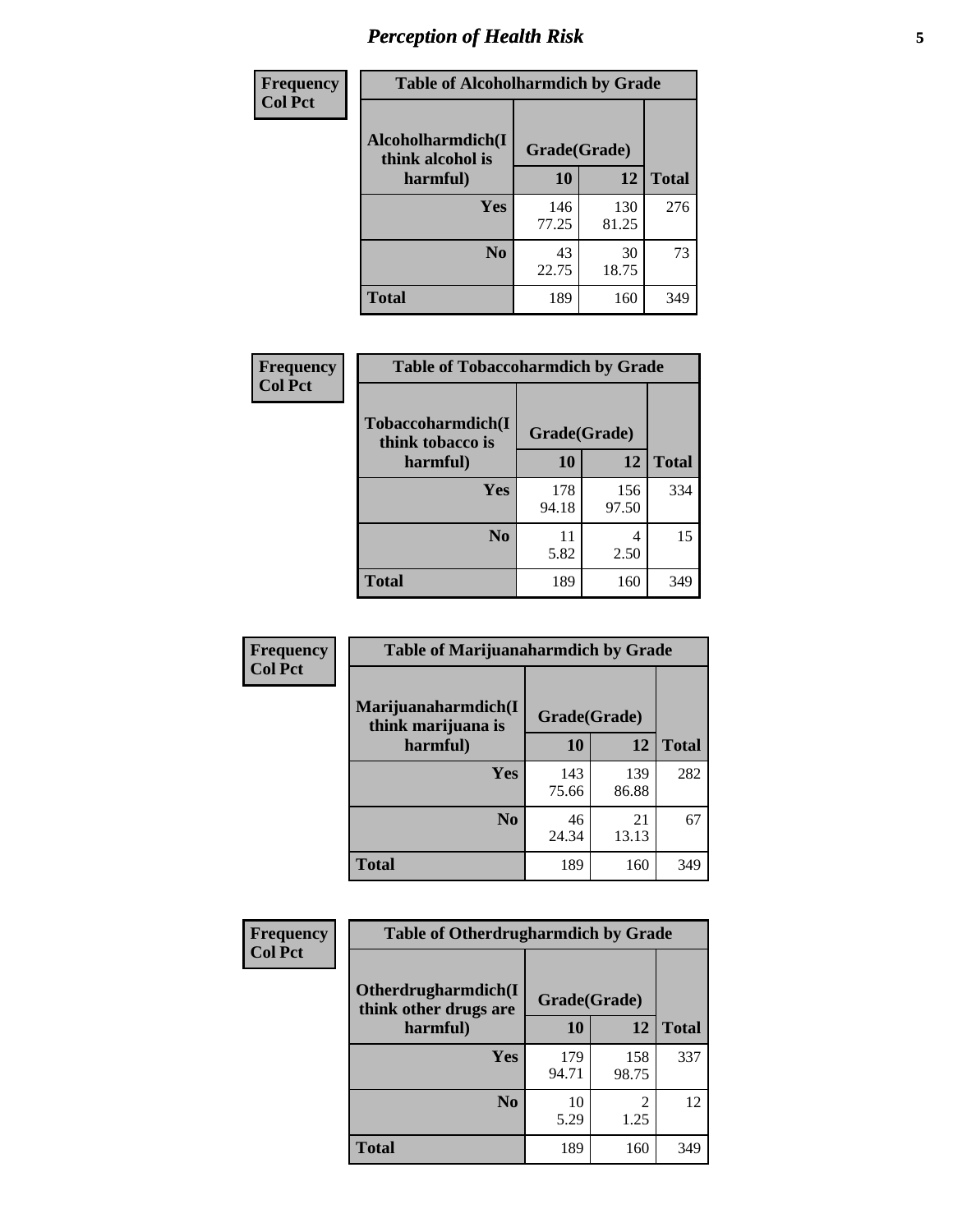| Frequency<br>Col Pct | Table of Alcoholharmdich by Grade | | |
|---|---|---|---|
| Alcoholharmdich(I think alcohol is harmful) | Grade(Grade) | | |
| | 10 | 12 | Total |
| Yes | 146<br>77.25 | 130<br>81.25 | 276 |
| No | 43<br>22.75 | 30<br>18.75 | 73 |
| Total | 189 | 160 | 349 |

| Frequency<br>Col Pct | Table of Tobaccoharmdich by Grade | | |
|---|---|---|---|
| Tobaccoharmdich(I think tobacco is harmful) | Grade(Grade) | | |
| | 10 | 12 | Total |
| Yes | 178<br>94.18 | 156<br>97.50 | 334 |
| No | 11<br>5.82 | 4<br>2.50 | 15 |
| Total | 189 | 160 | 349 |

| Frequency<br>Col Pct | Table of Marijuanaharmdich by Grade | | |
|---|---|---|---|
| Marijuanaharmdich(I think marijuana is harmful) | Grade(Grade) | | |
| | 10 | 12 | Total |
| Yes | 143<br>75.66 | 139<br>86.88 | 282 |
| No | 46<br>24.34 | 21<br>13.13 | 67 |
| Total | 189 | 160 | 349 |

| Frequency<br>Col Pct | Table of Otherdrugharmdich by Grade | | |
|---|---|---|---|
| Otherdrugharmdich(I think other drugs are harmful) | Grade(Grade) | | |
| | 10 | 12 | Total |
| Yes | 179<br>94.71 | 158<br>98.75 | 337 |
| No | 10<br>5.29 | 2<br>1.25 | 12 |
| Total | 189 | 160 | 349 |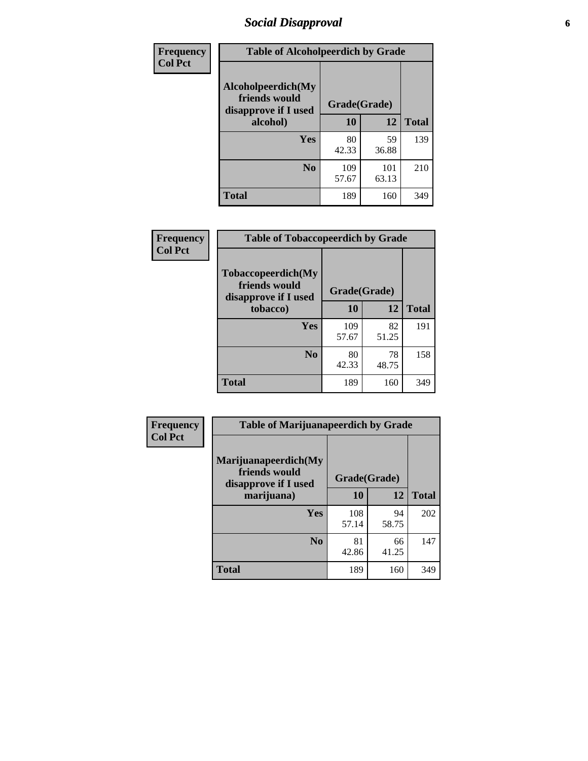# Social Disapproval

| Frequency<br>Col Pct | Table of Alcoholpeerdich by Grade | | |
|---|---|---|---|
| Alcoholpeerdich(My friends would disapprove if I used alcohol) | Grade(Grade) | | |
| | 10 | 12 | Total |
| Yes | 80<br>42.33 | 59<br>36.88 | 139 |
| No | 109<br>57.67 | 101<br>63.13 | 210 |
| Total | 189 | 160 | 349 |

| Frequency<br>Col Pct | Table of Tobaccopeerdich by Grade | | |
|---|---|---|---|
| Tobaccopeerdich(My friends would disapprove if I used tobacco) | Grade(Grade) | | |
| | 10 | 12 | Total |
| Yes | 109<br>57.67 | 82<br>51.25 | 191 |
| No | 80<br>42.33 | 78<br>48.75 | 158 |
| Total | 189 | 160 | 349 |

| Frequency<br>Col Pct | Table of Marijuanapeerdich by Grade | | |
|---|---|---|---|
| Marijuanapeerdich(My friends would disapprove if I used marijuana) | Grade(Grade) | | |
| | 10 | 12 | Total |
| Yes | 108<br>57.14 | 94<br>58.75 | 202 |
| No | 81<br>42.86 | 66<br>41.25 | 147 |
| Total | 189 | 160 | 349 |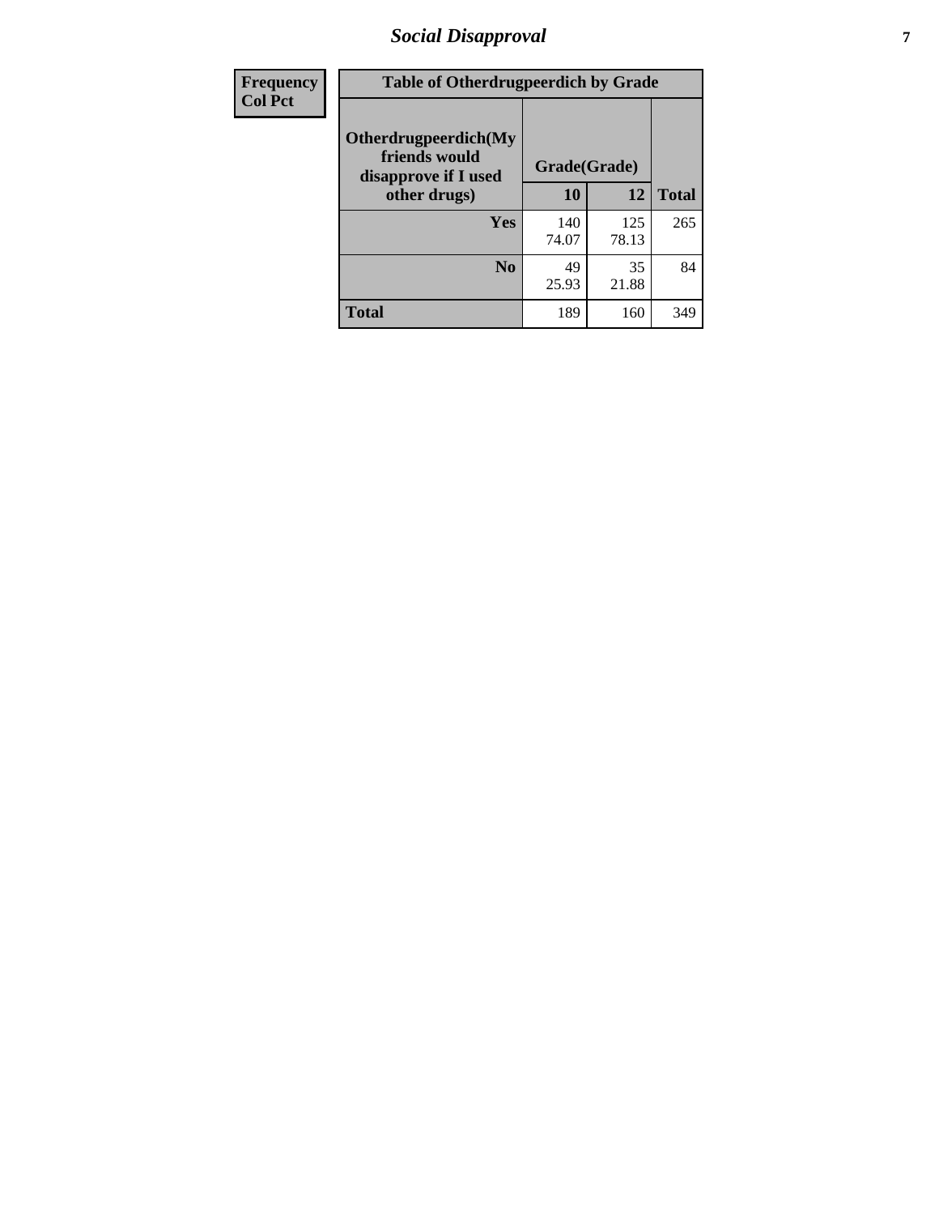| Frequency<br>Col Pct |
|---|

| Table of Otherdrugpeerdich by Grade | | | |
|---|---|---|---|
| Otherdrugpeerdich(My friends would disapprove if I used other drugs) | Grade(Grade) | | Total |
| | 10 | 12 | |
| Yes | 140<br>74.07 | 125<br>78.13 | 265 |
| No | 49<br>25.93 | 35<br>21.88 | 84 |
| Total | 189 | 160 | 349 |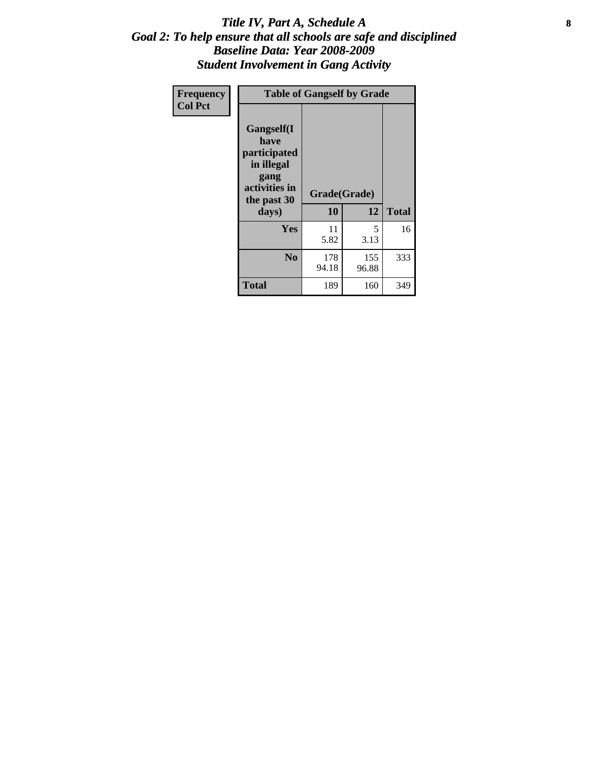# *Title IV, Part A, Schedule A*
## *Goal 2: To help ensure that all schools are safe and disciplined*
## *Baseline Data: Year 2008-2009*
## *Student Involvement in Gang Activity*

| Frequency<br>Col Pct | Table of Gangself by Grade | | |
|---|---|---|---|
| **Gangself(I have participated in illegal gang activities in the past 30 days)** | **Grade(Grade)** | | |
| | **10** | **12** | **Total** |
| **Yes** | 11<br>5.82 | 5<br>3.13 | 16 |
| **No** | 178<br>94.18 | 155<br>96.88 | 333 |
| **Total** | 189 | 160 | 349 |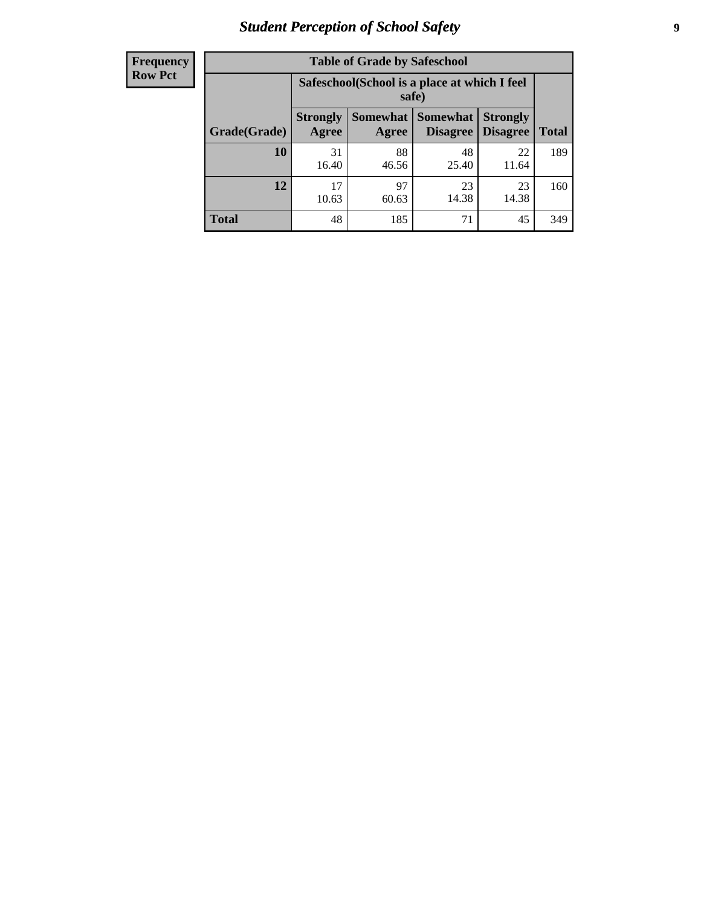| Frequency Row Pct |
|---|

**Table of Grade by Safeschool**

| Grade(Grade) | Safeschool(School is a place at which I feel safe) | | | | Total |
|---|---|---|---|---|---|
| | Strongly Agree | Somewhat Agree | Somewhat Disagree | Strongly Disagree | |
| 10 | 31<br>16.40 | 88<br>46.56 | 48<br>25.40 | 22<br>11.64 | 189 |
| 12 | 17<br>10.63 | 97<br>60.63 | 23<br>14.38 | 23<br>14.38 | 160 |
| Total | 48 | 185 | 71 | 45 | 349 |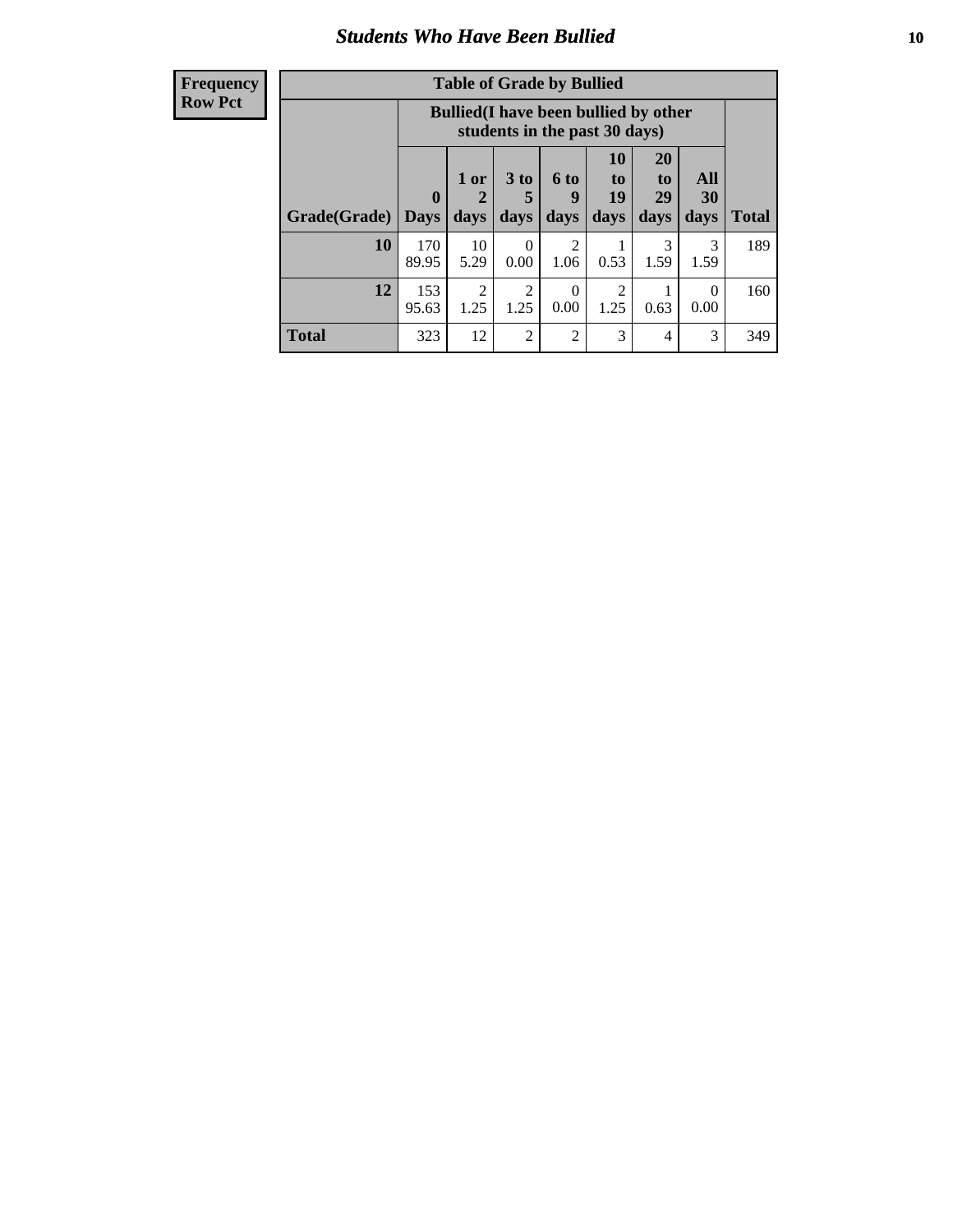## Students Who Have Been Bullied

**Frequency**
**Row Pct**

| Table of Grade by Bullied | | | | | | | | |
|---|---|---|---|---|---|---|---|---|
| | Bullied(I have been bullied by other students in the past 30 days) | | | | | | | |
| Grade(Grade) | 0 Days | 1 or 2 days | 3 to 5 days | 6 to 9 days | 10 to 19 days | 20 to 29 days | All 30 days | Total |
| **10** | 170<br>89.95 | 10<br>5.29 | 0<br>0.00 | 2<br>1.06 | 1<br>0.53 | 3<br>1.59 | 3<br>1.59 | 189 |
| **12** | 153<br>95.63 | 2<br>1.25 | 2<br>1.25 | 0<br>0.00 | 2<br>1.25 | 1<br>0.63 | 0<br>0.00 | 160 |
| **Total** | 323 | 12 | 2 | 2 | 3 | 4 | 3 | 349 |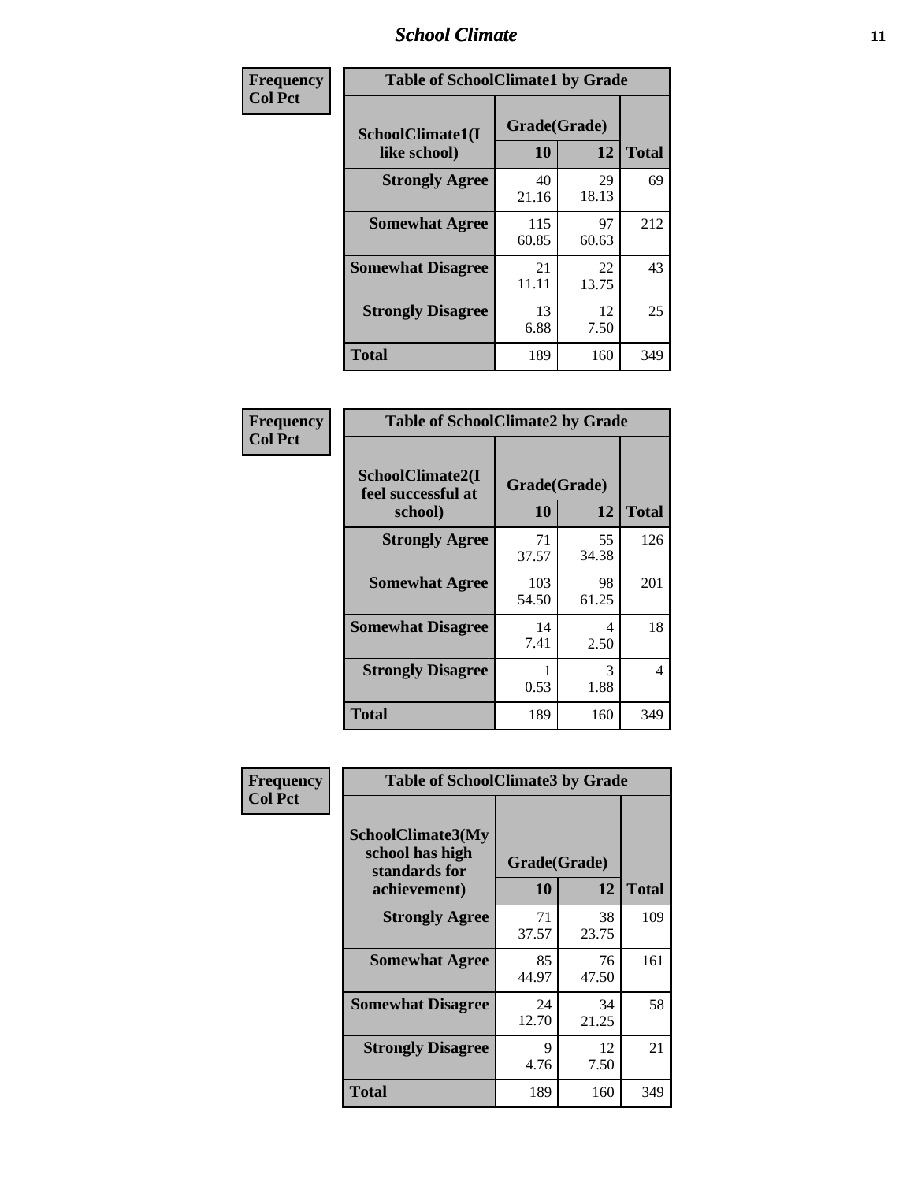| Frequency<br>Col Pct | | | |
|---|---|---|---|

**Table of SchoolClimate1 by Grade**

| SchoolClimate1(I like school) | Grade(Grade) 10 | 12 | Total |
|---|---|---|---|
| **Strongly Agree** | 40<br>21.16 | 29<br>18.13 | 69 |
| **Somewhat Agree** | 115<br>60.85 | 97<br>60.63 | 212 |
| **Somewhat Disagree** | 21<br>11.11 | 22<br>13.75 | 43 |
| **Strongly Disagree** | 13<br>6.88 | 12<br>7.50 | 25 |
| **Total** | 189 | 160 | 349 |

| Frequency<br>Col Pct | | | |
|---|---|---|---|

**Table of SchoolClimate2 by Grade**

| SchoolClimate2(I feel successful at school) | Grade(Grade) 10 | 12 | Total |
|---|---|---|---|
| **Strongly Agree** | 71<br>37.57 | 55<br>34.38 | 126 |
| **Somewhat Agree** | 103<br>54.50 | 98<br>61.25 | 201 |
| **Somewhat Disagree** | 14<br>7.41 | 4<br>2.50 | 18 |
| **Strongly Disagree** | 1<br>0.53 | 3<br>1.88 | 4 |
| **Total** | 189 | 160 | 349 |

| Frequency<br>Col Pct | | | |
|---|---|---|---|

**Table of SchoolClimate3 by Grade**

| SchoolClimate3(My school has high standards for achievement) | Grade(Grade) 10 | 12 | Total |
|---|---|---|---|
| **Strongly Agree** | 71<br>37.57 | 38<br>23.75 | 109 |
| **Somewhat Agree** | 85<br>44.97 | 76<br>47.50 | 161 |
| **Somewhat Disagree** | 24<br>12.70 | 34<br>21.25 | 58 |
| **Strongly Disagree** | 9<br>4.76 | 12<br>7.50 | 21 |
| **Total** | 189 | 160 | 349 |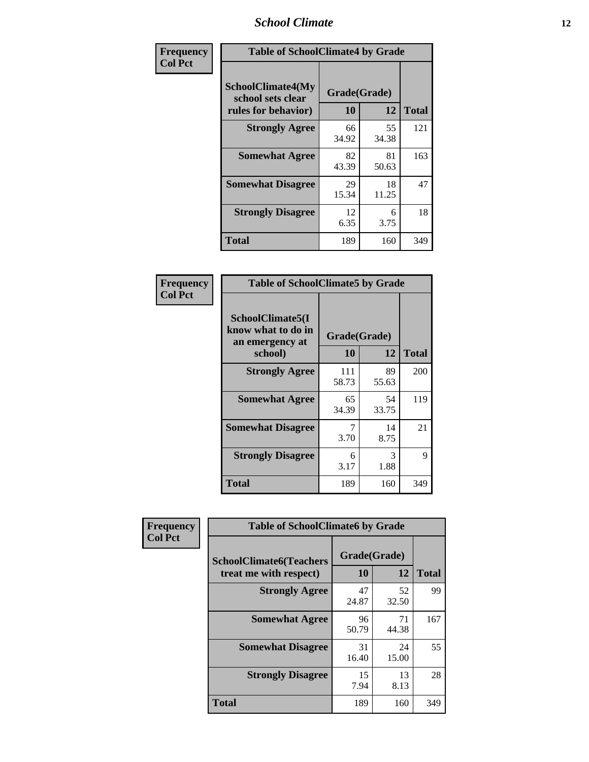| Frequency<br>Col Pct | Table of SchoolClimate4 by Grade | | |
|---|---|---|---|
| SchoolClimate4(My school sets clear rules for behavior) | Grade(Grade) | | |
| | 10 | 12 | Total |
| Strongly Agree | 66<br>34.92 | 55<br>34.38 | 121 |
| Somewhat Agree | 82<br>43.39 | 81<br>50.63 | 163 |
| Somewhat Disagree | 29<br>15.34 | 18<br>11.25 | 47 |
| Strongly Disagree | 12<br>6.35 | 6<br>3.75 | 18 |
| Total | 189 | 160 | 349 |

| Frequency<br>Col Pct | Table of SchoolClimate5 by Grade | | |
|---|---|---|---|
| SchoolClimate5(I know what to do in an emergency at school) | Grade(Grade) | | |
| | 10 | 12 | Total |
| Strongly Agree | 111<br>58.73 | 89<br>55.63 | 200 |
| Somewhat Agree | 65<br>34.39 | 54<br>33.75 | 119 |
| Somewhat Disagree | 7<br>3.70 | 14<br>8.75 | 21 |
| Strongly Disagree | 6<br>3.17 | 3<br>1.88 | 9 |
| Total | 189 | 160 | 349 |

| Frequency<br>Col Pct | Table of SchoolClimate6 by Grade | | |
|---|---|---|---|
| SchoolClimate6(Teachers treat me with respect) | Grade(Grade) | | |
| | 10 | 12 | Total |
| Strongly Agree | 47<br>24.87 | 52<br>32.50 | 99 |
| Somewhat Agree | 96<br>50.79 | 71<br>44.38 | 167 |
| Somewhat Disagree | 31<br>16.40 | 24<br>15.00 | 55 |
| Strongly Disagree | 15<br>7.94 | 13<br>8.13 | 28 |
| Total | 189 | 160 | 349 |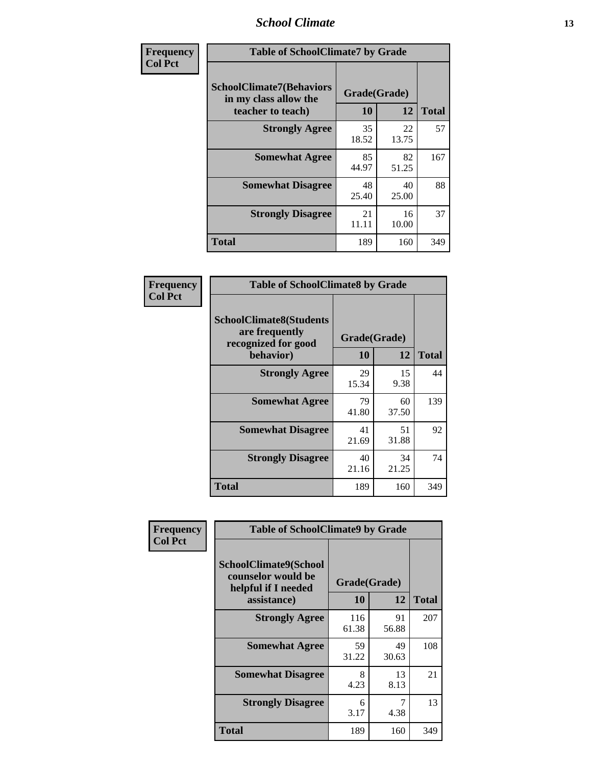| Frequency<br>Col Pct | Table of SchoolClimate7 by Grade | | |
|---|---|---|---|
| SchoolClimate7(Behaviors in my class allow the teacher to teach) | Grade(Grade) | | |
| | 10 | 12 | Total |
| Strongly Agree | 35<br>18.52 | 22<br>13.75 | 57 |
| Somewhat Agree | 85<br>44.97 | 82<br>51.25 | 167 |
| Somewhat Disagree | 48<br>25.40 | 40<br>25.00 | 88 |
| Strongly Disagree | 21<br>11.11 | 16<br>10.00 | 37 |
| Total | 189 | 160 | 349 |

| Frequency<br>Col Pct | Table of SchoolClimate8 by Grade | | |
|---|---|---|---|
| SchoolClimate8(Students are frequently recognized for good behavior) | Grade(Grade) | | |
| | 10 | 12 | Total |
| Strongly Agree | 29<br>15.34 | 15<br>9.38 | 44 |
| Somewhat Agree | 79<br>41.80 | 60<br>37.50 | 139 |
| Somewhat Disagree | 41<br>21.69 | 51<br>31.88 | 92 |
| Strongly Disagree | 40<br>21.16 | 34<br>21.25 | 74 |
| Total | 189 | 160 | 349 |

| Frequency<br>Col Pct | Table of SchoolClimate9 by Grade | | |
|---|---|---|---|
| SchoolClimate9(School counselor would be helpful if I needed assistance) | Grade(Grade) | | |
| | 10 | 12 | Total |
| Strongly Agree | 116<br>61.38 | 91<br>56.88 | 207 |
| Somewhat Agree | 59<br>31.22 | 49<br>30.63 | 108 |
| Somewhat Disagree | 8<br>4.23 | 13<br>8.13 | 21 |
| Strongly Disagree | 6<br>3.17 | 7<br>4.38 | 13 |
| Total | 189 | 160 | 349 |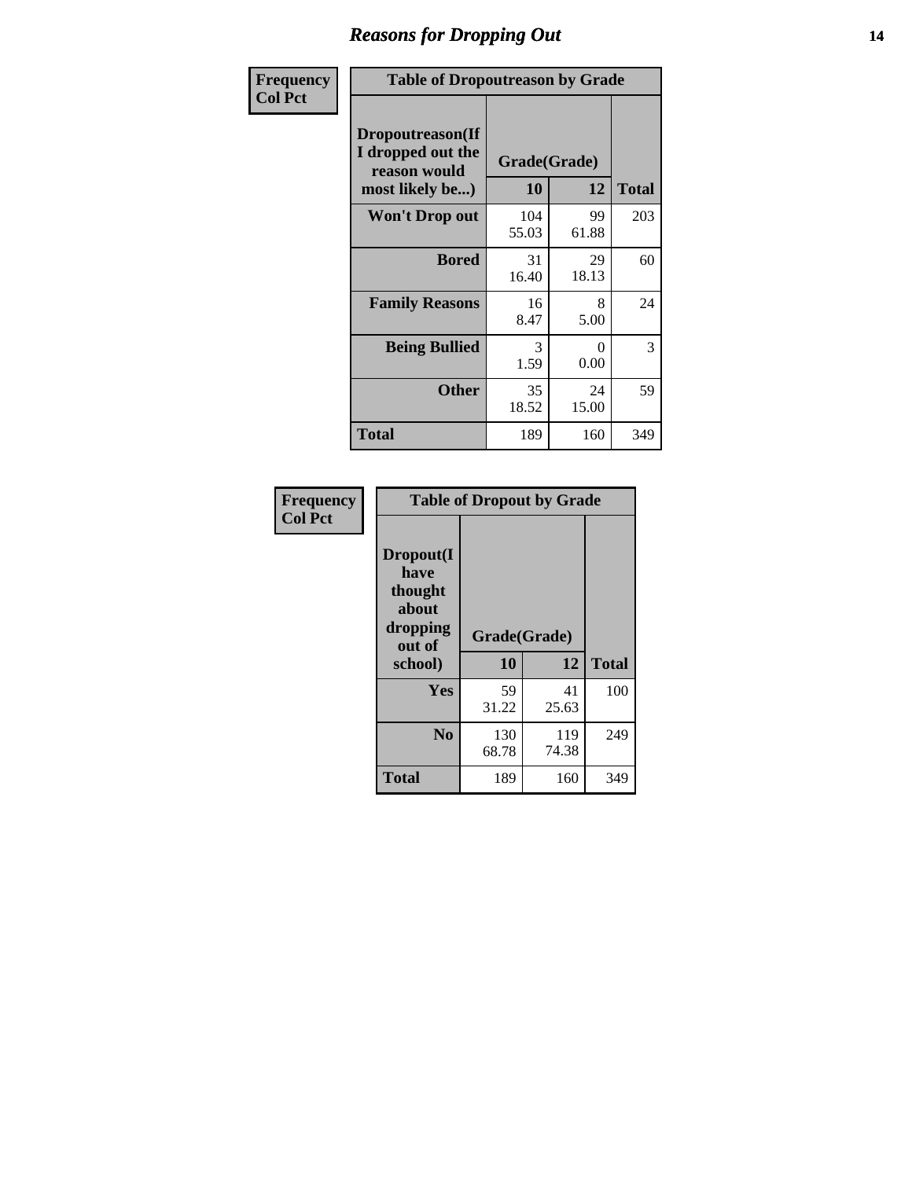| Frequency Col Pct | | | |
|---|---|---|---|

**Table of Dropoutreason by Grade**

| Dropoutreason(If I dropped out the reason would most likely be...) | Grade(Grade) | | |
|---|---|---|---|
| | 10 | 12 | Total |
| Won't Drop out | 104<br>55.03 | 99<br>61.88 | 203 |
| Bored | 31<br>16.40 | 29<br>18.13 | 60 |
| Family Reasons | 16<br>8.47 | 8<br>5.00 | 24 |
| Being Bullied | 3<br>1.59 | 0<br>0.00 | 3 |
| Other | 35<br>18.52 | 24<br>15.00 | 59 |
| Total | 189 | 160 | 349 |

| Frequency Col Pct | | | |
|---|---|---|---|

**Table of Dropout by Grade**

| Dropout(I have thought about dropping out of school) | Grade(Grade) | | |
|---|---|---|---|
| | 10 | 12 | Total |
| Yes | 59<br>31.22 | 41<br>25.63 | 100 |
| No | 130<br>68.78 | 119<br>74.38 | 249 |
| Total | 189 | 160 | 349 |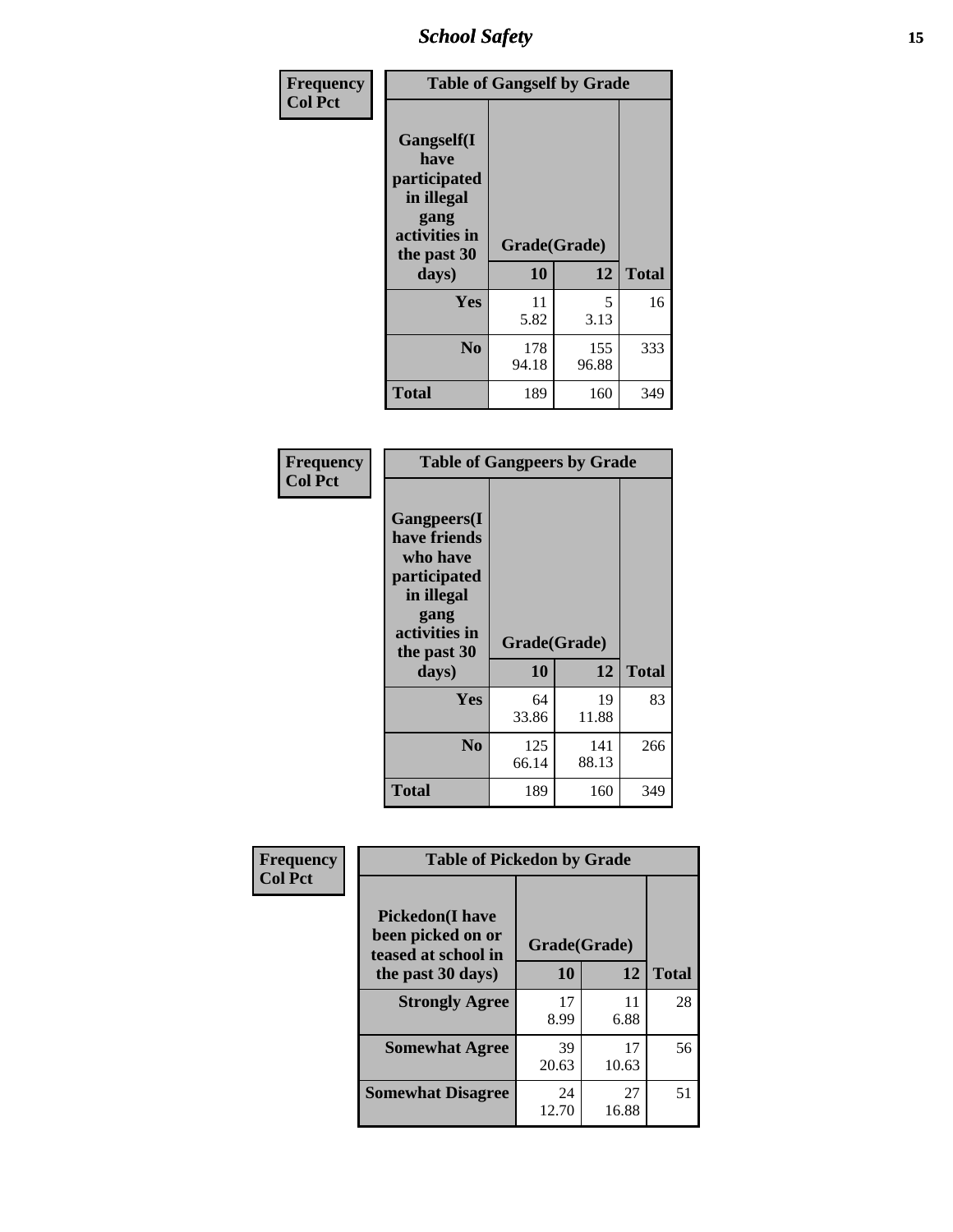**Frequency**
**Col Pct**

| Table of Gangself by Grade | | | |
|---|---|---|---|
| **Gangself(I have participated in illegal gang activities in the past 30 days)** | **Grade(Grade)** | | |
| | **10** | **12** | **Total** |
| **Yes** | 11<br>5.82 | 5<br>3.13 | 16 |
| **No** | 178<br>94.18 | 155<br>96.88 | 333 |
| **Total** | 189 | 160 | 349 |

**Frequency**
**Col Pct**

| Table of Gangpeers by Grade | | | |
|---|---|---|---|
| **Gangpeers(I have friends who have participated in illegal gang activities in the past 30 days)** | **Grade(Grade)** | | |
| | **10** | **12** | **Total** |
| **Yes** | 64<br>33.86 | 19<br>11.88 | 83 |
| **No** | 125<br>66.14 | 141<br>88.13 | 266 |
| **Total** | 189 | 160 | 349 |

**Frequency**
**Col Pct**

| Table of Pickedon by Grade | | | |
|---|---|---|---|
| **Pickedon(I have been picked on or teased at school in the past 30 days)** | **Grade(Grade)** | | |
| | **10** | **12** | **Total** |
| **Strongly Agree** | 17<br>8.99 | 11<br>6.88 | 28 |
| **Somewhat Agree** | 39<br>20.63 | 17<br>10.63 | 56 |
| **Somewhat Disagree** | 24<br>12.70 | 27<br>16.88 | 51 |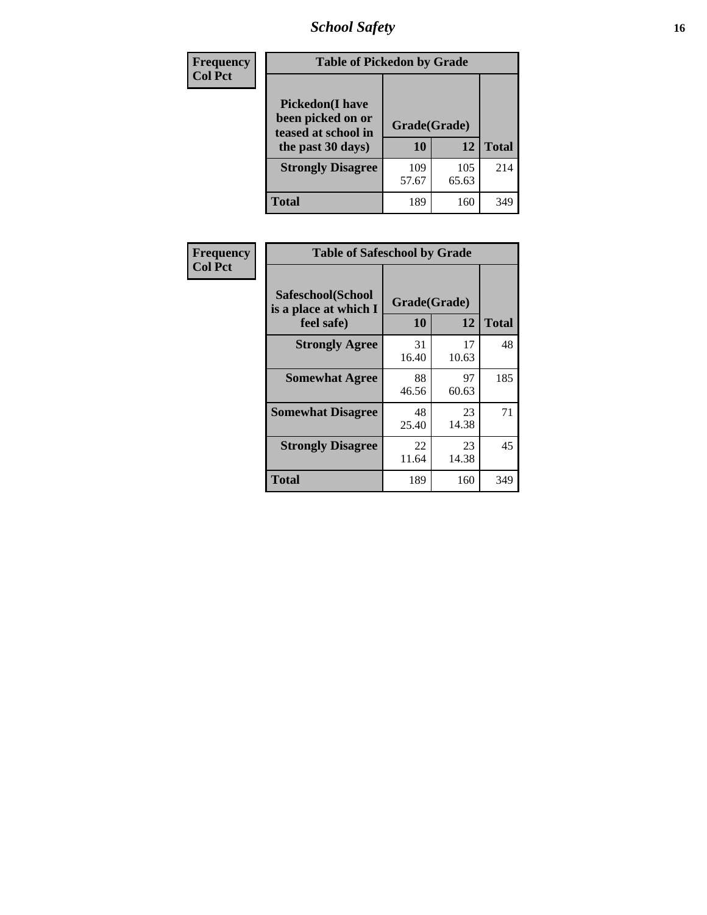| Frequency Col Pct | Table of Pickedon by Grade | | |
|---|---|---|---|
| Pickedon(I have been picked on or teased at school in the past 30 days) | Grade(Grade) | | |
| | 10 | 12 | Total |
| Strongly Disagree | 109<br>57.67 | 105<br>65.63 | 214 |
| Total | 189 | 160 | 349 |

| Frequency Col Pct | Table of Safeschool by Grade | | |
|---|---|---|---|
| Safeschool(School is a place at which I feel safe) | Grade(Grade) | | |
| | 10 | 12 | Total |
| Strongly Agree | 31<br>16.40 | 17<br>10.63 | 48 |
| Somewhat Agree | 88<br>46.56 | 97<br>60.63 | 185 |
| Somewhat Disagree | 48<br>25.40 | 23<br>14.38 | 71 |
| Strongly Disagree | 22<br>11.64 | 23<br>14.38 | 45 |
| Total | 189 | 160 | 349 |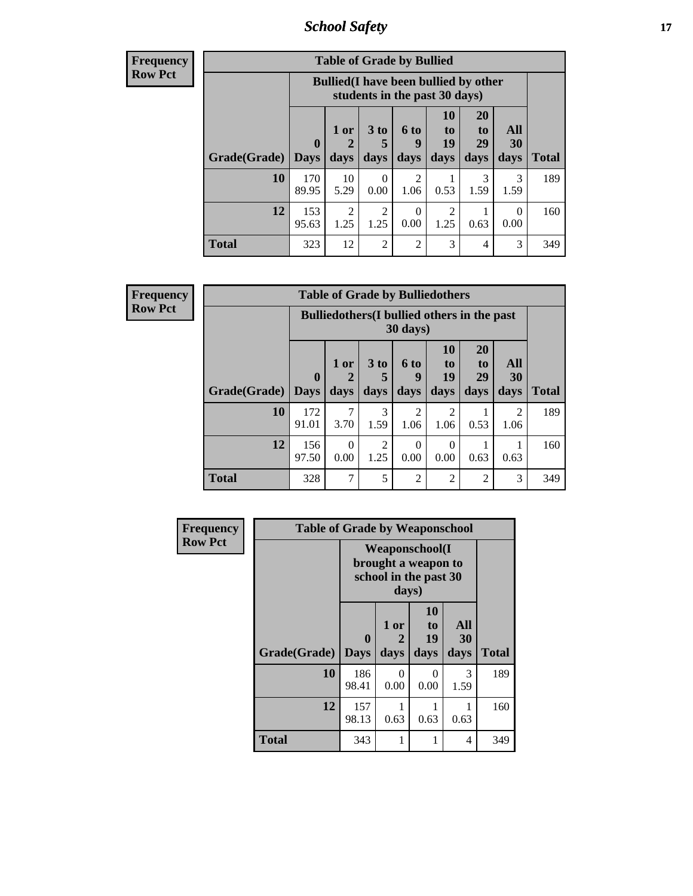| Frequency<br>Row Pct | Table of Grade by Bullied | | | | | | | |
|---|---|---|---|---|---|---|---|---|
| | Bullied(I have been bullied by other students in the past 30 days) | | | | | | | |
| Grade(Grade) | 0 Days | 1 or 2 days | 3 to 5 days | 6 to 9 days | 10 to 19 days | 20 to 29 days | All 30 days | Total |
| 10 | 170<br>89.95 | 10<br>5.29 | 0<br>0.00 | 2<br>1.06 | 1<br>0.53 | 3<br>1.59 | 3<br>1.59 | 189 |
| 12 | 153<br>95.63 | 2<br>1.25 | 2<br>1.25 | 0<br>0.00 | 2<br>1.25 | 1<br>0.63 | 0<br>0.00 | 160 |
| Total | 323 | 12 | 2 | 2 | 3 | 4 | 3 | 349 |

| Frequency<br>Row Pct | Table of Grade by Bulliedothers | | | | | | | |
|---|---|---|---|---|---|---|---|---|
| | Bulliedothers(I bullied others in the past 30 days) | | | | | | | |
| Grade(Grade) | 0 Days | 1 or 2 days | 3 to 5 days | 6 to 9 days | 10 to 19 days | 20 to 29 days | All 30 days | Total |
| 10 | 172<br>91.01 | 7<br>3.70 | 3<br>1.59 | 2<br>1.06 | 2<br>1.06 | 1<br>0.53 | 2<br>1.06 | 189 |
| 12 | 156<br>97.50 | 0<br>0.00 | 2<br>1.25 | 0<br>0.00 | 0<br>0.00 | 1<br>0.63 | 1<br>0.63 | 160 |
| Total | 328 | 7 | 5 | 2 | 2 | 2 | 3 | 349 |

| Frequency<br>Row Pct | Table of Grade by Weaponschool | | | | |
|---|---|---|---|---|---|
| | Weaponschool(I brought a weapon to school in the past 30 days) | | | | |
| Grade(Grade) | 0 Days | 1 or 2 days | 10 to 19 days | All 30 days | Total |
| 10 | 186<br>98.41 | 0<br>0.00 | 0<br>0.00 | 3<br>1.59 | 189 |
| 12 | 157<br>98.13 | 1<br>0.63 | 1<br>0.63 | 1<br>0.63 | 160 |
| Total | 343 | 1 | 1 | 4 | 349 |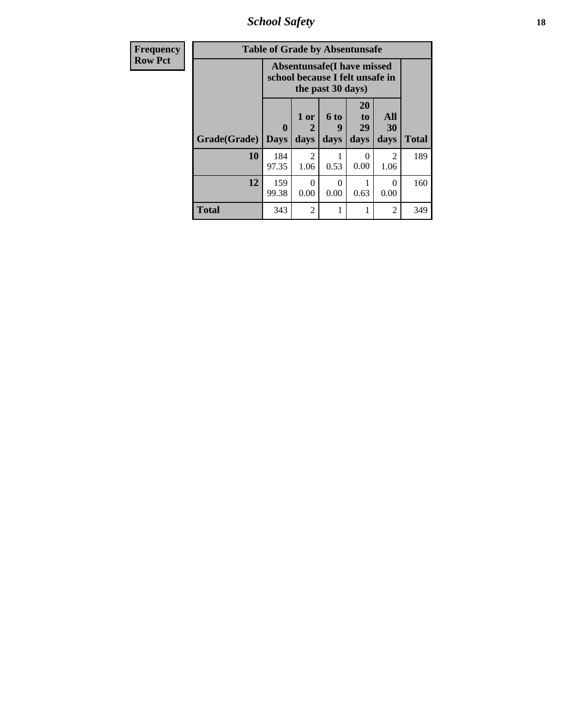| Frequency |
|---|
| Row Pct |

| Table of Grade by Absentunsafe | | | | | | |
|---|---|---|---|---|---|---|
| | Absentunsafe(I have missed school because I felt unsafe in the past 30 days) | | | | | |
| Grade(Grade) | 0 Days | 1 or 2 days | 6 to 9 days | 20 to 29 days | All 30 days | Total |
| 10 | 184<br>97.35 | 2<br>1.06 | 1<br>0.53 | 0<br>0.00 | 2<br>1.06 | 189 |
| 12 | 159<br>99.38 | 0<br>0.00 | 0<br>0.00 | 1<br>0.63 | 0<br>0.00 | 160 |
| Total | 343 | 2 | 1 | 1 | 2 | 349 |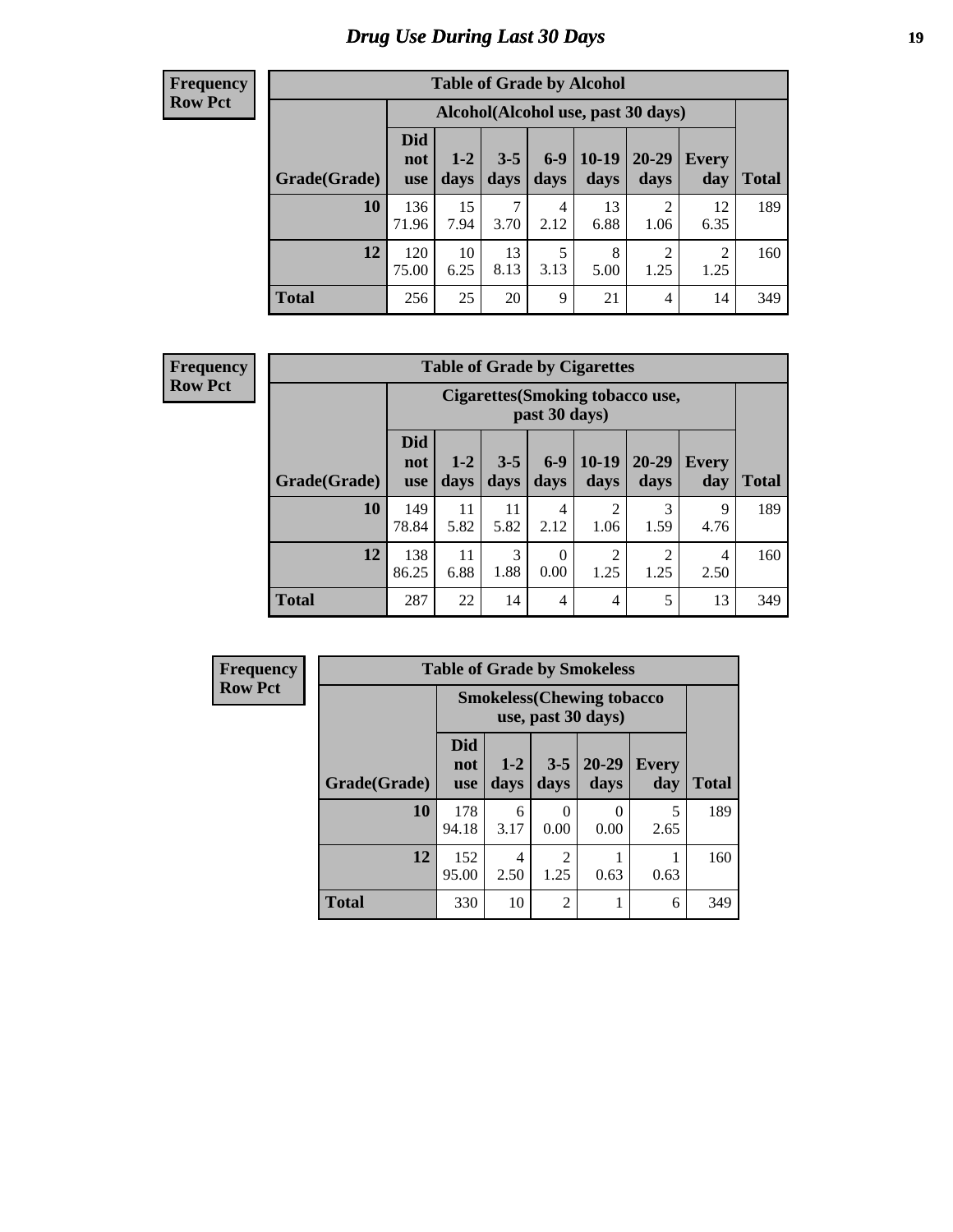# Drug Use During Last 30 Days

**Frequency**
**Row Pct**

| Table of Grade by Alcohol | | | | | | | | |
|---|---|---|---|---|---|---|---|---|
| | Alcohol(Alcohol use, past 30 days) | | | | | | | |
| Grade(Grade) | Did not use | 1-2 days | 3-5 days | 6-9 days | 10-19 days | 20-29 days | Every day | Total |
| **10** | 136<br>71.96 | 15<br>7.94 | 7<br>3.70 | 4<br>2.12 | 13<br>6.88 | 2<br>1.06 | 12<br>6.35 | 189 |
| **12** | 120<br>75.00 | 10<br>6.25 | 13<br>8.13 | 5<br>3.13 | 8<br>5.00 | 2<br>1.25 | 2<br>1.25 | 160 |
| **Total** | 256 | 25 | 20 | 9 | 21 | 4 | 14 | 349 |

**Frequency**
**Row Pct**

| Table of Grade by Cigarettes | | | | | | | | |
|---|---|---|---|---|---|---|---|---|
| | Cigarettes(Smoking tobacco use, past 30 days) | | | | | | | |
| Grade(Grade) | Did not use | 1-2 days | 3-5 days | 6-9 days | 10-19 days | 20-29 days | Every day | Total |
| **10** | 149<br>78.84 | 11<br>5.82 | 11<br>5.82 | 4<br>2.12 | 2<br>1.06 | 3<br>1.59 | 9<br>4.76 | 189 |
| **12** | 138<br>86.25 | 11<br>6.88 | 3<br>1.88 | 0<br>0.00 | 2<br>1.25 | 2<br>1.25 | 4<br>2.50 | 160 |
| **Total** | 287 | 22 | 14 | 4 | 4 | 5 | 13 | 349 |

**Frequency**
**Row Pct**

| Table of Grade by Smokeless | | | | | | |
|---|---|---|---|---|---|---|
| | Smokeless(Chewing tobacco use, past 30 days) | | | | | |
| Grade(Grade) | Did not use | 1-2 days | 3-5 days | 20-29 days | Every day | Total |
| **10** | 178<br>94.18 | 6<br>3.17 | 0<br>0.00 | 0<br>0.00 | 5<br>2.65 | 189 |
| **12** | 152<br>95.00 | 4<br>2.50 | 2<br>1.25 | 1<br>0.63 | 1<br>0.63 | 160 |
| **Total** | 330 | 10 | 2 | 1 | 6 | 349 |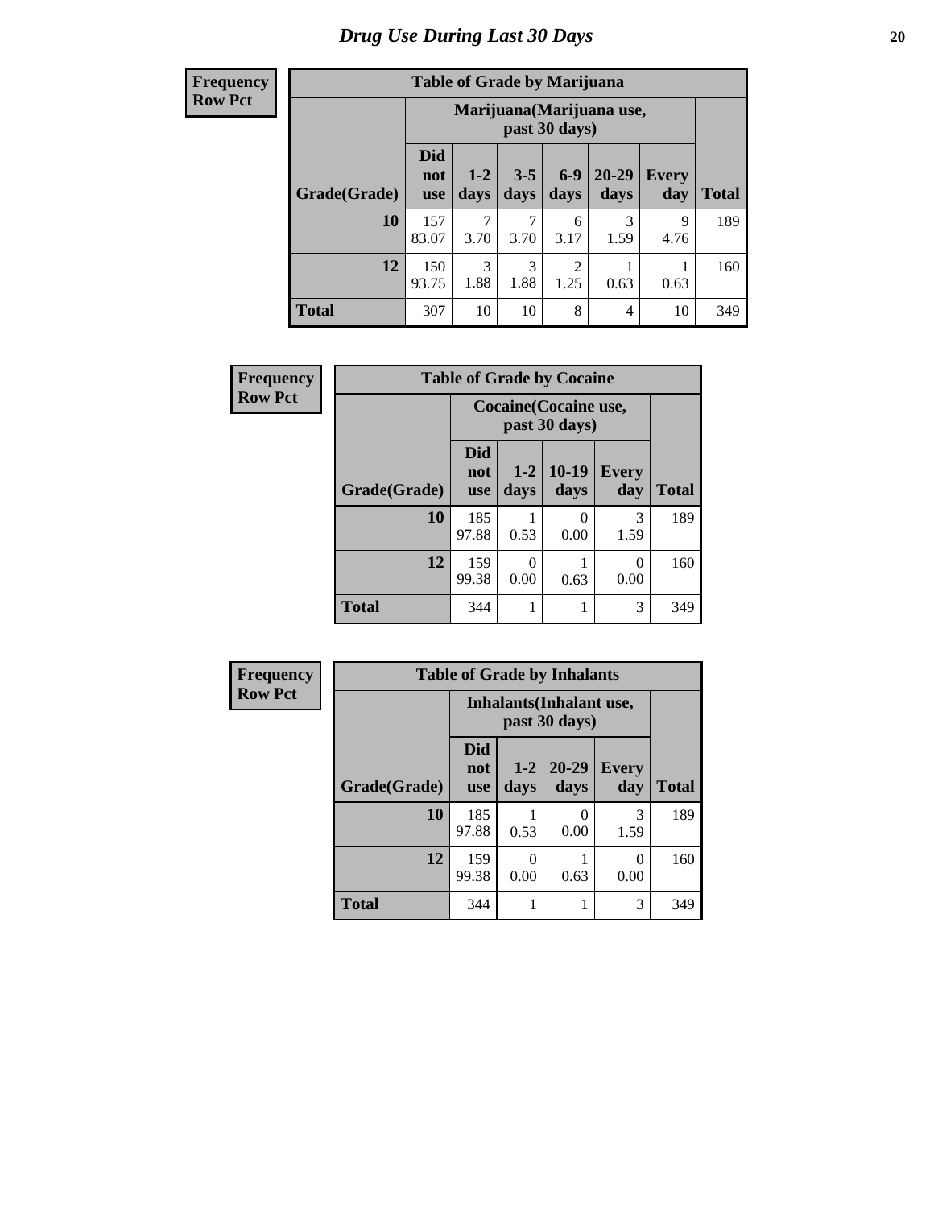# Drug Use During Last 30 Days

**Frequency**
**Row Pct**

| Table of Grade by Marijuana | | | | | | | |
|---|---|---|---|---|---|---|---|
| | Marijuana(Marijuana use, past 30 days) | | | | | | |
| Grade(Grade) | Did not use | 1-2 days | 3-5 days | 6-9 days | 20-29 days | Every day | Total |
| **10** | 157<br>83.07 | 7<br>3.70 | 7<br>3.70 | 6<br>3.17 | 3<br>1.59 | 9<br>4.76 | 189 |
| **12** | 150<br>93.75 | 3<br>1.88 | 3<br>1.88 | 2<br>1.25 | 1<br>0.63 | 1<br>0.63 | 160 |
| **Total** | 307 | 10 | 10 | 8 | 4 | 10 | 349 |

**Frequency**
**Row Pct**

| Table of Grade by Cocaine | | | | | |
|---|---|---|---|---|---|
| | Cocaine(Cocaine use, past 30 days) | | | | |
| Grade(Grade) | Did not use | 1-2 days | 10-19 days | Every day | Total |
| **10** | 185<br>97.88 | 1<br>0.53 | 0<br>0.00 | 3<br>1.59 | 189 |
| **12** | 159<br>99.38 | 0<br>0.00 | 1<br>0.63 | 0<br>0.00 | 160 |
| **Total** | 344 | 1 | 1 | 3 | 349 |

**Frequency**
**Row Pct**

| Table of Grade by Inhalants | | | | | |
|---|---|---|---|---|---|
| | Inhalants(Inhalant use, past 30 days) | | | | |
| Grade(Grade) | Did not use | 1-2 days | 20-29 days | Every day | Total |
| **10** | 185<br>97.88 | 1<br>0.53 | 0<br>0.00 | 3<br>1.59 | 189 |
| **12** | 159<br>99.38 | 0<br>0.00 | 1<br>0.63 | 0<br>0.00 | 160 |
| **Total** | 344 | 1 | 1 | 3 | 349 |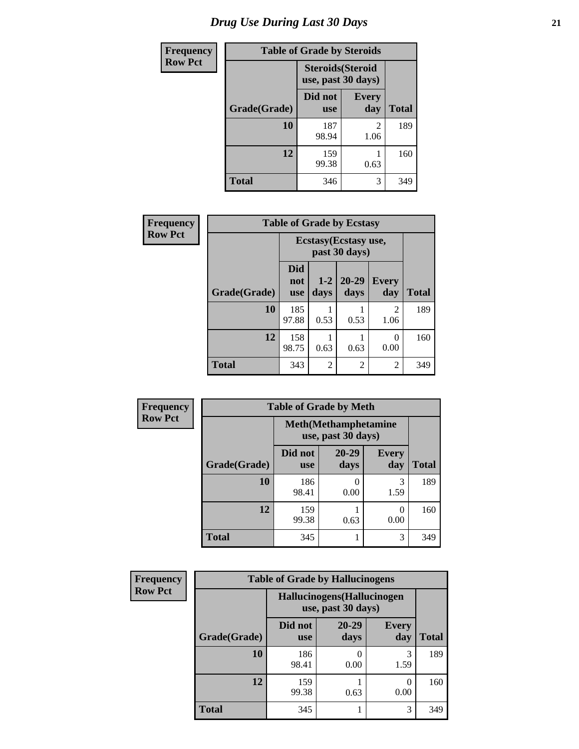# Drug Use During Last 30 Days

| Frequency Row Pct | Table of Grade by Steroids | | |
|---|---|---|---|
| | Steroids(Steroid use, past 30 days) | | |
| Grade(Grade) | Did not use | Every day | Total |
| 10 | 187 98.94 | 2 1.06 | 189 |
| 12 | 159 99.38 | 1 0.63 | 160 |
| Total | 346 | 3 | 349 |

| Frequency Row Pct | Table of Grade by Ecstasy | | | | |
|---|---|---|---|---|---|
| | Ecstasy(Ecstasy use, past 30 days) | | | | |
| Grade(Grade) | Did not use | 1-2 days | 20-29 days | Every day | Total |
| 10 | 185 97.88 | 1 0.53 | 1 0.53 | 2 1.06 | 189 |
| 12 | 158 98.75 | 1 0.63 | 1 0.63 | 0 0.00 | 160 |
| Total | 343 | 2 | 2 | 2 | 349 |

| Frequency Row Pct | Table of Grade by Meth | | | |
|---|---|---|---|---|
| | Meth(Methamphetamine use, past 30 days) | | | |
| Grade(Grade) | Did not use | 20-29 days | Every day | Total |
| 10 | 186 98.41 | 0 0.00 | 3 1.59 | 189 |
| 12 | 159 99.38 | 1 0.63 | 0 0.00 | 160 |
| Total | 345 | 1 | 3 | 349 |

| Frequency Row Pct | Table of Grade by Hallucinogens | | | |
|---|---|---|---|---|
| | Hallucinogens(Hallucinogen use, past 30 days) | | | |
| Grade(Grade) | Did not use | 20-29 days | Every day | Total |
| 10 | 186 98.41 | 0 0.00 | 3 1.59 | 189 |
| 12 | 159 99.38 | 1 0.63 | 0 0.00 | 160 |
| Total | 345 | 1 | 3 | 349 |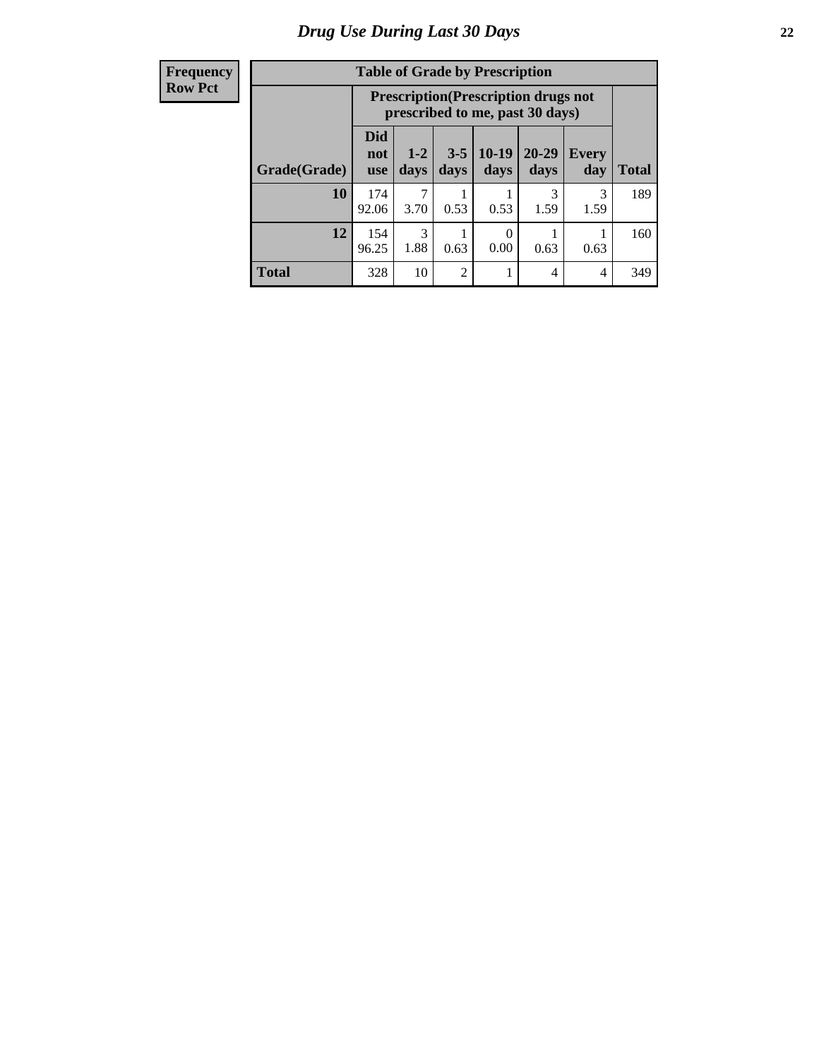# Drug Use During Last 30 Days

| Frequency<br>Row Pct | Table of Grade by Prescription | | | | | | |
|---|---|---|---|---|---|---|---|
| | Prescription(Prescription drugs not prescribed to me, past 30 days) | | | | | | |
| Grade(Grade) | Did not use | 1-2 days | 3-5 days | 10-19 days | 20-29 days | Every day | Total |
| 10 | 174<br>92.06 | 7<br>3.70 | 1<br>0.53 | 1<br>0.53 | 3<br>1.59 | 3<br>1.59 | 189 |
| 12 | 154<br>96.25 | 3<br>1.88 | 1<br>0.63 | 0<br>0.00 | 1<br>0.63 | 1<br>0.63 | 160 |
| Total | 328 | 10 | 2 | 1 | 4 | 4 | 349 |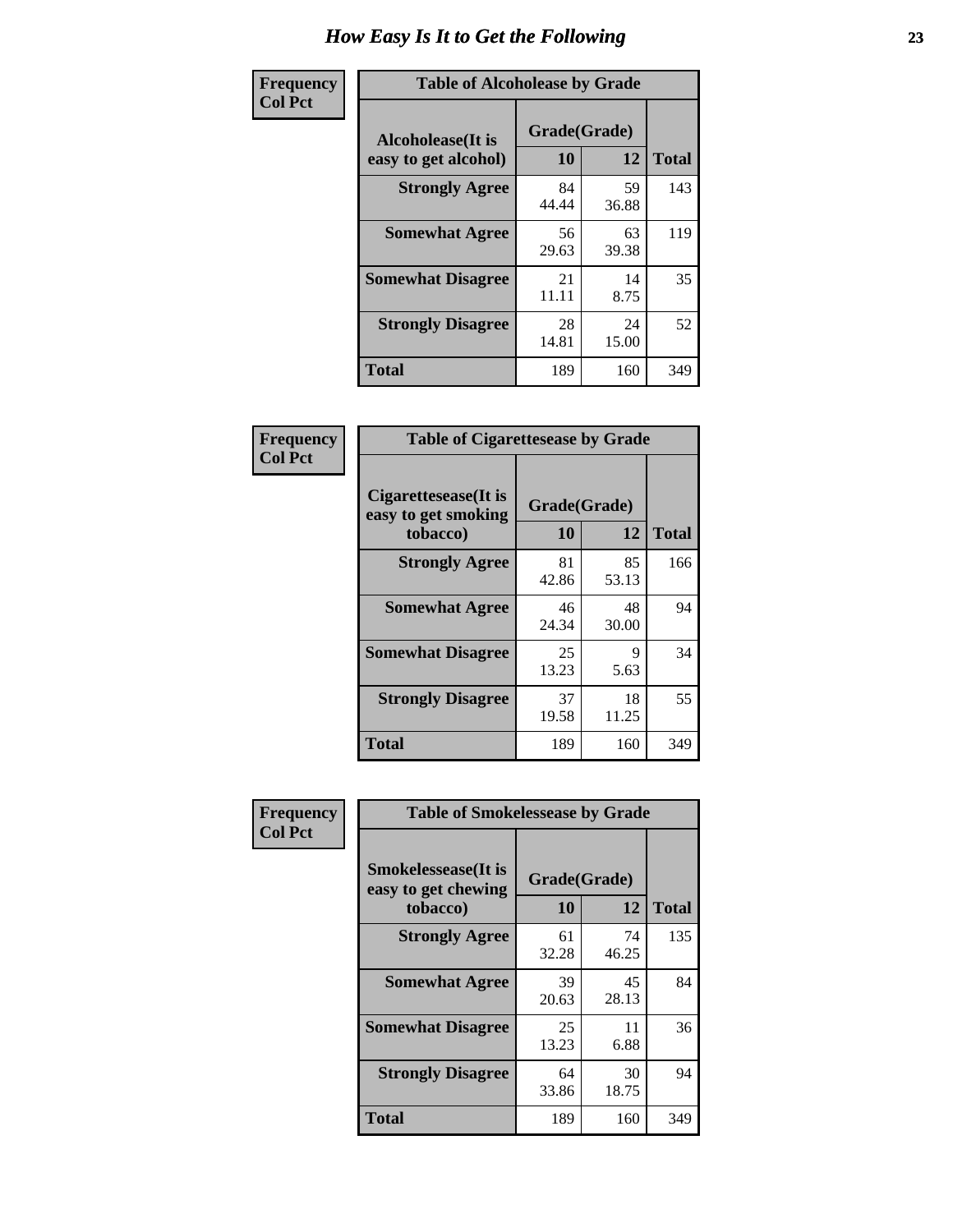# How Easy Is It to Get the Following

**Frequency**
**Col Pct**

**Table of Alcoholease by Grade**

| Alcoholease(It is easy to get alcohol) | Grade(Grade) | | Total |
|---|---|---|---|
| | 10 | 12 | |
| **Strongly Agree** | 84<br>44.44 | 59<br>36.88 | 143 |
| **Somewhat Agree** | 56<br>29.63 | 63<br>39.38 | 119 |
| **Somewhat Disagree** | 21<br>11.11 | 14<br>8.75 | 35 |
| **Strongly Disagree** | 28<br>14.81 | 24<br>15.00 | 52 |
| **Total** | 189 | 160 | 349 |

**Frequency**
**Col Pct**

**Table of Cigarettesease by Grade**

| Cigarettesease(It is easy to get smoking tobacco) | Grade(Grade) | | Total |
|---|---|---|---|
| | 10 | 12 | |
| **Strongly Agree** | 81<br>42.86 | 85<br>53.13 | 166 |
| **Somewhat Agree** | 46<br>24.34 | 48<br>30.00 | 94 |
| **Somewhat Disagree** | 25<br>13.23 | 9<br>5.63 | 34 |
| **Strongly Disagree** | 37<br>19.58 | 18<br>11.25 | 55 |
| **Total** | 189 | 160 | 349 |

**Frequency**
**Col Pct**

**Table of Smokelessease by Grade**

| Smokelessease(It is easy to get chewing tobacco) | Grade(Grade) | | Total |
|---|---|---|---|
| | 10 | 12 | |
| **Strongly Agree** | 61<br>32.28 | 74<br>46.25 | 135 |
| **Somewhat Agree** | 39<br>20.63 | 45<br>28.13 | 84 |
| **Somewhat Disagree** | 25<br>13.23 | 11<br>6.88 | 36 |
| **Strongly Disagree** | 64<br>33.86 | 30<br>18.75 | 94 |
| **Total** | 189 | 160 | 349 |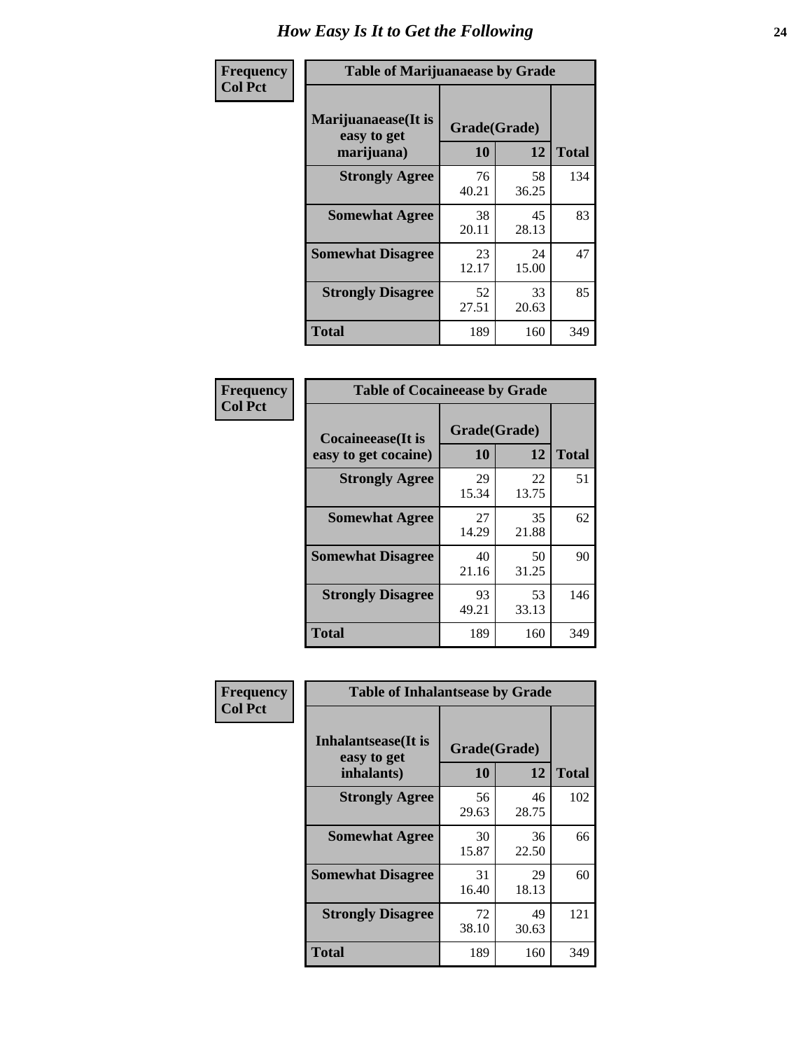# How Easy Is It to Get the Following

**Frequency**
**Col Pct**

| Table of Marijuanaease by Grade | | | |
|---|---|---|---|
| Marijuanaease(It is easy to get marijuana) | Grade(Grade) | | Total |
| | 10 | 12 | |
| Strongly Agree | 76<br>40.21 | 58<br>36.25 | 134 |
| Somewhat Agree | 38<br>20.11 | 45<br>28.13 | 83 |
| Somewhat Disagree | 23<br>12.17 | 24<br>15.00 | 47 |
| Strongly Disagree | 52<br>27.51 | 33<br>20.63 | 85 |
| Total | 189 | 160 | 349 |

**Frequency**
**Col Pct**

| Table of Cocaineease by Grade | | | |
|---|---|---|---|
| Cocaineease(It is easy to get cocaine) | Grade(Grade) | | Total |
| | 10 | 12 | |
| Strongly Agree | 29<br>15.34 | 22<br>13.75 | 51 |
| Somewhat Agree | 27<br>14.29 | 35<br>21.88 | 62 |
| Somewhat Disagree | 40<br>21.16 | 50<br>31.25 | 90 |
| Strongly Disagree | 93<br>49.21 | 53<br>33.13 | 146 |
| Total | 189 | 160 | 349 |

**Frequency**
**Col Pct**

| Table of Inhalantsease by Grade | | | |
|---|---|---|---|
| Inhalantsease(It is easy to get inhalants) | Grade(Grade) | | Total |
| | 10 | 12 | |
| Strongly Agree | 56<br>29.63 | 46<br>28.75 | 102 |
| Somewhat Agree | 30<br>15.87 | 36<br>22.50 | 66 |
| Somewhat Disagree | 31<br>16.40 | 29<br>18.13 | 60 |
| Strongly Disagree | 72<br>38.10 | 49<br>30.63 | 121 |
| Total | 189 | 160 | 349 |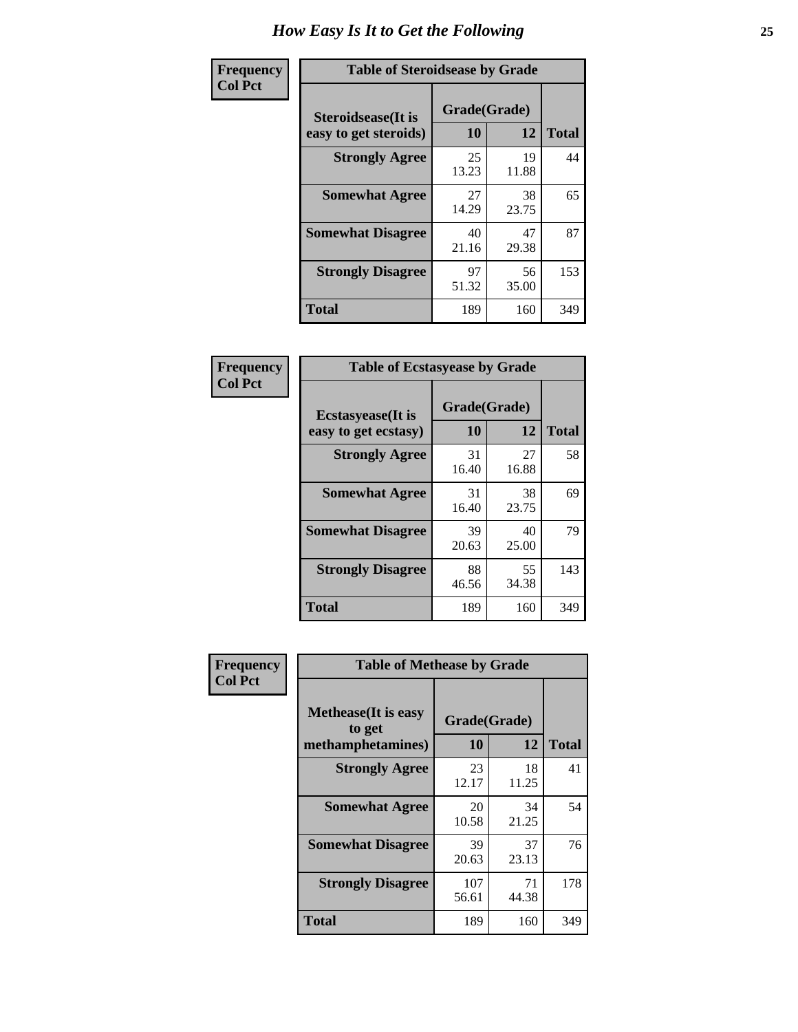# How Easy Is It to Get the Following

**Frequency**
**Col Pct**

**Table of Steroidsease by Grade**

| Steroidsease(It is easy to get steroids) | Grade(Grade) | | Total |
|---|---|---|---|
| | 10 | 12 | |
| Strongly Agree | 25<br>13.23 | 19<br>11.88 | 44 |
| Somewhat Agree | 27<br>14.29 | 38<br>23.75 | 65 |
| Somewhat Disagree | 40<br>21.16 | 47<br>29.38 | 87 |
| Strongly Disagree | 97<br>51.32 | 56<br>35.00 | 153 |
| Total | 189 | 160 | 349 |

**Frequency**
**Col Pct**

**Table of Ecstasyease by Grade**

| Ecstasyease(It is easy to get ecstasy) | Grade(Grade) | | Total |
|---|---|---|---|
| | 10 | 12 | |
| Strongly Agree | 31<br>16.40 | 27<br>16.88 | 58 |
| Somewhat Agree | 31<br>16.40 | 38<br>23.75 | 69 |
| Somewhat Disagree | 39<br>20.63 | 40<br>25.00 | 79 |
| Strongly Disagree | 88<br>46.56 | 55<br>34.38 | 143 |
| Total | 189 | 160 | 349 |

**Frequency**
**Col Pct**

**Table of Methease by Grade**

| Methease(It is easy to get methamphetamines) | Grade(Grade) | | Total |
|---|---|---|---|
| | 10 | 12 | |
| Strongly Agree | 23<br>12.17 | 18<br>11.25 | 41 |
| Somewhat Agree | 20<br>10.58 | 34<br>21.25 | 54 |
| Somewhat Disagree | 39<br>20.63 | 37<br>23.13 | 76 |
| Strongly Disagree | 107<br>56.61 | 71<br>44.38 | 178 |
| Total | 189 | 160 | 349 |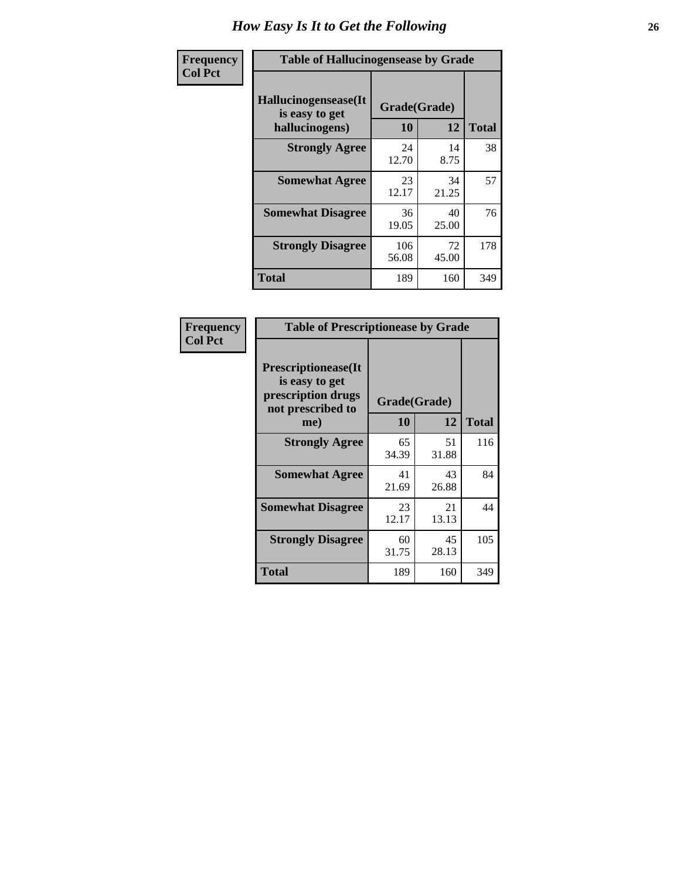# How Easy Is It to Get the Following

**Frequency**
**Col Pct**

**Table of Hallucinogensease by Grade**

| Hallucinogensease(It is easy to get hallucinogens) | Grade(Grade) | | Total |
|---|---|---|---|
| | 10 | 12 | |
| **Strongly Agree** | 24<br>12.70 | 14<br>8.75 | 38 |
| **Somewhat Agree** | 23<br>12.17 | 34<br>21.25 | 57 |
| **Somewhat Disagree** | 36<br>19.05 | 40<br>25.00 | 76 |
| **Strongly Disagree** | 106<br>56.08 | 72<br>45.00 | 178 |
| **Total** | 189 | 160 | 349 |

**Frequency**
**Col Pct**

**Table of Prescriptionease by Grade**

| Prescriptionease(It is easy to get prescription drugs not prescribed to me) | Grade(Grade) | | Total |
|---|---|---|---|
| | 10 | 12 | |
| **Strongly Agree** | 65<br>34.39 | 51<br>31.88 | 116 |
| **Somewhat Agree** | 41<br>21.69 | 43<br>26.88 | 84 |
| **Somewhat Disagree** | 23<br>12.17 | 21<br>13.13 | 44 |
| **Strongly Disagree** | 60<br>31.75 | 45<br>28.13 | 105 |
| **Total** | 189 | 160 | 349 |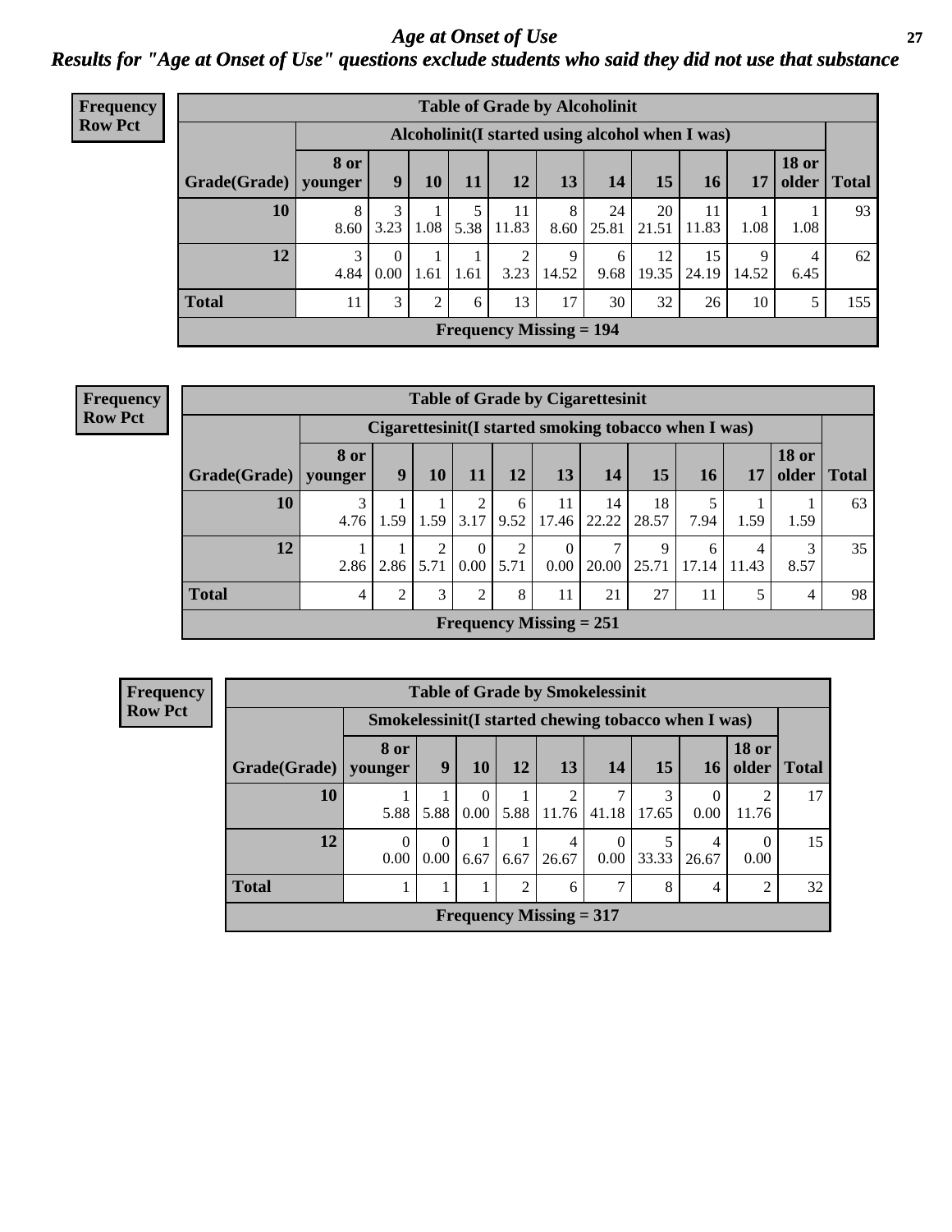# Age at Onset of Use

## Results for "Age at Onset of Use" questions exclude students who said they did not use that substance

**Frequency**
**Row Pct**

**Table of Grade by Alcoholinit**

| | Alcoholinit(I started using alcohol when I was) | | | | | | | | | | | |
|---|---|---|---|---|---|---|---|---|---|---|---|---|
| **Grade(Grade)** | **8 or younger** | **9** | **10** | **11** | **12** | **13** | **14** | **15** | **16** | **17** | **18 or older** | **Total** |
| **10** | 8<br>8.60 | 3<br>3.23 | 1<br>1.08 | 5<br>5.38 | 11<br>11.83 | 8<br>8.60 | 24<br>25.81 | 20<br>21.51 | 11<br>11.83 | 1<br>1.08 | 1<br>1.08 | 93 |
| **12** | 3<br>4.84 | 0<br>0.00 | 1<br>1.61 | 1<br>1.61 | 2<br>3.23 | 9<br>14.52 | 6<br>9.68 | 12<br>19.35 | 15<br>24.19 | 9<br>14.52 | 4<br>6.45 | 62 |
| **Total** | 11 | 3 | 2 | 6 | 13 | 17 | 30 | 32 | 26 | 10 | 5 | 155 |

**Frequency Missing = 194**

**Frequency**
**Row Pct**

**Table of Grade by Cigarettesinit**

| | Cigarettesinit(I started smoking tobacco when I was) | | | | | | | | | | | |
|---|---|---|---|---|---|---|---|---|---|---|---|---|
| **Grade(Grade)** | **8 or younger** | **9** | **10** | **11** | **12** | **13** | **14** | **15** | **16** | **17** | **18 or older** | **Total** |
| **10** | 3<br>4.76 | 1<br>1.59 | 1<br>1.59 | 2<br>3.17 | 6<br>9.52 | 11<br>17.46 | 14<br>22.22 | 18<br>28.57 | 5<br>7.94 | 1<br>1.59 | 1<br>1.59 | 63 |
| **12** | 1<br>2.86 | 1<br>2.86 | 2<br>5.71 | 0<br>0.00 | 2<br>5.71 | 0<br>0.00 | 7<br>20.00 | 9<br>25.71 | 6<br>17.14 | 4<br>11.43 | 3<br>8.57 | 35 |
| **Total** | 4 | 2 | 3 | 2 | 8 | 11 | 21 | 27 | 11 | 5 | 4 | 98 |

**Frequency Missing = 251**

**Frequency**
**Row Pct**

**Table of Grade by Smokelessinit**

| | Smokelessinit(I started chewing tobacco when I was) | | | | | | | | | |
|---|---|---|---|---|---|---|---|---|---|---|
| **Grade(Grade)** | **8 or younger** | **9** | **10** | **12** | **13** | **14** | **15** | **16** | **18 or older** | **Total** |
| **10** | 1<br>5.88 | 1<br>5.88 | 0<br>0.00 | 1<br>5.88 | 2<br>11.76 | 7<br>41.18 | 3<br>17.65 | 0<br>0.00 | 2<br>11.76 | 17 |
| **12** | 0<br>0.00 | 0<br>0.00 | 1<br>6.67 | 1<br>6.67 | 4<br>26.67 | 0<br>0.00 | 5<br>33.33 | 4<br>26.67 | 0<br>0.00 | 15 |
| **Total** | 1 | 1 | 1 | 2 | 6 | 7 | 8 | 4 | 2 | 32 |

**Frequency Missing = 317**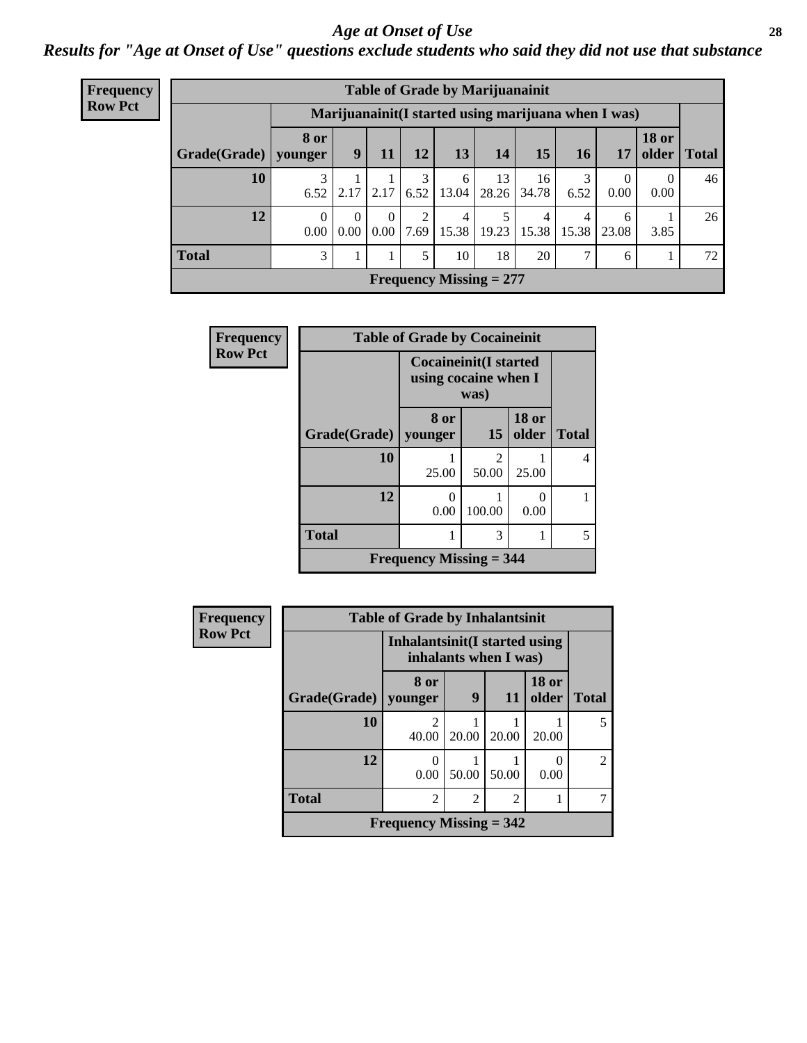## *Age at Onset of Use*

### *Results for "Age at Onset of Use" questions exclude students who said they did not use that substance*

**Frequency**
**Row Pct**

**Table of Grade by Marijuanainit**

| | Marijuanainit(I started using marijuana when I was) | | | | | | | | | | |
|---|---|---|---|---|---|---|---|---|---|---|---|
| **Grade(Grade)** | **8 or younger** | **9** | **11** | **12** | **13** | **14** | **15** | **16** | **17** | **18 or older** | **Total** |
| **10** | 3<br>6.52 | 1<br>2.17 | 1<br>2.17 | 3<br>6.52 | 6<br>13.04 | 13<br>28.26 | 16<br>34.78 | 3<br>6.52 | 0<br>0.00 | 0<br>0.00 | 46 |
| **12** | 0<br>0.00 | 0<br>0.00 | 0<br>0.00 | 2<br>7.69 | 4<br>15.38 | 5<br>19.23 | 4<br>15.38 | 4<br>15.38 | 6<br>23.08 | 1<br>3.85 | 26 |
| **Total** | 3 | 1 | 1 | 5 | 10 | 18 | 20 | 7 | 6 | 1 | 72 |

**Frequency Missing = 277**

**Frequency**
**Row Pct**

**Table of Grade by Cocaineinit**

| | Cocaineinit(I started using cocaine when I was) | | | |
|---|---|---|---|---|
| **Grade(Grade)** | **8 or younger** | **15** | **18 or older** | **Total** |
| **10** | 1<br>25.00 | 2<br>50.00 | 1<br>25.00 | 4 |
| **12** | 0<br>0.00 | 1<br>100.00 | 0<br>0.00 | 1 |
| **Total** | 1 | 3 | 1 | 5 |

**Frequency Missing = 344**

**Frequency**
**Row Pct**

**Table of Grade by Inhalantsinit**

| | Inhalantsinit(I started using inhalants when I was) | | | | |
|---|---|---|---|---|---|
| **Grade(Grade)** | **8 or younger** | **9** | **11** | **18 or older** | **Total** |
| **10** | 2<br>40.00 | 1<br>20.00 | 1<br>20.00 | 1<br>20.00 | 5 |
| **12** | 0<br>0.00 | 1<br>50.00 | 1<br>50.00 | 0<br>0.00 | 2 |
| **Total** | 2 | 2 | 2 | 1 | 7 |

**Frequency Missing = 342**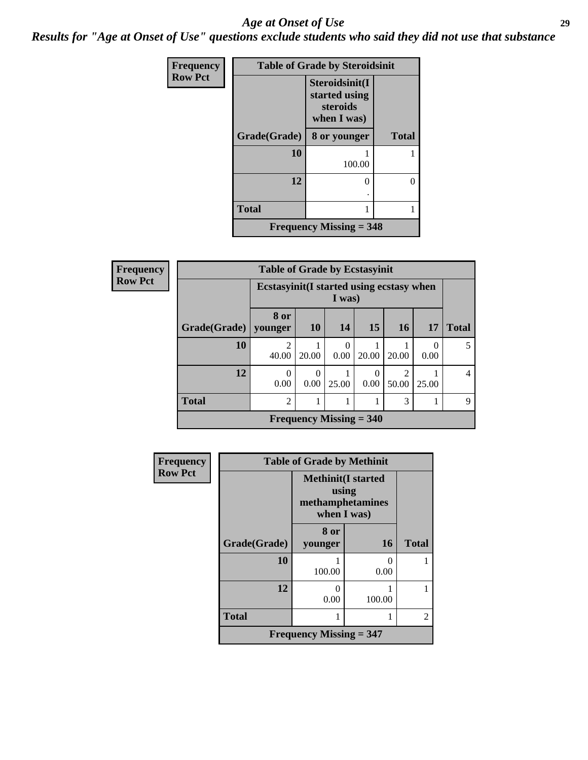# *Age at Onset of Use*

***Results for "Age at Onset of Use" questions exclude students who said they did not use that substance***

**Frequency**
**Row Pct**

| Table of Grade by Steroidsinit | | |
|---|---|---|
| | **Steroidsinit(I started using steroids when I was)** | |
| **Grade(Grade)** | **8 or younger** | **Total** |
| **10** | 1<br>100.00 | 1 |
| **12** | 0<br>. | 0 |
| **Total** | 1 | 1 |
| **Frequency Missing = 348** | | |

**Frequency**
**Row Pct**

| Table of Grade by Ecstasyinit | | | | | | | |
|---|---|---|---|---|---|---|---|
| | **Ecstasyinit(I started using ecstasy when I was)** | | | | | | |
| **Grade(Grade)** | **8 or younger** | **10** | **14** | **15** | **16** | **17** | **Total** |
| **10** | 2<br>40.00 | 1<br>20.00 | 0<br>0.00 | 1<br>20.00 | 1<br>20.00 | 0<br>0.00 | 5 |
| **12** | 0<br>0.00 | 0<br>0.00 | 1<br>25.00 | 0<br>0.00 | 2<br>50.00 | 1<br>25.00 | 4 |
| **Total** | 2 | 1 | 1 | 1 | 3 | 1 | 9 |
| **Frequency Missing = 340** | | | | | | | |

**Frequency**
**Row Pct**

| Table of Grade by Methinit | | | |
|---|---|---|---|
| | **Methinit(I started using methamphetamines when I was)** | | |
| **Grade(Grade)** | **8 or younger** | **16** | **Total** |
| **10** | 1<br>100.00 | 0<br>0.00 | 1 |
| **12** | 0<br>0.00 | 1<br>100.00 | 1 |
| **Total** | 1 | 1 | 2 |
| **Frequency Missing = 347** | | | |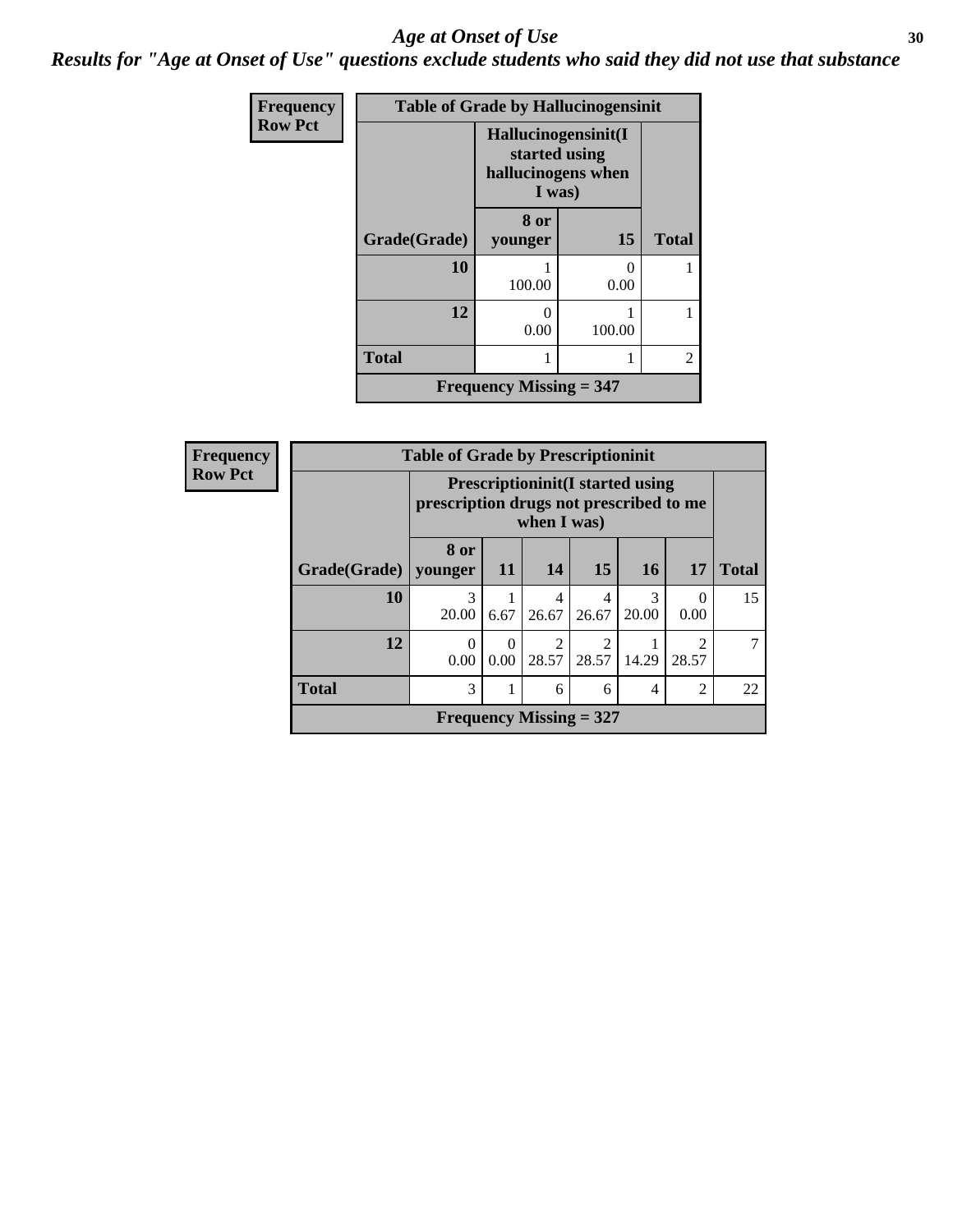# *Age at Onset of Use*

***Results for "Age at Onset of Use" questions exclude students who said they did not use that substance***

**Frequency**
**Row Pct**

| Table of Grade by Hallucinogensinit | | | |
|---|---|---|---|
| | Hallucinogensinit(I started using hallucinogens when I was) | | |
| Grade(Grade) | 8 or younger | 15 | Total |
| 10 | 1<br>100.00 | 0<br>0.00 | 1 |
| 12 | 0<br>0.00 | 1<br>100.00 | 1 |
| Total | 1 | 1 | 2 |
| Frequency Missing = 347 | | | |

**Frequency**
**Row Pct**

| Table of Grade by Prescriptioninit | | | | | | | |
|---|---|---|---|---|---|---|---|
| | Prescriptioninit(I started using prescription drugs not prescribed to me when I was) | | | | | | |
| Grade(Grade) | 8 or younger | 11 | 14 | 15 | 16 | 17 | Total |
| 10 | 3<br>20.00 | 1<br>6.67 | 4<br>26.67 | 4<br>26.67 | 3<br>20.00 | 0<br>0.00 | 15 |
| 12 | 0<br>0.00 | 0<br>0.00 | 2<br>28.57 | 2<br>28.57 | 1<br>14.29 | 2<br>28.57 | 7 |
| Total | 3 | 1 | 6 | 6 | 4 | 2 | 22 |
| Frequency Missing = 327 | | | | | | | |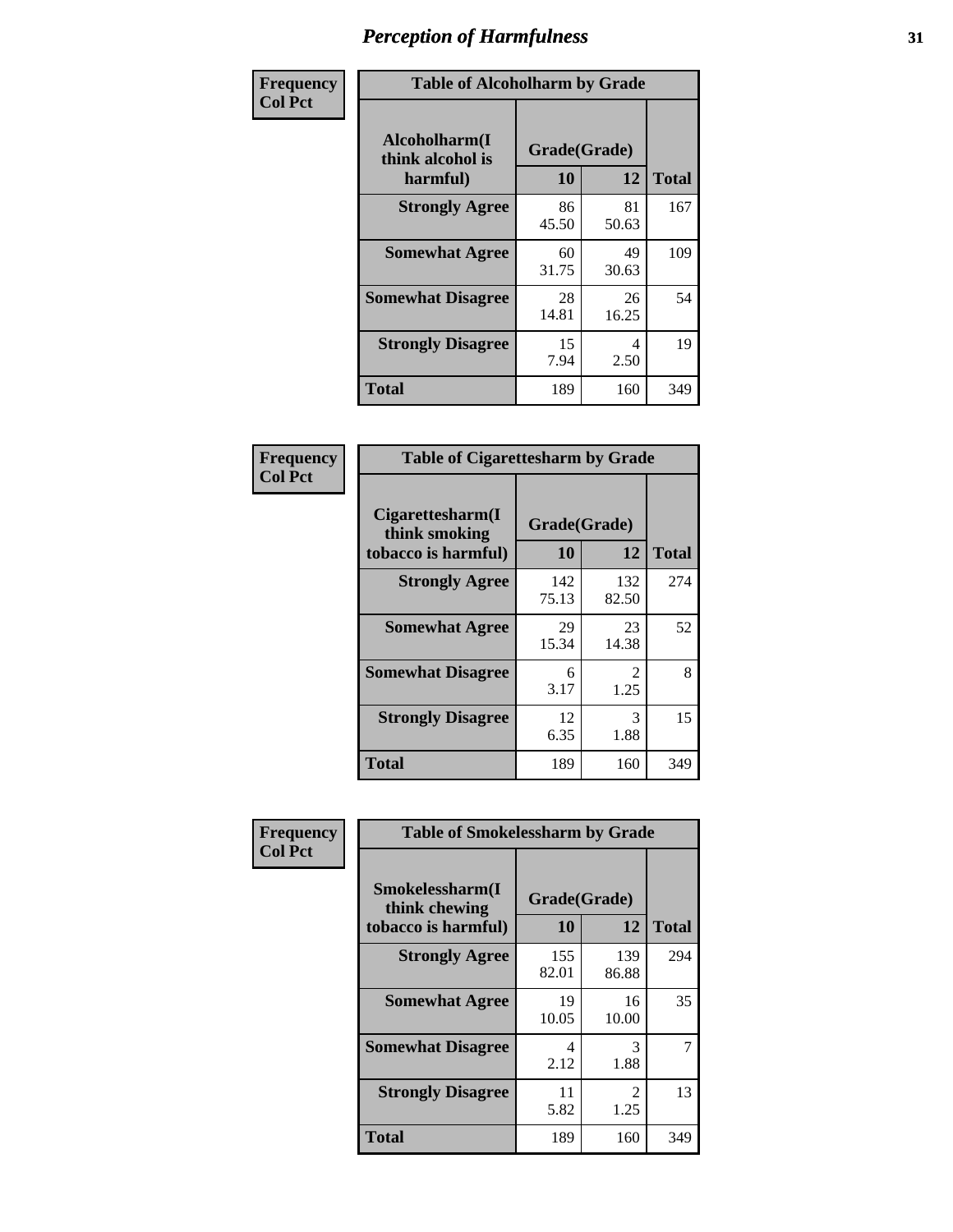# Perception of Harmfulness

**Frequency**
**Col Pct**

| Table of Alcoholharm by Grade | | | |
|---|---|---|---|
| Alcoholharm(I think alcohol is harmful) | Grade(Grade) | | Total |
| | 10 | 12 | |
| **Strongly Agree** | 86<br>45.50 | 81<br>50.63 | 167 |
| **Somewhat Agree** | 60<br>31.75 | 49<br>30.63 | 109 |
| **Somewhat Disagree** | 28<br>14.81 | 26<br>16.25 | 54 |
| **Strongly Disagree** | 15<br>7.94 | 4<br>2.50 | 19 |
| **Total** | 189 | 160 | 349 |

**Frequency**
**Col Pct**

| Table of Cigarettesharm by Grade | | | |
|---|---|---|---|
| Cigarettesharm(I think smoking tobacco is harmful) | Grade(Grade) | | Total |
| | 10 | 12 | |
| **Strongly Agree** | 142<br>75.13 | 132<br>82.50 | 274 |
| **Somewhat Agree** | 29<br>15.34 | 23<br>14.38 | 52 |
| **Somewhat Disagree** | 6<br>3.17 | 2<br>1.25 | 8 |
| **Strongly Disagree** | 12<br>6.35 | 3<br>1.88 | 15 |
| **Total** | 189 | 160 | 349 |

**Frequency**
**Col Pct**

| Table of Smokelessharm by Grade | | | |
|---|---|---|---|
| Smokelessharm(I think chewing tobacco is harmful) | Grade(Grade) | | Total |
| | 10 | 12 | |
| **Strongly Agree** | 155<br>82.01 | 139<br>86.88 | 294 |
| **Somewhat Agree** | 19<br>10.05 | 16<br>10.00 | 35 |
| **Somewhat Disagree** | 4<br>2.12 | 3<br>1.88 | 7 |
| **Strongly Disagree** | 11<br>5.82 | 2<br>1.25 | 13 |
| **Total** | 189 | 160 | 349 |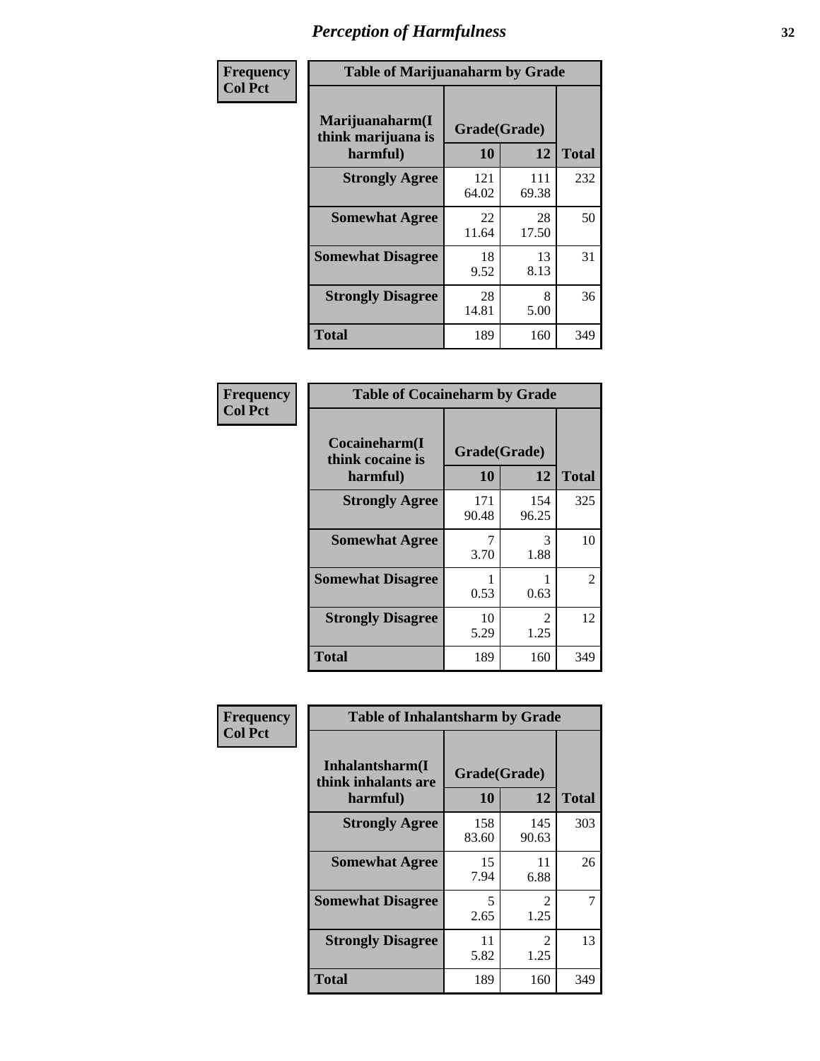# Perception of Harmfulness

| Frequency Col Pct | Table of Marijuanaharm by Grade | | |
|---|---|---|---|
| Marijuanaharm(I think marijuana is harmful) | Grade(Grade) 10 | 12 | Total |
| Strongly Agree | 121<br>64.02 | 111<br>69.38 | 232 |
| Somewhat Agree | 22<br>11.64 | 28<br>17.50 | 50 |
| Somewhat Disagree | 18<br>9.52 | 13<br>8.13 | 31 |
| Strongly Disagree | 28<br>14.81 | 8<br>5.00 | 36 |
| Total | 189 | 160 | 349 |

| Frequency Col Pct | Table of Cocaineharm by Grade | | |
|---|---|---|---|
| Cocaineharm(I think cocaine is harmful) | Grade(Grade) 10 | 12 | Total |
| Strongly Agree | 171<br>90.48 | 154<br>96.25 | 325 |
| Somewhat Agree | 7<br>3.70 | 3<br>1.88 | 10 |
| Somewhat Disagree | 1<br>0.53 | 1<br>0.63 | 2 |
| Strongly Disagree | 10<br>5.29 | 2<br>1.25 | 12 |
| Total | 189 | 160 | 349 |

| Frequency Col Pct | Table of Inhalantsharm by Grade | | |
|---|---|---|---|
| Inhalantsharm(I think inhalants are harmful) | Grade(Grade) 10 | 12 | Total |
| Strongly Agree | 158<br>83.60 | 145<br>90.63 | 303 |
| Somewhat Agree | 15<br>7.94 | 11<br>6.88 | 26 |
| Somewhat Disagree | 5<br>2.65 | 2<br>1.25 | 7 |
| Strongly Disagree | 11<br>5.82 | 2<br>1.25 | 13 |
| Total | 189 | 160 | 349 |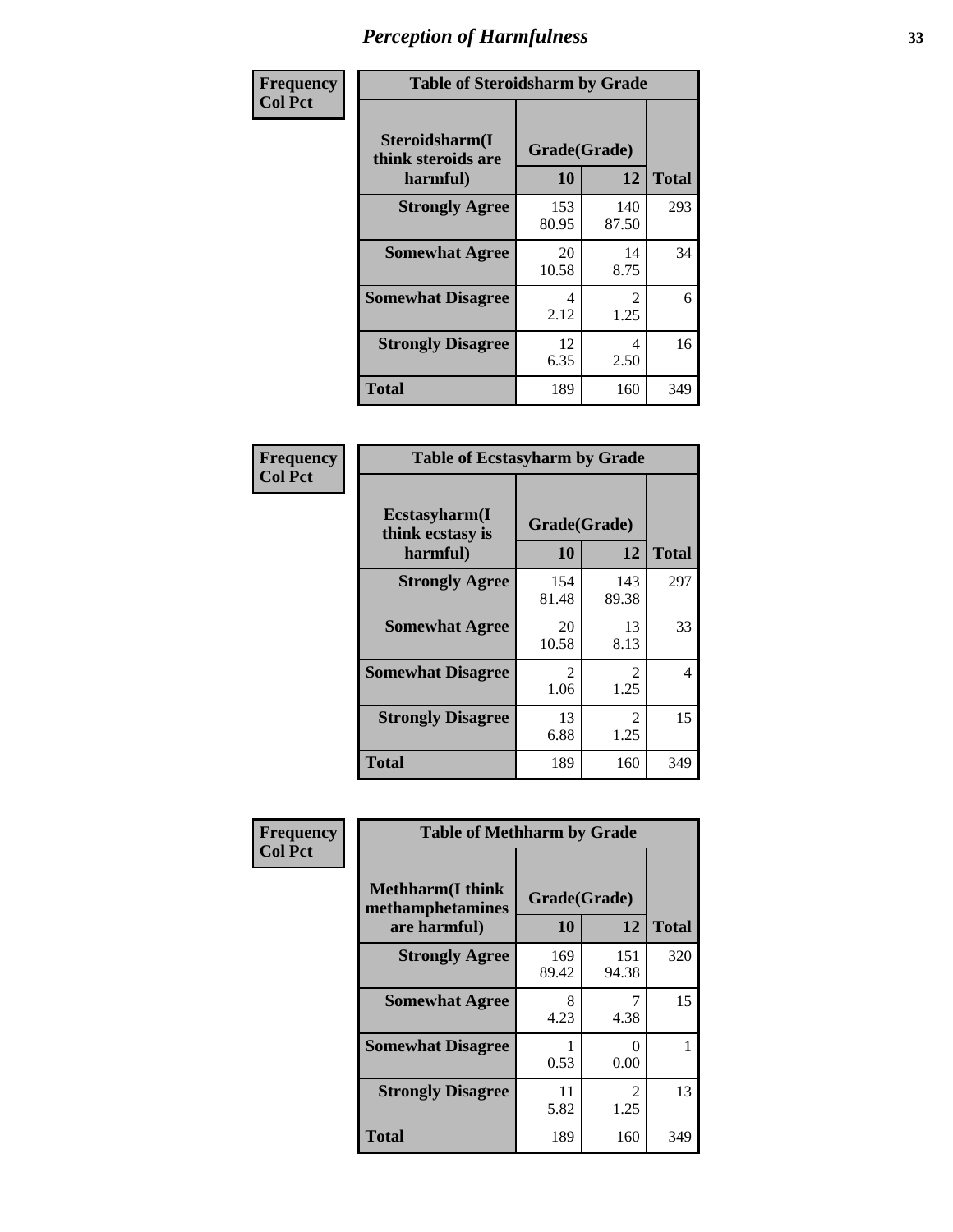# Perception of Harmfulness

**Frequency**
**Col Pct**

| Table of Steroidsharm by Grade | | | |
|---|---|---|---|
| Steroidsharm(I think steroids are harmful) | Grade(Grade) | | Total |
| | 10 | 12 | |
| **Strongly Agree** | 153<br>80.95 | 140<br>87.50 | 293 |
| **Somewhat Agree** | 20<br>10.58 | 14<br>8.75 | 34 |
| **Somewhat Disagree** | 4<br>2.12 | 2<br>1.25 | 6 |
| **Strongly Disagree** | 12<br>6.35 | 4<br>2.50 | 16 |
| **Total** | 189 | 160 | 349 |

**Frequency**
**Col Pct**

| Table of Ecstasyharm by Grade | | | |
|---|---|---|---|
| Ecstasyharm(I think ecstasy is harmful) | Grade(Grade) | | Total |
| | 10 | 12 | |
| **Strongly Agree** | 154<br>81.48 | 143<br>89.38 | 297 |
| **Somewhat Agree** | 20<br>10.58 | 13<br>8.13 | 33 |
| **Somewhat Disagree** | 2<br>1.06 | 2<br>1.25 | 4 |
| **Strongly Disagree** | 13<br>6.88 | 2<br>1.25 | 15 |
| **Total** | 189 | 160 | 349 |

**Frequency**
**Col Pct**

| Table of Methharm by Grade | | | |
|---|---|---|---|
| Methharm(I think methamphetamines are harmful) | Grade(Grade) | | Total |
| | 10 | 12 | |
| **Strongly Agree** | 169<br>89.42 | 151<br>94.38 | 320 |
| **Somewhat Agree** | 8<br>4.23 | 7<br>4.38 | 15 |
| **Somewhat Disagree** | 1<br>0.53 | 0<br>0.00 | 1 |
| **Strongly Disagree** | 11<br>5.82 | 2<br>1.25 | 13 |
| **Total** | 189 | 160 | 349 |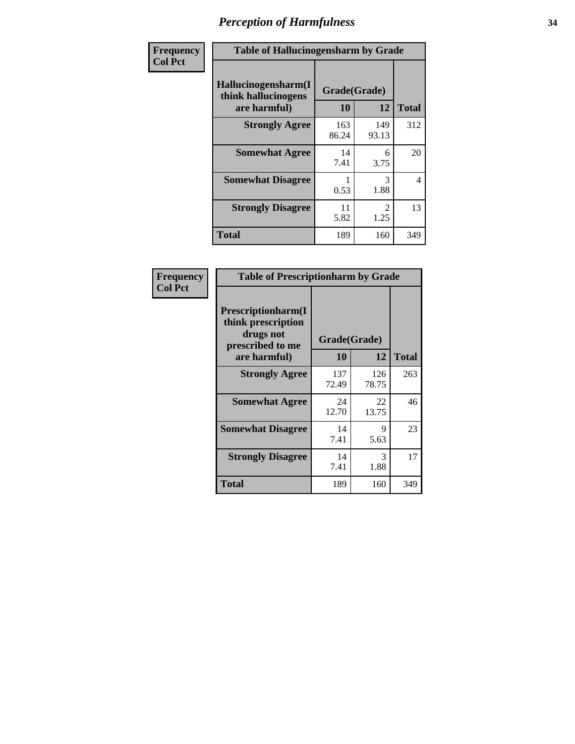# *Perception of Harmfulness*

**Frequency**
**Col Pct**

| Table of Hallucinogensharm by Grade | | | |
|---|---|---|---|
| **Hallucinogensharm(I think hallucinogens are harmful)** | **Grade(Grade)** | | **Total** |
| | **10** | **12** | |
| **Strongly Agree** | 163<br>86.24 | 149<br>93.13 | 312 |
| **Somewhat Agree** | 14<br>7.41 | 6<br>3.75 | 20 |
| **Somewhat Disagree** | 1<br>0.53 | 3<br>1.88 | 4 |
| **Strongly Disagree** | 11<br>5.82 | 2<br>1.25 | 13 |
| **Total** | 189 | 160 | 349 |

**Frequency**
**Col Pct**

| Table of Prescriptionharm by Grade | | | |
|---|---|---|---|
| **Prescriptionharm(I think prescription drugs not prescribed to me are harmful)** | **Grade(Grade)** | | **Total** |
| | **10** | **12** | |
| **Strongly Agree** | 137<br>72.49 | 126<br>78.75 | 263 |
| **Somewhat Agree** | 24<br>12.70 | 22<br>13.75 | 46 |
| **Somewhat Disagree** | 14<br>7.41 | 9<br>5.63 | 23 |
| **Strongly Disagree** | 14<br>7.41 | 3<br>1.88 | 17 |
| **Total** | 189 | 160 | 349 |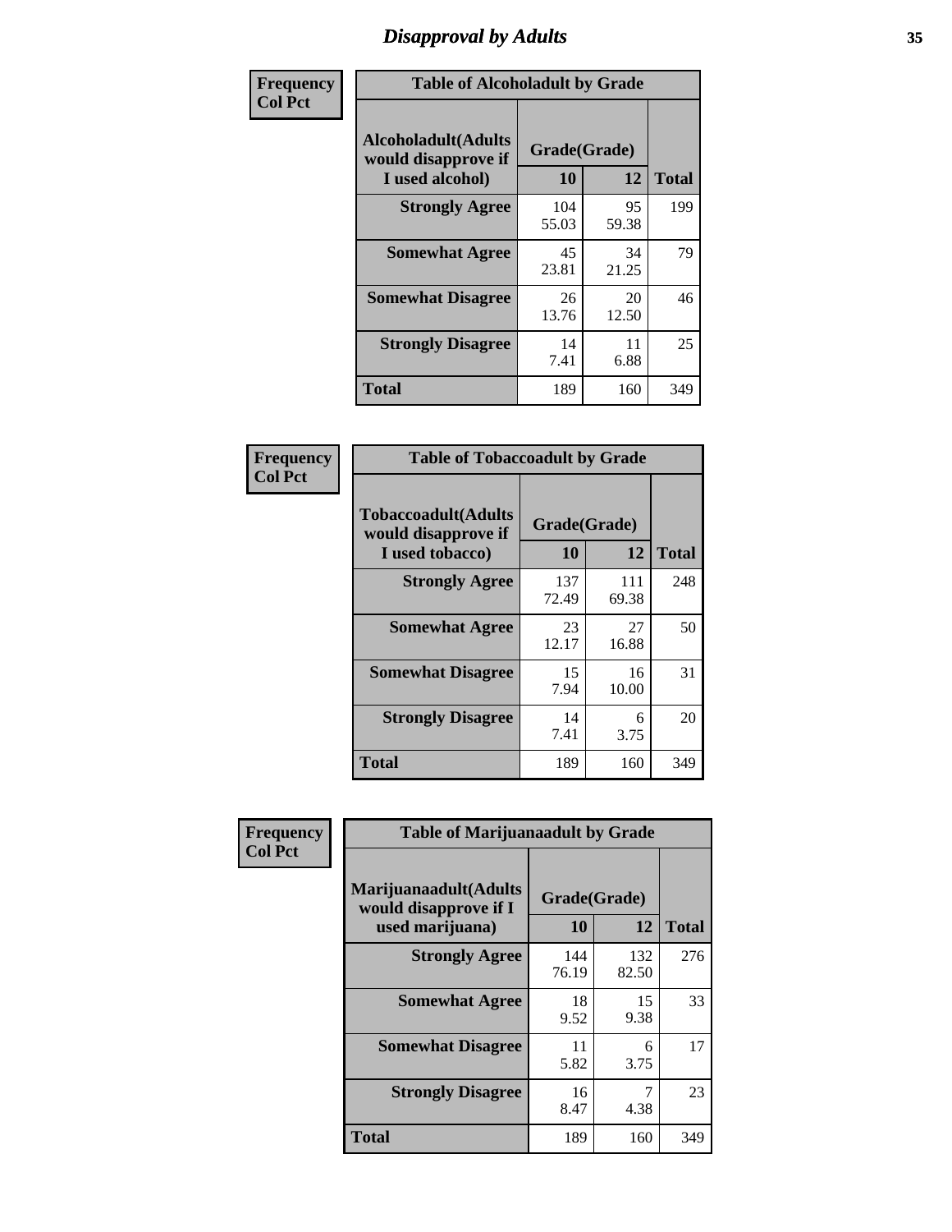## Disapproval by Adults

**Frequency**
**Col Pct**

**Table of Alcoholadult by Grade**

| Alcoholadult(Adults would disapprove if I used alcohol) | Grade(Grade) | | Total |
|---|---|---|---|
| | 10 | 12 | |
| Strongly Agree | 104<br>55.03 | 95<br>59.38 | 199 |
| Somewhat Agree | 45<br>23.81 | 34<br>21.25 | 79 |
| Somewhat Disagree | 26<br>13.76 | 20<br>12.50 | 46 |
| Strongly Disagree | 14<br>7.41 | 11<br>6.88 | 25 |
| Total | 189 | 160 | 349 |

**Frequency**
**Col Pct**

**Table of Tobaccoadult by Grade**

| Tobaccoadult(Adults would disapprove if I used tobacco) | Grade(Grade) | | Total |
|---|---|---|---|
| | 10 | 12 | |
| Strongly Agree | 137<br>72.49 | 111<br>69.38 | 248 |
| Somewhat Agree | 23<br>12.17 | 27<br>16.88 | 50 |
| Somewhat Disagree | 15<br>7.94 | 16<br>10.00 | 31 |
| Strongly Disagree | 14<br>7.41 | 6<br>3.75 | 20 |
| Total | 189 | 160 | 349 |

**Frequency**
**Col Pct**

**Table of Marijuanaadult by Grade**

| Marijuanaadult(Adults would disapprove if I used marijuana) | Grade(Grade) | | Total |
|---|---|---|---|
| | 10 | 12 | |
| Strongly Agree | 144<br>76.19 | 132<br>82.50 | 276 |
| Somewhat Agree | 18<br>9.52 | 15<br>9.38 | 33 |
| Somewhat Disagree | 11<br>5.82 | 6<br>3.75 | 17 |
| Strongly Disagree | 16<br>8.47 | 7<br>4.38 | 23 |
| Total | 189 | 160 | 349 |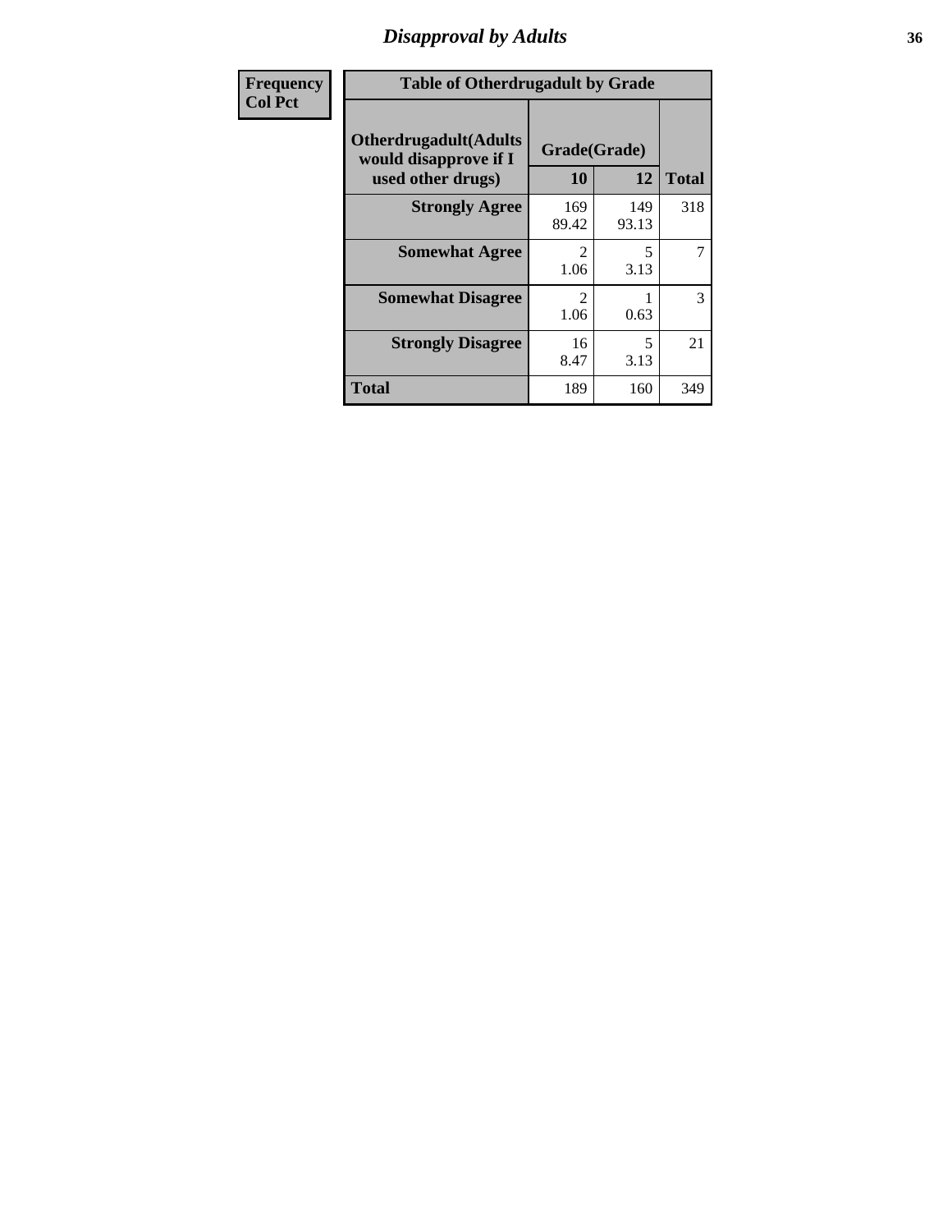# Disapproval by Adults

| Frequency<br>Col Pct | | | |
|---|---|---|---|

**Table of Otherdrugadult by Grade**

| Otherdrugadult(Adults would disapprove if I used other drugs) | Grade(Grade) 10 | 12 | Total |
|---|---|---|---|
| **Strongly Agree** | 169<br>89.42 | 149<br>93.13 | 318 |
| **Somewhat Agree** | 2<br>1.06 | 5<br>3.13 | 7 |
| **Somewhat Disagree** | 2<br>1.06 | 1<br>0.63 | 3 |
| **Strongly Disagree** | 16<br>8.47 | 5<br>3.13 | 21 |
| **Total** | 189 | 160 | 349 |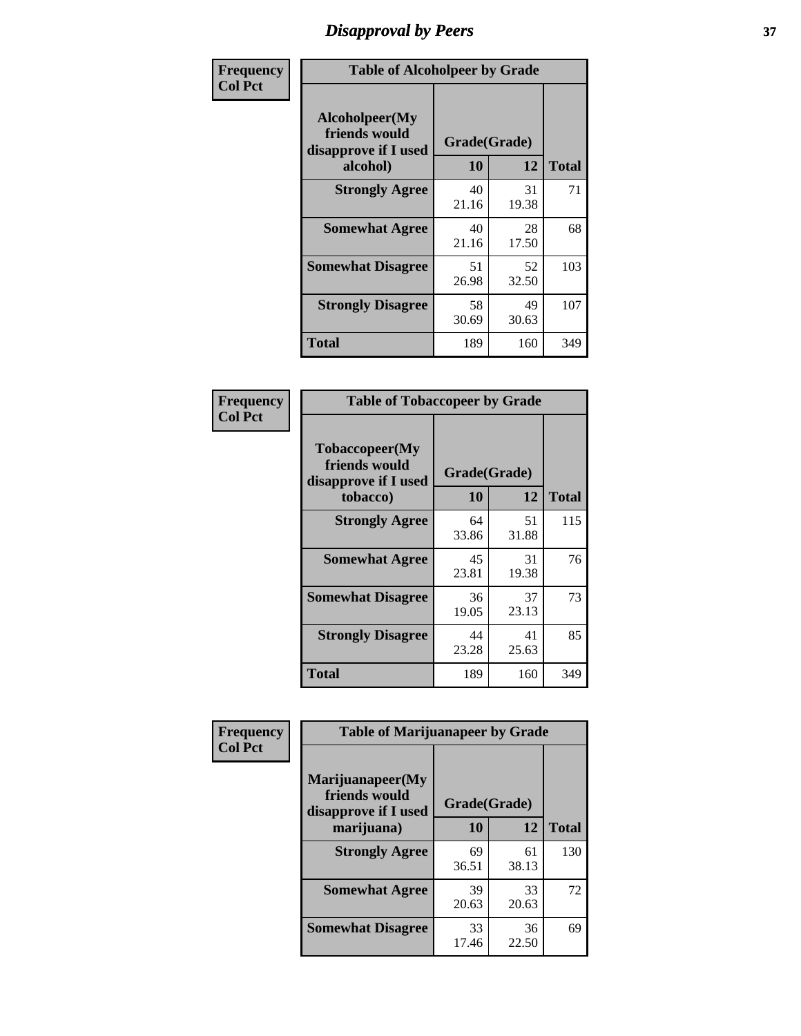# Disapproval by Peers

**Frequency**
**Col Pct**

| Table of Alcoholpeer by Grade | | | |
|---|---|---|---|
| **Alcoholpeer(My friends would disapprove if I used alcohol)** | **Grade(Grade)** | | **Total** |
| | **10** | **12** | |
| **Strongly Agree** | 40<br>21.16 | 31<br>19.38 | 71 |
| **Somewhat Agree** | 40<br>21.16 | 28<br>17.50 | 68 |
| **Somewhat Disagree** | 51<br>26.98 | 52<br>32.50 | 103 |
| **Strongly Disagree** | 58<br>30.69 | 49<br>30.63 | 107 |
| **Total** | 189 | 160 | 349 |

**Frequency**
**Col Pct**

| Table of Tobaccopeer by Grade | | | |
|---|---|---|---|
| **Tobaccopeer(My friends would disapprove if I used tobacco)** | **Grade(Grade)** | | **Total** |
| | **10** | **12** | |
| **Strongly Agree** | 64<br>33.86 | 51<br>31.88 | 115 |
| **Somewhat Agree** | 45<br>23.81 | 31<br>19.38 | 76 |
| **Somewhat Disagree** | 36<br>19.05 | 37<br>23.13 | 73 |
| **Strongly Disagree** | 44<br>23.28 | 41<br>25.63 | 85 |
| **Total** | 189 | 160 | 349 |

**Frequency**
**Col Pct**

| Table of Marijuanapeer by Grade | | | |
|---|---|---|---|
| **Marijuanapeer(My friends would disapprove if I used marijuana)** | **Grade(Grade)** | | **Total** |
| | **10** | **12** | |
| **Strongly Agree** | 69<br>36.51 | 61<br>38.13 | 130 |
| **Somewhat Agree** | 39<br>20.63 | 33<br>20.63 | 72 |
| **Somewhat Disagree** | 33<br>17.46 | 36<br>22.50 | 69 |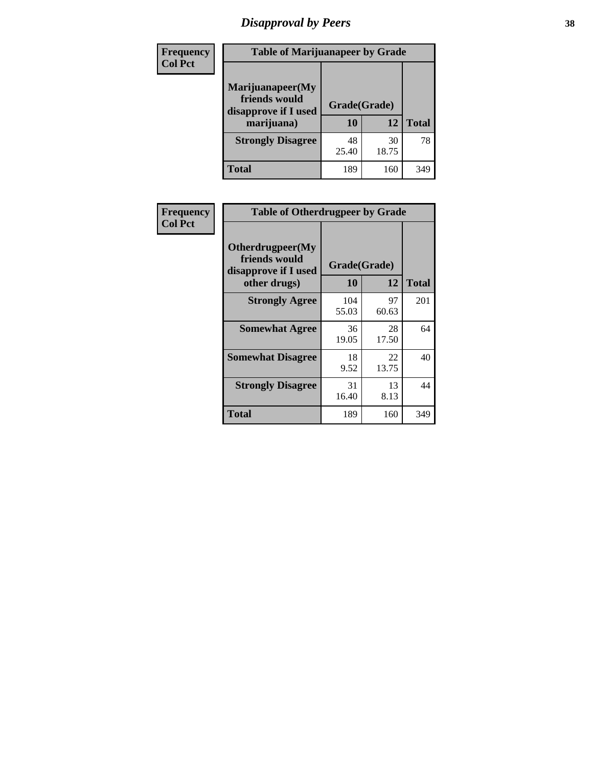# Disapproval by Peers

| Frequency<br>Col Pct | Table of Marijuanapeer by Grade | | |
|---|---|---|---|
| **Marijuanapeer(My friends would disapprove if I used marijuana)** | **Grade(Grade)** | | |
| | **10** | **12** | **Total** |
| **Strongly Disagree** | 48<br>25.40 | 30<br>18.75 | 78 |
| **Total** | 189 | 160 | 349 |

| Frequency<br>Col Pct | Table of Otherdrugpeer by Grade | | |
|---|---|---|---|
| **Otherdrugpeer(My friends would disapprove if I used other drugs)** | **Grade(Grade)** | | |
| | **10** | **12** | **Total** |
| **Strongly Agree** | 104<br>55.03 | 97<br>60.63 | 201 |
| **Somewhat Agree** | 36<br>19.05 | 28<br>17.50 | 64 |
| **Somewhat Disagree** | 18<br>9.52 | 22<br>13.75 | 40 |
| **Strongly Disagree** | 31<br>16.40 | 13<br>8.13 | 44 |
| **Total** | 189 | 160 | 349 |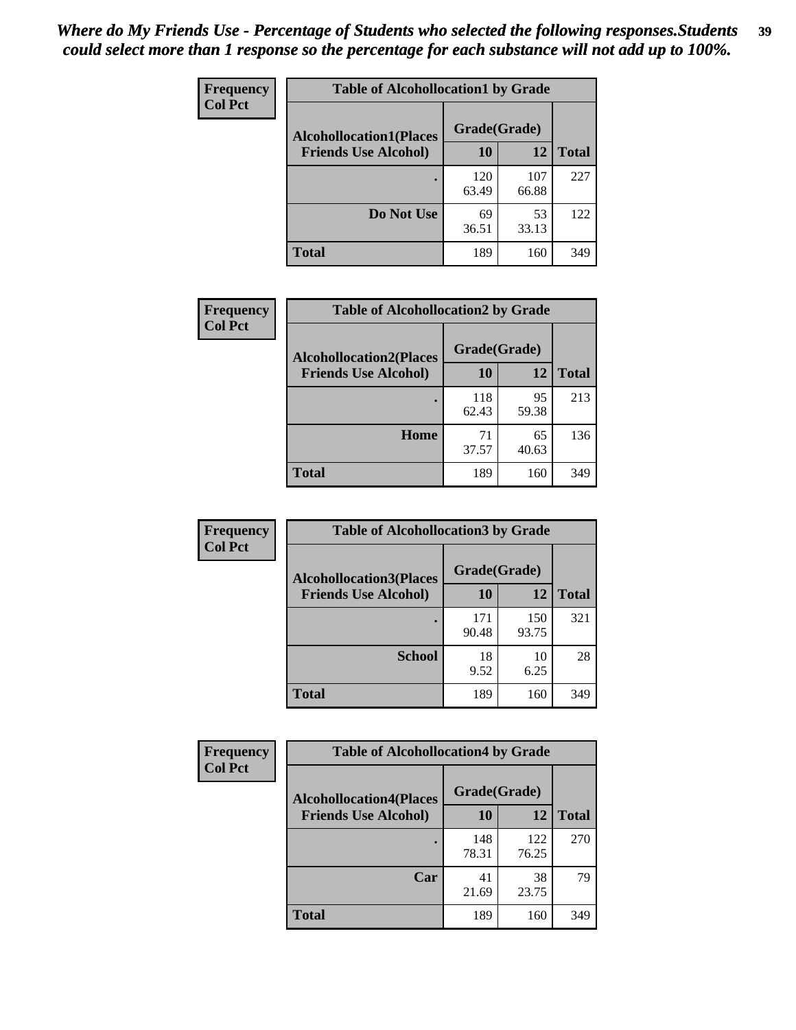*Where do My Friends Use - Percentage of Students who selected the following responses.Students could select more than 1 response so the percentage for each substance will not add up to 100%.*

**Frequency**
**Col Pct**

| Table of Alcohollocation1 by Grade | | | |
|---|---|---|---|
| **Alcohollocation1(Places Friends Use Alcohol)** | **Grade(Grade)** | | **Total** |
| | **10** | **12** | |
| **.** | 120<br>63.49 | 107<br>66.88 | 227 |
| **Do Not Use** | 69<br>36.51 | 53<br>33.13 | 122 |
| **Total** | 189 | 160 | 349 |

**Frequency**
**Col Pct**

| Table of Alcohollocation2 by Grade | | | |
|---|---|---|---|
| **Alcohollocation2(Places Friends Use Alcohol)** | **Grade(Grade)** | | **Total** |
| | **10** | **12** | |
| **.** | 118<br>62.43 | 95<br>59.38 | 213 |
| **Home** | 71<br>37.57 | 65<br>40.63 | 136 |
| **Total** | 189 | 160 | 349 |

**Frequency**
**Col Pct**

| Table of Alcohollocation3 by Grade | | | |
|---|---|---|---|
| **Alcohollocation3(Places Friends Use Alcohol)** | **Grade(Grade)** | | **Total** |
| | **10** | **12** | |
| **.** | 171<br>90.48 | 150<br>93.75 | 321 |
| **School** | 18<br>9.52 | 10<br>6.25 | 28 |
| **Total** | 189 | 160 | 349 |

**Frequency**
**Col Pct**

| Table of Alcohollocation4 by Grade | | | |
|---|---|---|---|
| **Alcohollocation4(Places Friends Use Alcohol)** | **Grade(Grade)** | | **Total** |
| | **10** | **12** | |
| **.** | 148<br>78.31 | 122<br>76.25 | 270 |
| **Car** | 41<br>21.69 | 38<br>23.75 | 79 |
| **Total** | 189 | 160 | 349 |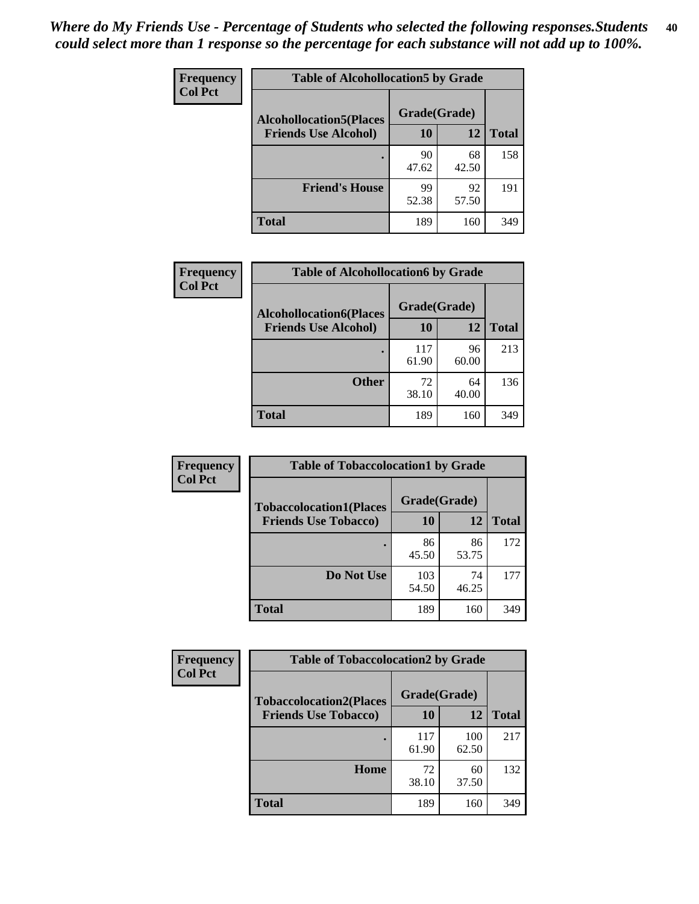*Where do My Friends Use - Percentage of Students who selected the following responses.Students could select more than 1 response so the percentage for each substance will not add up to 100%.*

**Frequency**
**Col Pct**

**Table of Alcohollocation5 by Grade**

| Alcohollocation5(Places Friends Use Alcohol) | Grade(Grade) 10 | 12 | Total |
|---|---|---|---|
| . | 90<br>47.62 | 68<br>42.50 | 158 |
| Friend's House | 99<br>52.38 | 92<br>57.50 | 191 |
| Total | 189 | 160 | 349 |

**Frequency**
**Col Pct**

**Table of Alcohollocation6 by Grade**

| Alcohollocation6(Places Friends Use Alcohol) | Grade(Grade) 10 | 12 | Total |
|---|---|---|---|
| . | 117<br>61.90 | 96<br>60.00 | 213 |
| Other | 72<br>38.10 | 64<br>40.00 | 136 |
| Total | 189 | 160 | 349 |

**Frequency**
**Col Pct**

**Table of Tobaccolocation1 by Grade**

| Tobaccolocation1(Places Friends Use Tobacco) | Grade(Grade) 10 | 12 | Total |
|---|---|---|---|
| . | 86<br>45.50 | 86<br>53.75 | 172 |
| Do Not Use | 103<br>54.50 | 74<br>46.25 | 177 |
| Total | 189 | 160 | 349 |

**Frequency**
**Col Pct**

**Table of Tobaccolocation2 by Grade**

| Tobaccolocation2(Places Friends Use Tobacco) | Grade(Grade) 10 | 12 | Total |
|---|---|---|---|
| . | 117<br>61.90 | 100<br>62.50 | 217 |
| Home | 72<br>38.10 | 60<br>37.50 | 132 |
| Total | 189 | 160 | 349 |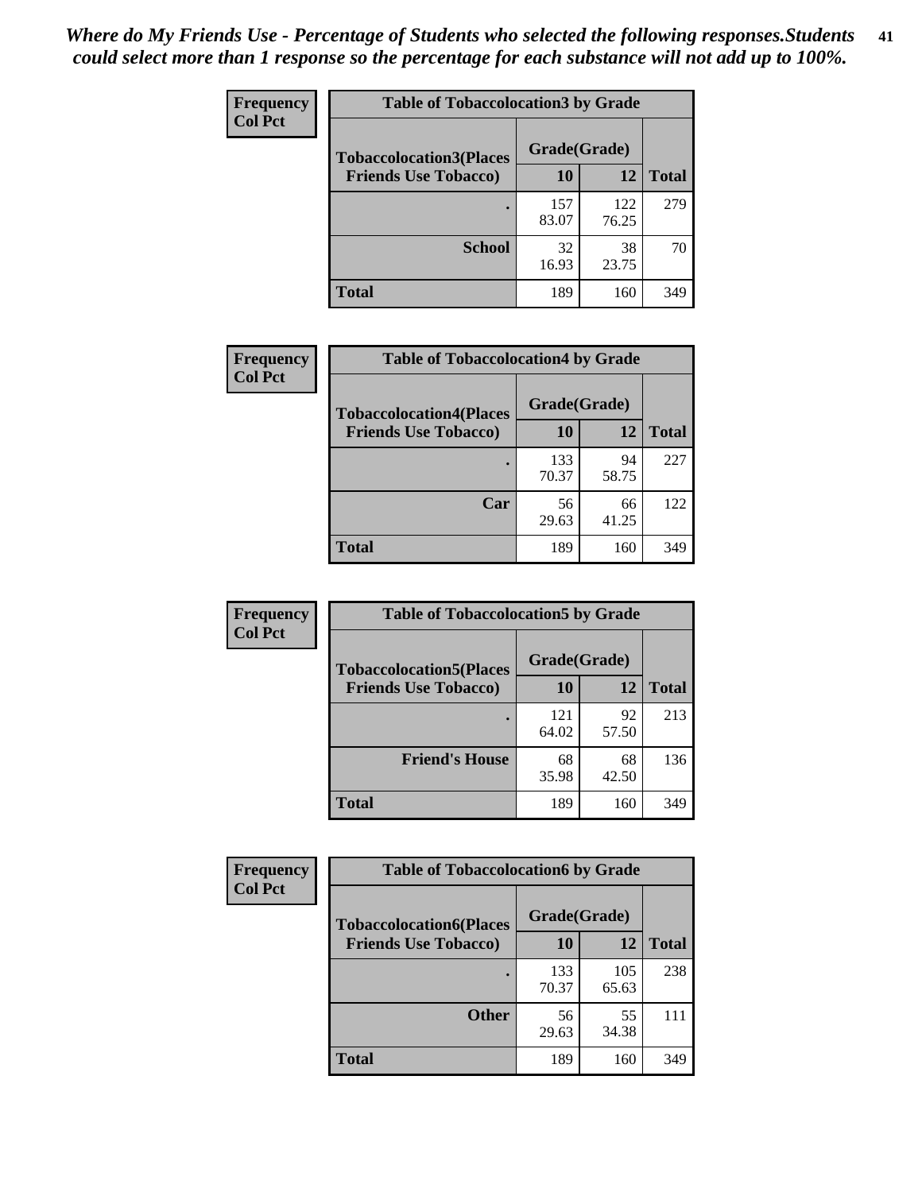*Where do My Friends Use - Percentage of Students who selected the following responses.Students could select more than 1 response so the percentage for each substance will not add up to 100%.*

**Frequency**
**Col Pct**

| Table of Tobaccolocation3 by Grade | | | |
|---|---|---|---|
| **Tobaccolocation3(Places Friends Use Tobacco)** | **Grade(Grade)** | | **Total** |
| | **10** | **12** | |
| **.** | 157<br>83.07 | 122<br>76.25 | 279 |
| **School** | 32<br>16.93 | 38<br>23.75 | 70 |
| **Total** | 189 | 160 | 349 |

**Frequency**
**Col Pct**

| Table of Tobaccolocation4 by Grade | | | |
|---|---|---|---|
| **Tobaccolocation4(Places Friends Use Tobacco)** | **Grade(Grade)** | | **Total** |
| | **10** | **12** | |
| **.** | 133<br>70.37 | 94<br>58.75 | 227 |
| **Car** | 56<br>29.63 | 66<br>41.25 | 122 |
| **Total** | 189 | 160 | 349 |

**Frequency**
**Col Pct**

| Table of Tobaccolocation5 by Grade | | | |
|---|---|---|---|
| **Tobaccolocation5(Places Friends Use Tobacco)** | **Grade(Grade)** | | **Total** |
| | **10** | **12** | |
| **.** | 121<br>64.02 | 92<br>57.50 | 213 |
| **Friend's House** | 68<br>35.98 | 68<br>42.50 | 136 |
| **Total** | 189 | 160 | 349 |

**Frequency**
**Col Pct**

| Table of Tobaccolocation6 by Grade | | | |
|---|---|---|---|
| **Tobaccolocation6(Places Friends Use Tobacco)** | **Grade(Grade)** | | **Total** |
| | **10** | **12** | |
| **.** | 133<br>70.37 | 105<br>65.63 | 238 |
| **Other** | 56<br>29.63 | 55<br>34.38 | 111 |
| **Total** | 189 | 160 | 349 |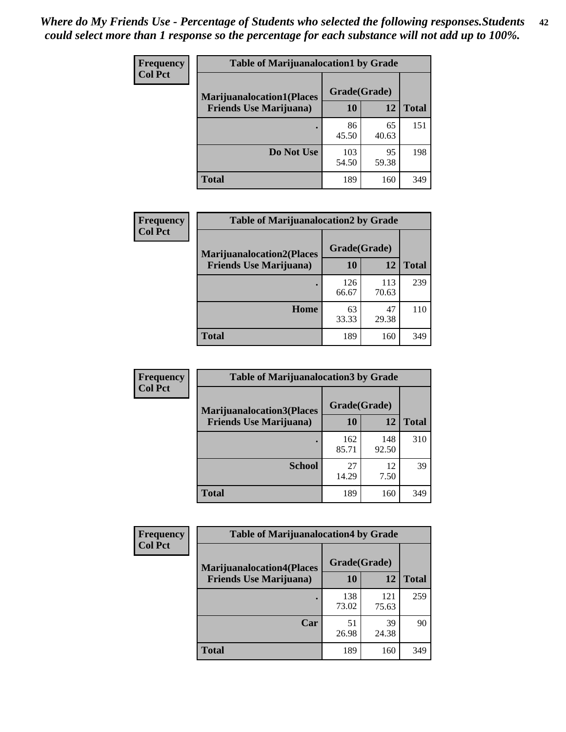*Where do My Friends Use - Percentage of Students who selected the following responses.Students could select more than 1 response so the percentage for each substance will not add up to 100%.*

**Frequency**
**Col Pct**

| Table of Marijuanalocation1 by Grade | | | |
|---|---|---|---|
| **Marijuanalocation1(Places Friends Use Marijuana)** | **Grade(Grade)** | | |
| | **10** | **12** | **Total** |
| **.** | 86<br>45.50 | 65<br>40.63 | 151 |
| **Do Not Use** | 103<br>54.50 | 95<br>59.38 | 198 |
| **Total** | 189 | 160 | 349 |

**Frequency**
**Col Pct**

| Table of Marijuanalocation2 by Grade | | | |
|---|---|---|---|
| **Marijuanalocation2(Places Friends Use Marijuana)** | **Grade(Grade)** | | |
| | **10** | **12** | **Total** |
| **.** | 126<br>66.67 | 113<br>70.63 | 239 |
| **Home** | 63<br>33.33 | 47<br>29.38 | 110 |
| **Total** | 189 | 160 | 349 |

**Frequency**
**Col Pct**

| Table of Marijuanalocation3 by Grade | | | |
|---|---|---|---|
| **Marijuanalocation3(Places Friends Use Marijuana)** | **Grade(Grade)** | | |
| | **10** | **12** | **Total** |
| **.** | 162<br>85.71 | 148<br>92.50 | 310 |
| **School** | 27<br>14.29 | 12<br>7.50 | 39 |
| **Total** | 189 | 160 | 349 |

**Frequency**
**Col Pct**

| Table of Marijuanalocation4 by Grade | | | |
|---|---|---|---|
| **Marijuanalocation4(Places Friends Use Marijuana)** | **Grade(Grade)** | | |
| | **10** | **12** | **Total** |
| **.** | 138<br>73.02 | 121<br>75.63 | 259 |
| **Car** | 51<br>26.98 | 39<br>24.38 | 90 |
| **Total** | 189 | 160 | 349 |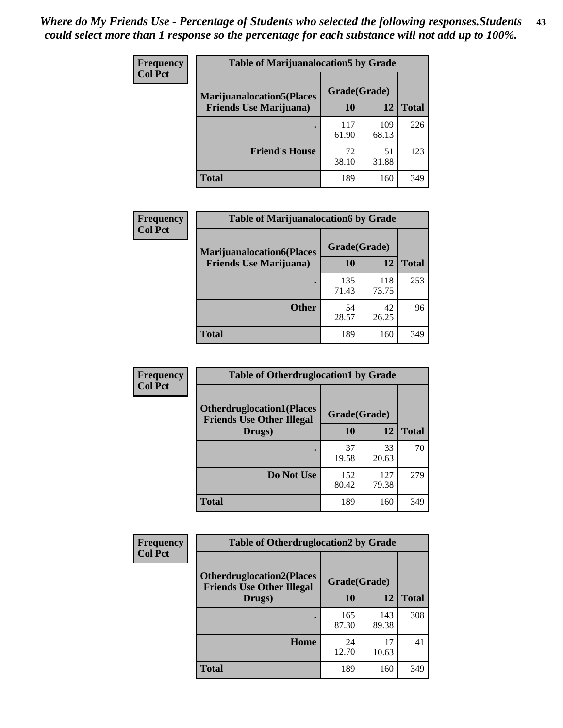*Where do My Friends Use - Percentage of Students who selected the following responses.Students could select more than 1 response so the percentage for each substance will not add up to 100%.*

**Frequency**
**Col Pct**

| Table of Marijuanalocation5 by Grade | | | |
|---|---|---|---|
| Marijuanalocation5(Places Friends Use Marijuana) | Grade(Grade) | | Total |
| | 10 | 12 | |
| . | 117<br>61.90 | 109<br>68.13 | 226 |
| Friend's House | 72<br>38.10 | 51<br>31.88 | 123 |
| Total | 189 | 160 | 349 |

**Frequency**
**Col Pct**

| Table of Marijuanalocation6 by Grade | | | |
|---|---|---|---|
| Marijuanalocation6(Places Friends Use Marijuana) | Grade(Grade) | | Total |
| | 10 | 12 | |
| . | 135<br>71.43 | 118<br>73.75 | 253 |
| Other | 54<br>28.57 | 42<br>26.25 | 96 |
| Total | 189 | 160 | 349 |

**Frequency**
**Col Pct**

| Table of Otherdruglocation1 by Grade | | | |
|---|---|---|---|
| Otherdruglocation1(Places Friends Use Other Illegal Drugs) | Grade(Grade) | | Total |
| | 10 | 12 | |
| . | 37<br>19.58 | 33<br>20.63 | 70 |
| Do Not Use | 152<br>80.42 | 127<br>79.38 | 279 |
| Total | 189 | 160 | 349 |

**Frequency**
**Col Pct**

| Table of Otherdruglocation2 by Grade | | | |
|---|---|---|---|
| Otherdruglocation2(Places Friends Use Other Illegal Drugs) | Grade(Grade) | | Total |
| | 10 | 12 | |
| . | 165<br>87.30 | 143<br>89.38 | 308 |
| Home | 24<br>12.70 | 17<br>10.63 | 41 |
| Total | 189 | 160 | 349 |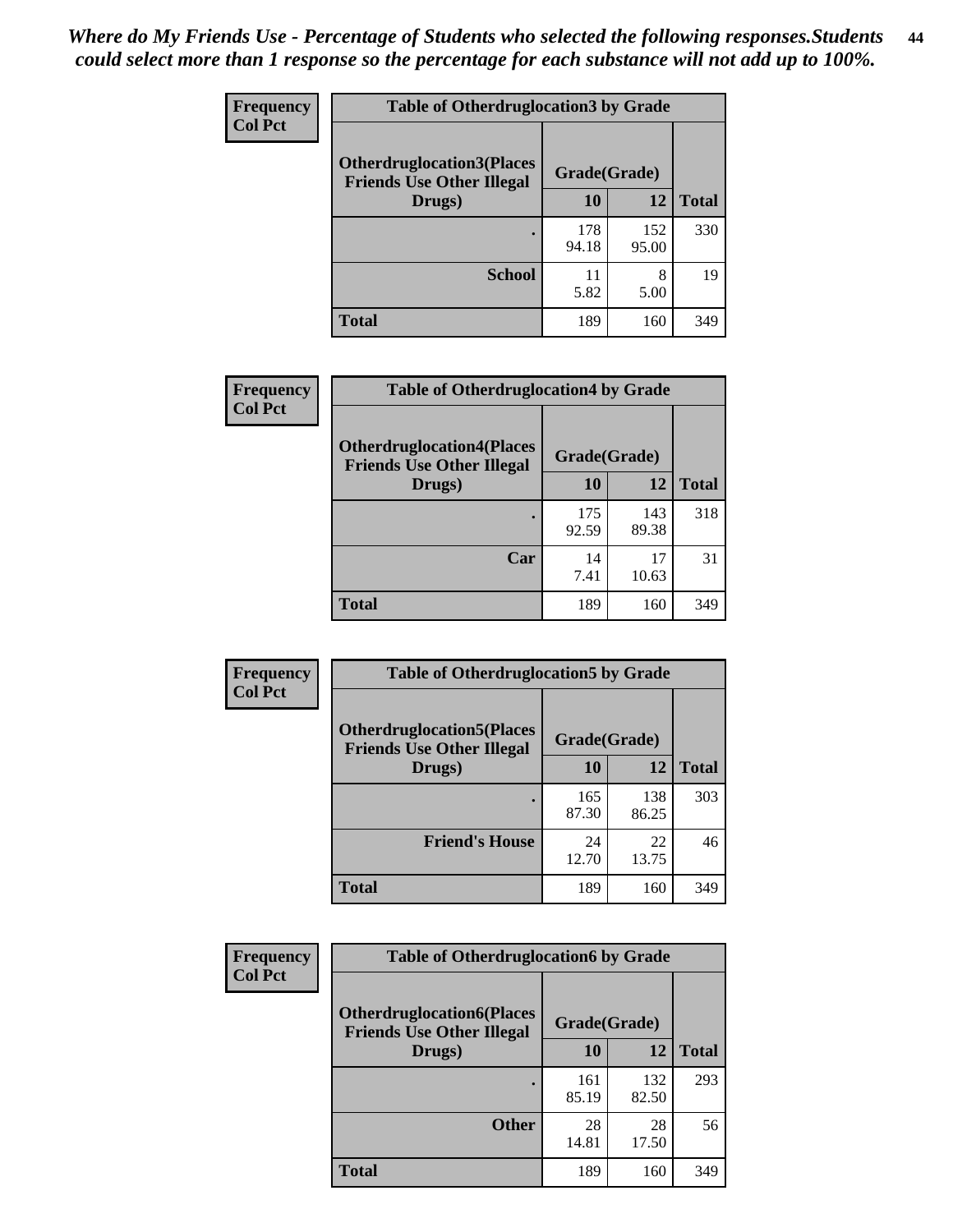*Where do My Friends Use - Percentage of Students who selected the following responses.Students could select more than 1 response so the percentage for each substance will not add up to 100%.*

| Frequency Col Pct | Table of Otherdruglocation3 by Grade | | |
|---|---|---|---|
| Otherdruglocation3(Places Friends Use Other Illegal Drugs) | Grade(Grade) | | |
| | 10 | 12 | Total |
| . | 178<br>94.18 | 152<br>95.00 | 330 |
| School | 11<br>5.82 | 8<br>5.00 | 19 |
| Total | 189 | 160 | 349 |

| Frequency Col Pct | Table of Otherdruglocation4 by Grade | | |
|---|---|---|---|
| Otherdruglocation4(Places Friends Use Other Illegal Drugs) | Grade(Grade) | | |
| | 10 | 12 | Total |
| . | 175<br>92.59 | 143<br>89.38 | 318 |
| Car | 14<br>7.41 | 17<br>10.63 | 31 |
| Total | 189 | 160 | 349 |

| Frequency Col Pct | Table of Otherdruglocation5 by Grade | | |
|---|---|---|---|
| Otherdruglocation5(Places Friends Use Other Illegal Drugs) | Grade(Grade) | | |
| | 10 | 12 | Total |
| . | 165<br>87.30 | 138<br>86.25 | 303 |
| Friend's House | 24<br>12.70 | 22<br>13.75 | 46 |
| Total | 189 | 160 | 349 |

| Frequency Col Pct | Table of Otherdruglocation6 by Grade | | |
|---|---|---|---|
| Otherdruglocation6(Places Friends Use Other Illegal Drugs) | Grade(Grade) | | |
| | 10 | 12 | Total |
| . | 161<br>85.19 | 132<br>82.50 | 293 |
| Other | 28<br>14.81 | 28<br>17.50 | 56 |
| Total | 189 | 160 | 349 |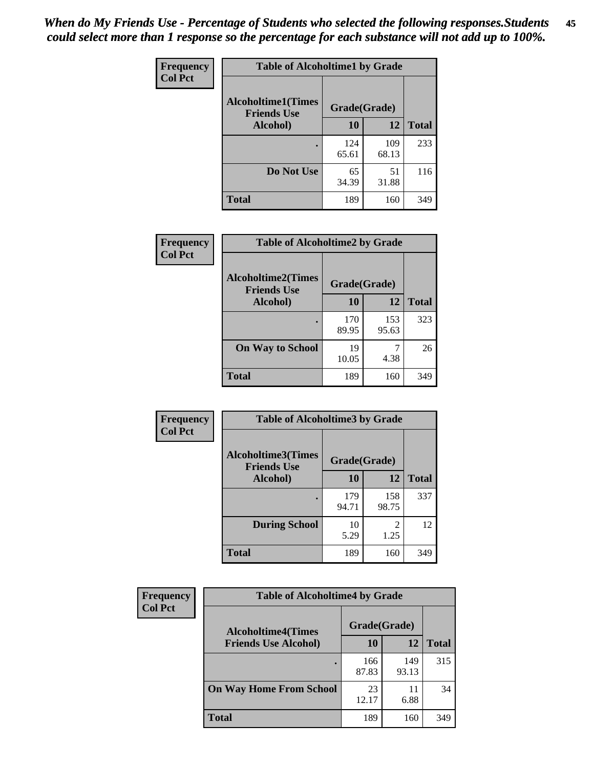*When do My Friends Use - Percentage of Students who selected the following responses.Students could select more than 1 response so the percentage for each substance will not add up to 100%.*

**Frequency**
**Col Pct**

| Table of Alcoholtime1 by Grade | | | |
|---|---|---|---|
| **Alcoholtime1(Times Friends Use Alcohol)** | **Grade(Grade)** | | **Total** |
| | **10** | **12** | |
| **.** | 124<br>65.61 | 109<br>68.13 | 233 |
| **Do Not Use** | 65<br>34.39 | 51<br>31.88 | 116 |
| **Total** | 189 | 160 | 349 |

**Frequency**
**Col Pct**

| Table of Alcoholtime2 by Grade | | | |
|---|---|---|---|
| **Alcoholtime2(Times Friends Use Alcohol)** | **Grade(Grade)** | | **Total** |
| | **10** | **12** | |
| **.** | 170<br>89.95 | 153<br>95.63 | 323 |
| **On Way to School** | 19<br>10.05 | 7<br>4.38 | 26 |
| **Total** | 189 | 160 | 349 |

**Frequency**
**Col Pct**

| Table of Alcoholtime3 by Grade | | | |
|---|---|---|---|
| **Alcoholtime3(Times Friends Use Alcohol)** | **Grade(Grade)** | | **Total** |
| | **10** | **12** | |
| **.** | 179<br>94.71 | 158<br>98.75 | 337 |
| **During School** | 10<br>5.29 | 2<br>1.25 | 12 |
| **Total** | 189 | 160 | 349 |

**Frequency**
**Col Pct**

| Table of Alcoholtime4 by Grade | | | |
|---|---|---|---|
| **Alcoholtime4(Times Friends Use Alcohol)** | **Grade(Grade)** | | **Total** |
| | **10** | **12** | |
| **.** | 166<br>87.83 | 149<br>93.13 | 315 |
| **On Way Home From School** | 23<br>12.17 | 11<br>6.88 | 34 |
| **Total** | 189 | 160 | 349 |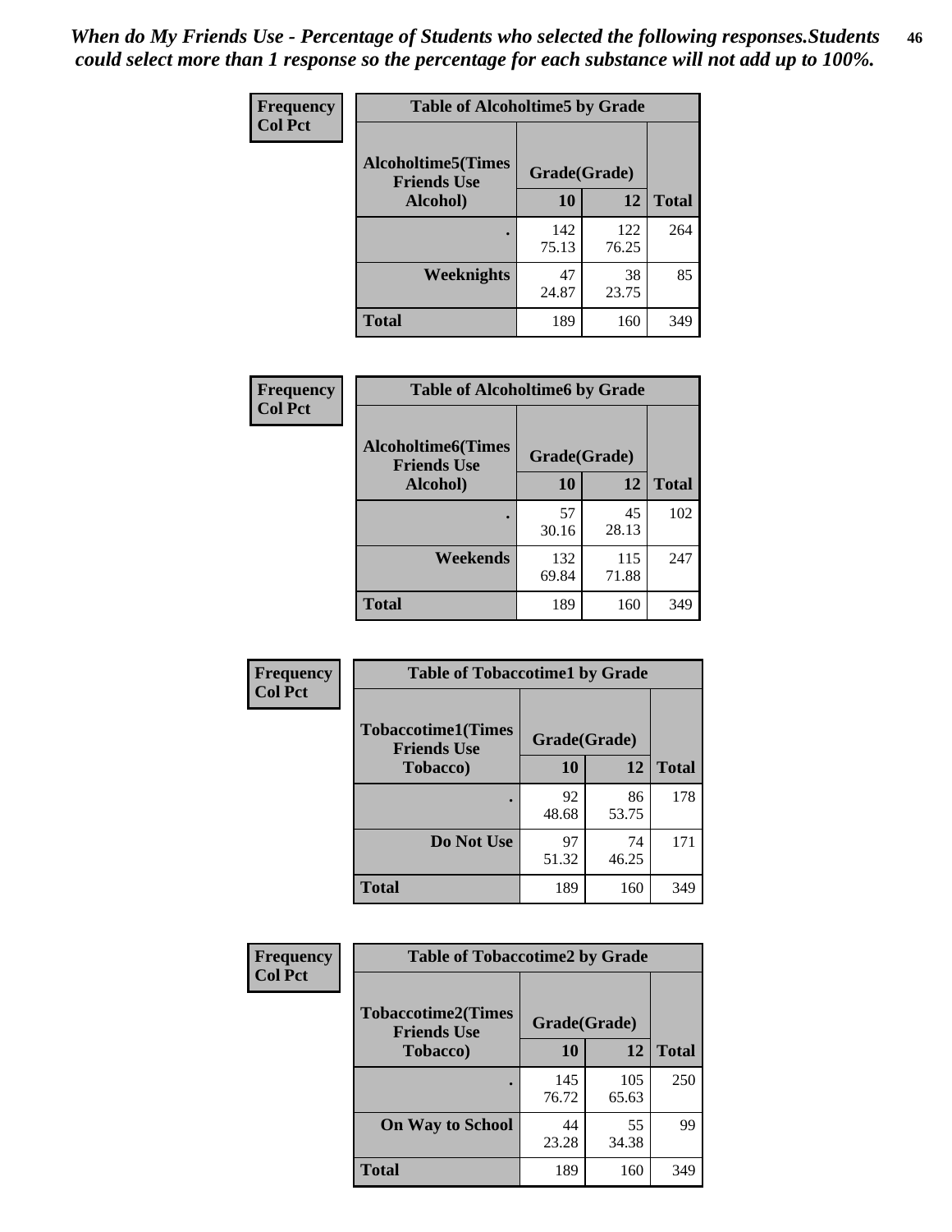*When do My Friends Use - Percentage of Students who selected the following responses.Students could select more than 1 response so the percentage for each substance will not add up to 100%.*

**Frequency**
**Col Pct**

| Table of Alcoholtime5 by Grade | | | |
|---|---|---|---|
| **Alcoholtime5(Times Friends Use Alcohol)** | **Grade(Grade)** | | **Total** |
| | **10** | **12** | |
| **.** | 142<br>75.13 | 122<br>76.25 | 264 |
| **Weeknights** | 47<br>24.87 | 38<br>23.75 | 85 |
| **Total** | 189 | 160 | 349 |

**Frequency**
**Col Pct**

| Table of Alcoholtime6 by Grade | | | |
|---|---|---|---|
| **Alcoholtime6(Times Friends Use Alcohol)** | **Grade(Grade)** | | **Total** |
| | **10** | **12** | |
| **.** | 57<br>30.16 | 45<br>28.13 | 102 |
| **Weekends** | 132<br>69.84 | 115<br>71.88 | 247 |
| **Total** | 189 | 160 | 349 |

**Frequency**
**Col Pct**

| Table of Tobaccotime1 by Grade | | | |
|---|---|---|---|
| **Tobaccotime1(Times Friends Use Tobacco)** | **Grade(Grade)** | | **Total** |
| | **10** | **12** | |
| **.** | 92<br>48.68 | 86<br>53.75 | 178 |
| **Do Not Use** | 97<br>51.32 | 74<br>46.25 | 171 |
| **Total** | 189 | 160 | 349 |

**Frequency**
**Col Pct**

| Table of Tobaccotime2 by Grade | | | |
|---|---|---|---|
| **Tobaccotime2(Times Friends Use Tobacco)** | **Grade(Grade)** | | **Total** |
| | **10** | **12** | |
| **.** | 145<br>76.72 | 105<br>65.63 | 250 |
| **On Way to School** | 44<br>23.28 | 55<br>34.38 | 99 |
| **Total** | 189 | 160 | 349 |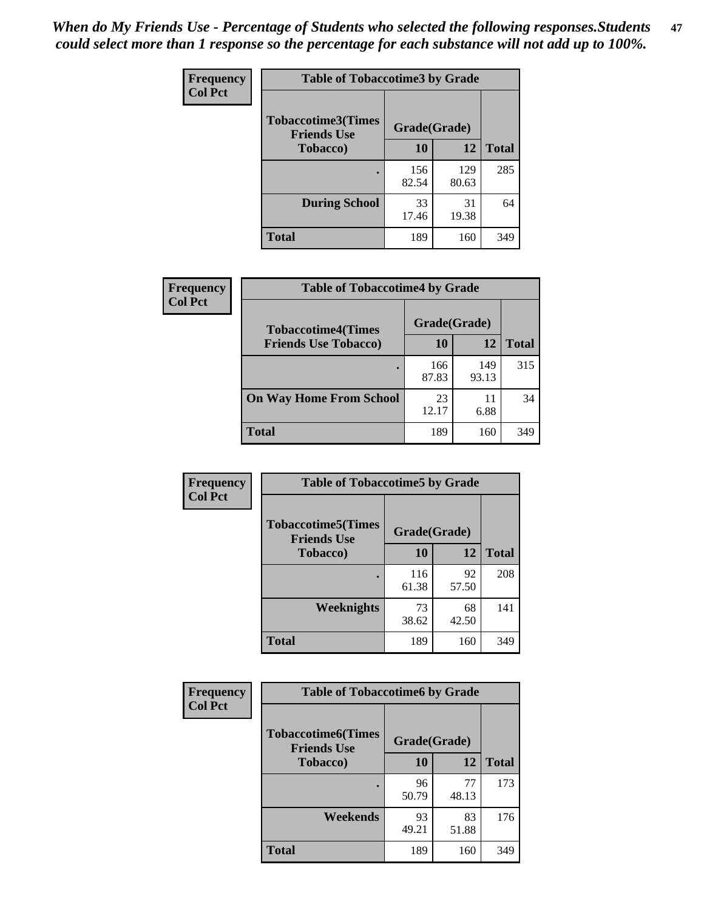*When do My Friends Use - Percentage of Students who selected the following responses.Students could select more than 1 response so the percentage for each substance will not add up to 100%.*

**Frequency / Col Pct**

**Table of Tobaccotime3 by Grade**

| Tobaccotime3(Times Friends Use Tobacco) | Grade(Grade) | | Total |
|---|---|---|---|
| | 10 | 12 | |
| . | 156<br>82.54 | 129<br>80.63 | 285 |
| During School | 33<br>17.46 | 31<br>19.38 | 64 |
| Total | 189 | 160 | 349 |

**Frequency / Col Pct**

**Table of Tobaccotime4 by Grade**

| Tobaccotime4(Times Friends Use Tobacco) | Grade(Grade) | | Total |
|---|---|---|---|
| | 10 | 12 | |
| . | 166<br>87.83 | 149<br>93.13 | 315 |
| On Way Home From School | 23<br>12.17 | 11<br>6.88 | 34 |
| Total | 189 | 160 | 349 |

**Frequency / Col Pct**

**Table of Tobaccotime5 by Grade**

| Tobaccotime5(Times Friends Use Tobacco) | Grade(Grade) | | Total |
|---|---|---|---|
| | 10 | 12 | |
| . | 116<br>61.38 | 92<br>57.50 | 208 |
| Weeknights | 73<br>38.62 | 68<br>42.50 | 141 |
| Total | 189 | 160 | 349 |

**Frequency / Col Pct**

**Table of Tobaccotime6 by Grade**

| Tobaccotime6(Times Friends Use Tobacco) | Grade(Grade) | | Total |
|---|---|---|---|
| | 10 | 12 | |
| . | 96<br>50.79 | 77<br>48.13 | 173 |
| Weekends | 93<br>49.21 | 83<br>51.88 | 176 |
| Total | 189 | 160 | 349 |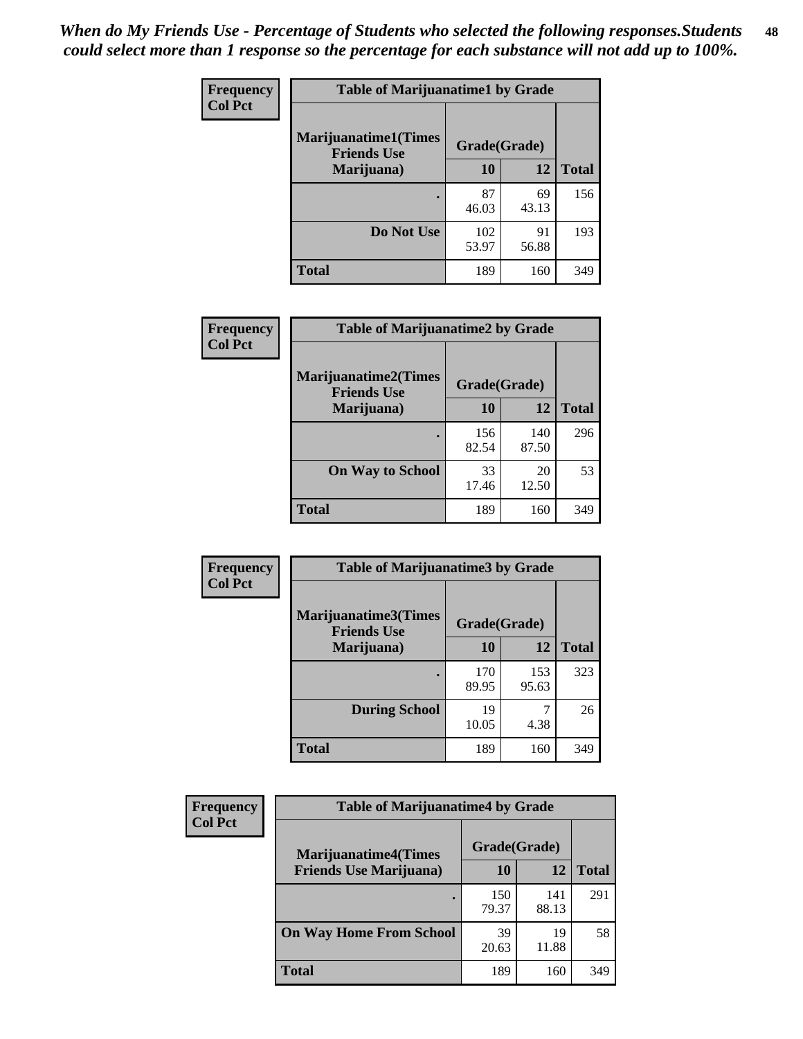*When do My Friends Use - Percentage of Students who selected the following responses.Students could select more than 1 response so the percentage for each substance will not add up to 100%.*

**Frequency**
**Col Pct**

| Table of Marijuanatime1 by Grade | | | |
|---|---|---|---|
| **Marijuanatime1(Times Friends Use Marijuana)** | **Grade(Grade)** | | |
| | **10** | **12** | **Total** |
| **.** | 87<br>46.03 | 69<br>43.13 | 156 |
| **Do Not Use** | 102<br>53.97 | 91<br>56.88 | 193 |
| **Total** | 189 | 160 | 349 |

**Frequency**
**Col Pct**

| Table of Marijuanatime2 by Grade | | | |
|---|---|---|---|
| **Marijuanatime2(Times Friends Use Marijuana)** | **Grade(Grade)** | | |
| | **10** | **12** | **Total** |
| **.** | 156<br>82.54 | 140<br>87.50 | 296 |
| **On Way to School** | 33<br>17.46 | 20<br>12.50 | 53 |
| **Total** | 189 | 160 | 349 |

**Frequency**
**Col Pct**

| Table of Marijuanatime3 by Grade | | | |
|---|---|---|---|
| **Marijuanatime3(Times Friends Use Marijuana)** | **Grade(Grade)** | | |
| | **10** | **12** | **Total** |
| **.** | 170<br>89.95 | 153<br>95.63 | 323 |
| **During School** | 19<br>10.05 | 7<br>4.38 | 26 |
| **Total** | 189 | 160 | 349 |

**Frequency**
**Col Pct**

| Table of Marijuanatime4 by Grade | | | |
|---|---|---|---|
| **Marijuanatime4(Times Friends Use Marijuana)** | **Grade(Grade)** | | |
| | **10** | **12** | **Total** |
| **.** | 150<br>79.37 | 141<br>88.13 | 291 |
| **On Way Home From School** | 39<br>20.63 | 19<br>11.88 | 58 |
| **Total** | 189 | 160 | 349 |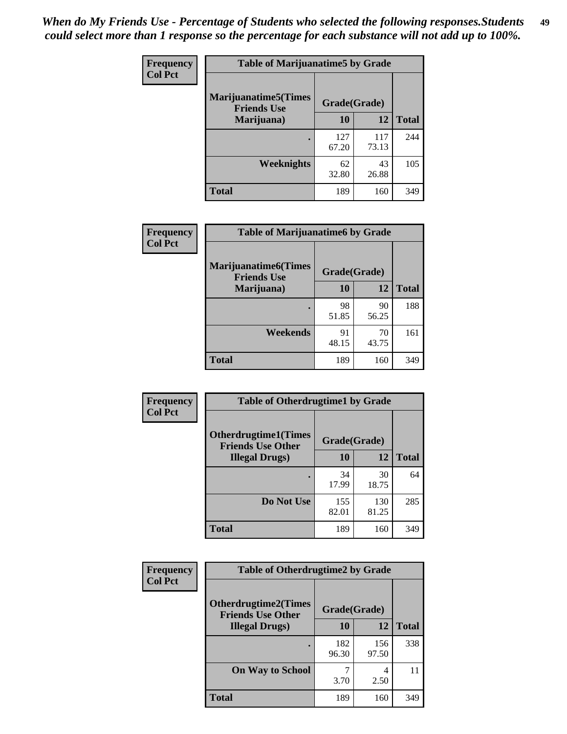*When do My Friends Use - Percentage of Students who selected the following responses.Students could select more than 1 response so the percentage for each substance will not add up to 100%.*

**Frequency**
**Col Pct**

| Table of Marijuanatime5 by Grade | | | |
|---|---|---|---|
| **Marijuanatime5(Times Friends Use Marijuana)** | **Grade(Grade)** | | **Total** |
| | **10** | **12** | |
| **.** | 127<br>67.20 | 117<br>73.13 | 244 |
| **Weeknights** | 62<br>32.80 | 43<br>26.88 | 105 |
| **Total** | 189 | 160 | 349 |

**Frequency**
**Col Pct**

| Table of Marijuanatime6 by Grade | | | |
|---|---|---|---|
| **Marijuanatime6(Times Friends Use Marijuana)** | **Grade(Grade)** | | **Total** |
| | **10** | **12** | |
| **.** | 98<br>51.85 | 90<br>56.25 | 188 |
| **Weekends** | 91<br>48.15 | 70<br>43.75 | 161 |
| **Total** | 189 | 160 | 349 |

**Frequency**
**Col Pct**

| Table of Otherdrugtime1 by Grade | | | |
|---|---|---|---|
| **Otherdrugtime1(Times Friends Use Other Illegal Drugs)** | **Grade(Grade)** | | **Total** |
| | **10** | **12** | |
| **.** | 34<br>17.99 | 30<br>18.75 | 64 |
| **Do Not Use** | 155<br>82.01 | 130<br>81.25 | 285 |
| **Total** | 189 | 160 | 349 |

**Frequency**
**Col Pct**

| Table of Otherdrugtime2 by Grade | | | |
|---|---|---|---|
| **Otherdrugtime2(Times Friends Use Other Illegal Drugs)** | **Grade(Grade)** | | **Total** |
| | **10** | **12** | |
| **.** | 182<br>96.30 | 156<br>97.50 | 338 |
| **On Way to School** | 7<br>3.70 | 4<br>2.50 | 11 |
| **Total** | 189 | 160 | 349 |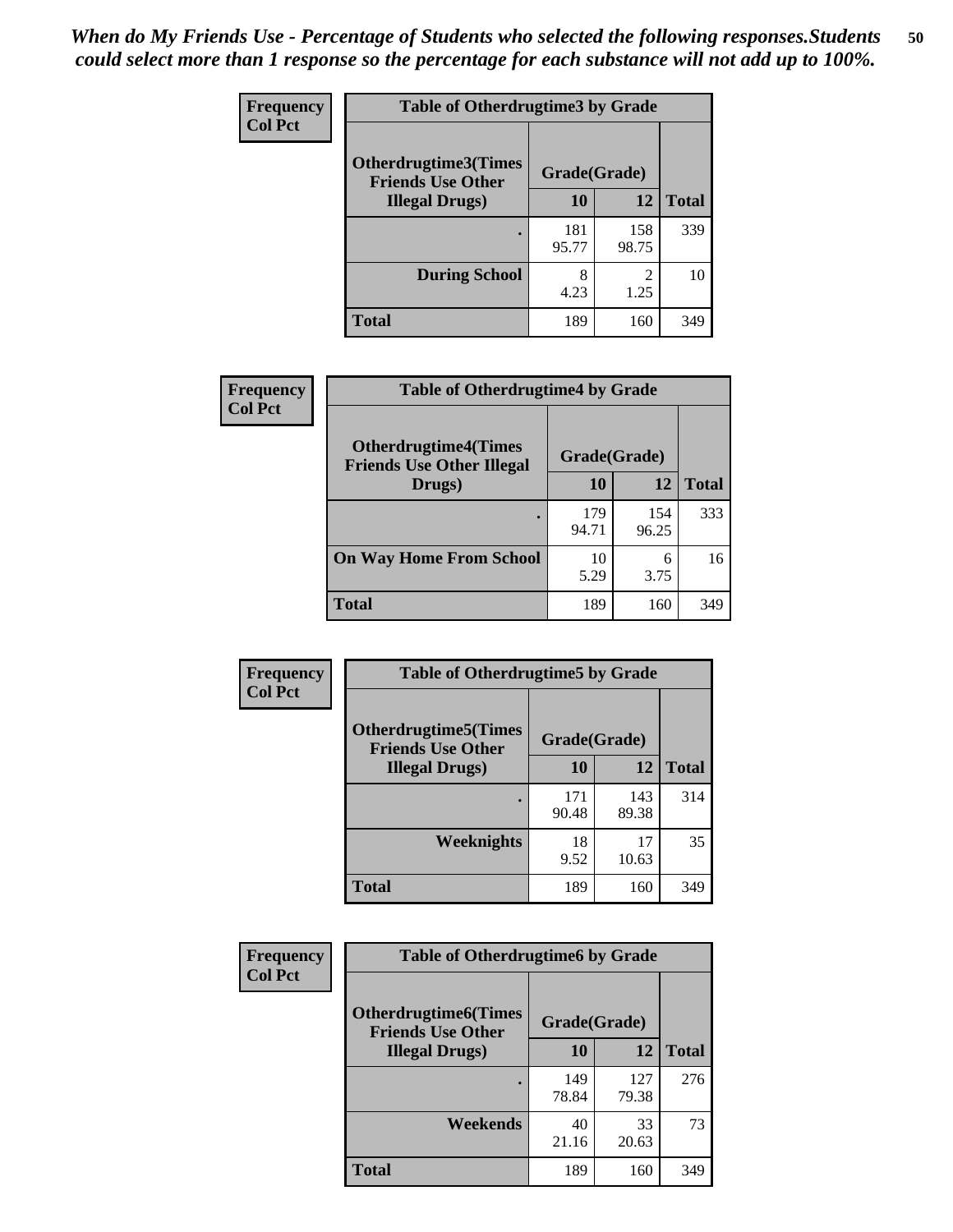*When do My Friends Use - Percentage of Students who selected the following responses.Students could select more than 1 response so the percentage for each substance will not add up to 100%.*

**Frequency**
**Col Pct**

**Table of Otherdrugtime3 by Grade**

| Otherdrugtime3(Times Friends Use Other Illegal Drugs) | Grade(Grade) | | Total |
|---|---|---|---|
| | 10 | 12 | |
| . | 181<br>95.77 | 158<br>98.75 | 339 |
| During School | 8<br>4.23 | 2<br>1.25 | 10 |
| Total | 189 | 160 | 349 |

**Frequency**
**Col Pct**

**Table of Otherdrugtime4 by Grade**

| Otherdrugtime4(Times Friends Use Other Illegal Drugs) | Grade(Grade) | | Total |
|---|---|---|---|
| | 10 | 12 | |
| . | 179<br>94.71 | 154<br>96.25 | 333 |
| On Way Home From School | 10<br>5.29 | 6<br>3.75 | 16 |
| Total | 189 | 160 | 349 |

**Frequency**
**Col Pct**

**Table of Otherdrugtime5 by Grade**

| Otherdrugtime5(Times Friends Use Other Illegal Drugs) | Grade(Grade) | | Total |
|---|---|---|---|
| | 10 | 12 | |
| . | 171<br>90.48 | 143<br>89.38 | 314 |
| Weeknights | 18<br>9.52 | 17<br>10.63 | 35 |
| Total | 189 | 160 | 349 |

**Frequency**
**Col Pct**

**Table of Otherdrugtime6 by Grade**

| Otherdrugtime6(Times Friends Use Other Illegal Drugs) | Grade(Grade) | | Total |
|---|---|---|---|
| | 10 | 12 | |
| . | 149<br>78.84 | 127<br>79.38 | 276 |
| Weekends | 40<br>21.16 | 33<br>20.63 | 73 |
| Total | 189 | 160 | 349 |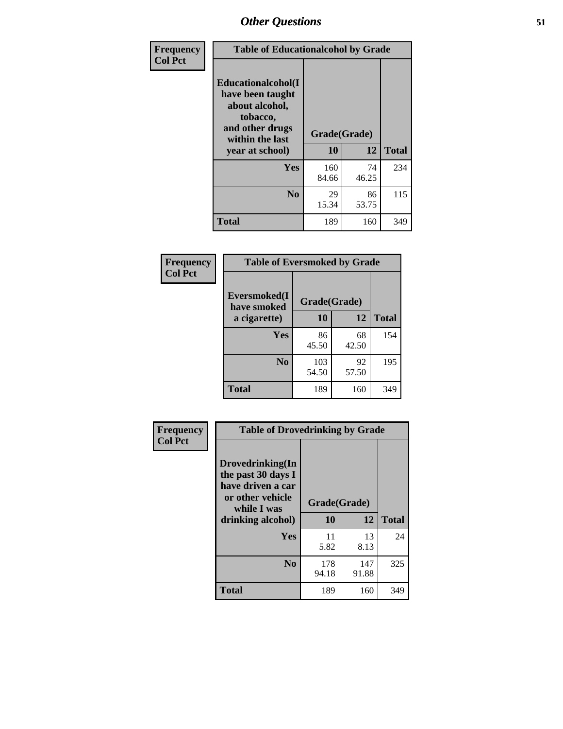## Other Questions

| Frequency<br>Col Pct | Table of Educationalalcohol by Grade | | |
|---|---|---|---|
| **Educationalalcohol(I have been taught about alcohol, tobacco, and other drugs within the last year at school)** | **Grade(Grade)** | | |
| | **10** | **12** | **Total** |
| **Yes** | 160<br>84.66 | 74<br>46.25 | 234 |
| **No** | 29<br>15.34 | 86<br>53.75 | 115 |
| **Total** | 189 | 160 | 349 |

| Frequency<br>Col Pct | Table of Eversmoked by Grade | | |
|---|---|---|---|
| **Eversmoked(I have smoked a cigarette)** | **Grade(Grade)** | | |
| | **10** | **12** | **Total** |
| **Yes** | 86<br>45.50 | 68<br>42.50 | 154 |
| **No** | 103<br>54.50 | 92<br>57.50 | 195 |
| **Total** | 189 | 160 | 349 |

| Frequency<br>Col Pct | Table of Drovedrinking by Grade | | |
|---|---|---|---|
| **Drovedrinking(In the past 30 days I have driven a car or other vehicle while I was drinking alcohol)** | **Grade(Grade)** | | |
| | **10** | **12** | **Total** |
| **Yes** | 11<br>5.82 | 13<br>8.13 | 24 |
| **No** | 178<br>94.18 | 147<br>91.88 | 325 |
| **Total** | 189 | 160 | 349 |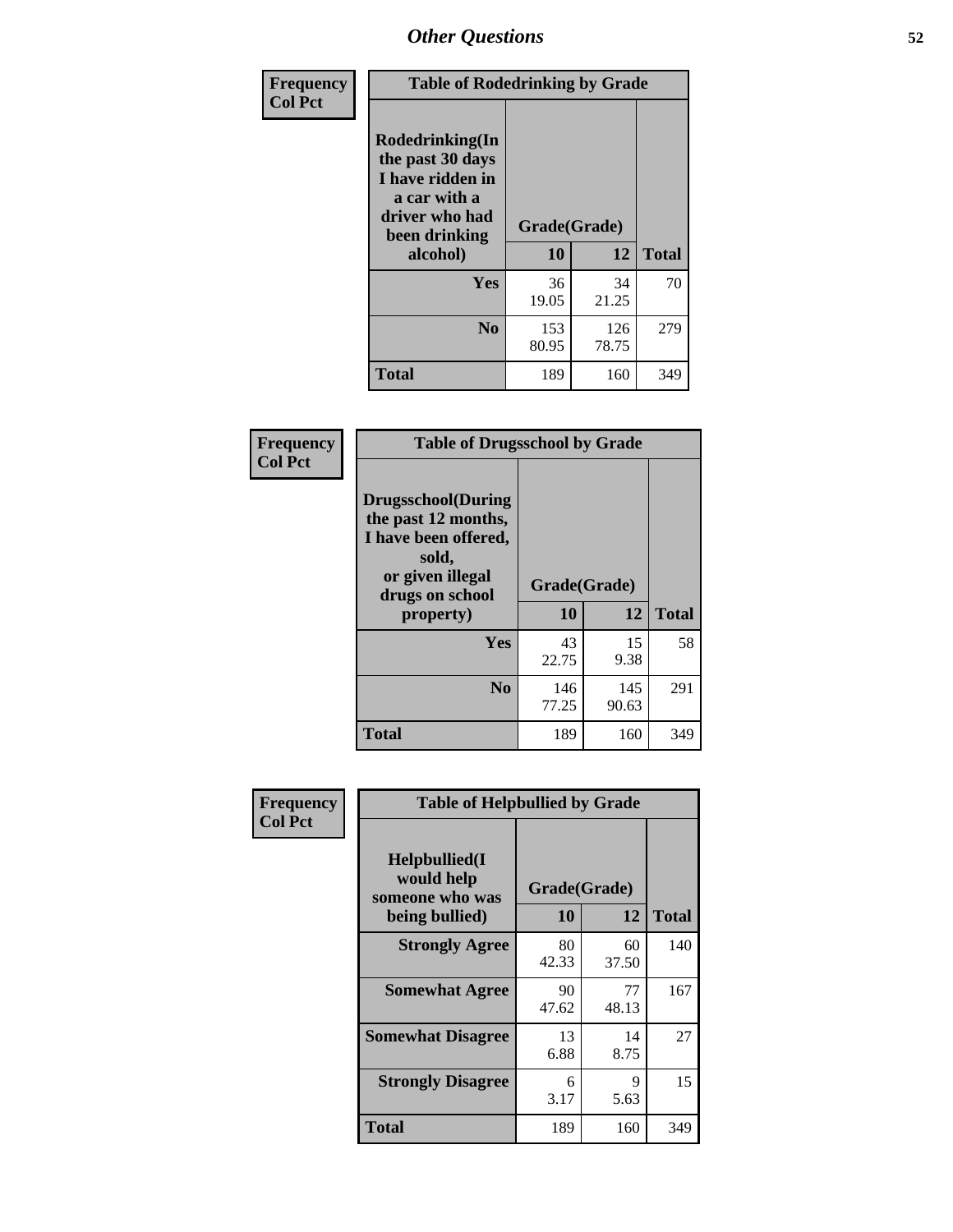# Other Questions

**Frequency**
**Col Pct**

| Table of Rodedrinking by Grade | | | |
|---|---|---|---|
| Rodedrinking(In the past 30 days I have ridden in a car with a driver who had been drinking alcohol) | Grade(Grade) | | |
| | 10 | 12 | Total |
| Yes | 36<br>19.05 | 34<br>21.25 | 70 |
| No | 153<br>80.95 | 126<br>78.75 | 279 |
| Total | 189 | 160 | 349 |

**Frequency**
**Col Pct**

| Table of Drugsschool by Grade | | | |
|---|---|---|---|
| Drugsschool(During the past 12 months, I have been offered, sold, or given illegal drugs on school property) | Grade(Grade) | | |
| | 10 | 12 | Total |
| Yes | 43<br>22.75 | 15<br>9.38 | 58 |
| No | 146<br>77.25 | 145<br>90.63 | 291 |
| Total | 189 | 160 | 349 |

**Frequency**
**Col Pct**

| Table of Helpbullied by Grade | | | |
|---|---|---|---|
| Helpbullied(I would help someone who was being bullied) | Grade(Grade) | | |
| | 10 | 12 | Total |
| Strongly Agree | 80<br>42.33 | 60<br>37.50 | 140 |
| Somewhat Agree | 90<br>47.62 | 77<br>48.13 | 167 |
| Somewhat Disagree | 13<br>6.88 | 14<br>8.75 | 27 |
| Strongly Disagree | 6<br>3.17 | 9<br>5.63 | 15 |
| Total | 189 | 160 | 349 |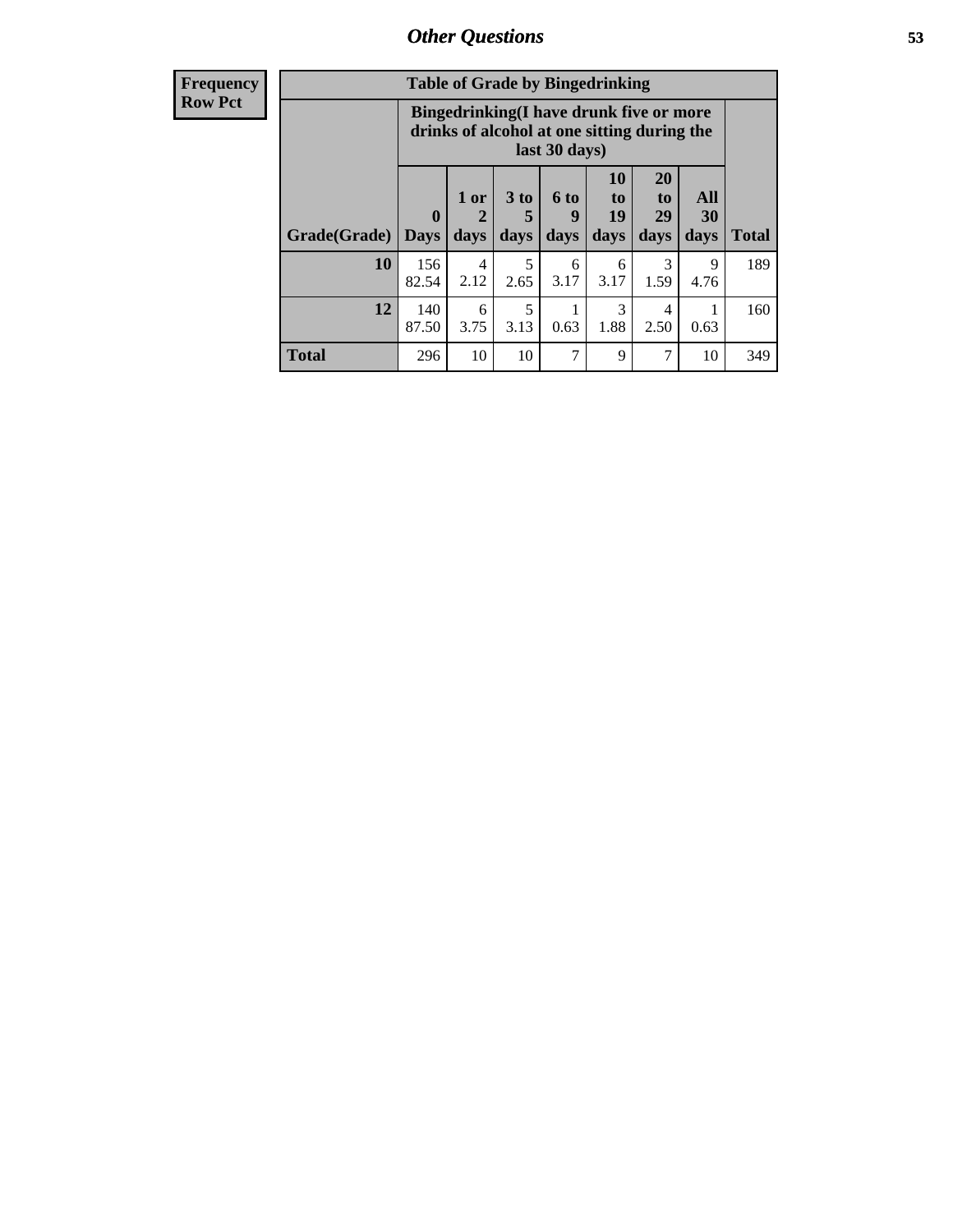## Other Questions

**Frequency Row Pct**

**Table of Grade by Bingedrinking**

| Grade(Grade) | Bingedrinking(I have drunk five or more drinks of alcohol at one sitting during the last 30 days) | | | | | | | Total |
|---|---|---|---|---|---|---|---|---|
| | 0 Days | 1 or 2 days | 3 to 5 days | 6 to 9 days | 10 to 19 days | 20 to 29 days | All 30 days | |
| **10** | 156<br>82.54 | 4<br>2.12 | 5<br>2.65 | 6<br>3.17 | 6<br>3.17 | 3<br>1.59 | 9<br>4.76 | 189 |
| **12** | 140<br>87.50 | 6<br>3.75 | 5<br>3.13 | 1<br>0.63 | 3<br>1.88 | 4<br>2.50 | 1<br>0.63 | 160 |
| **Total** | 296 | 10 | 10 | 7 | 9 | 7 | 10 | 349 |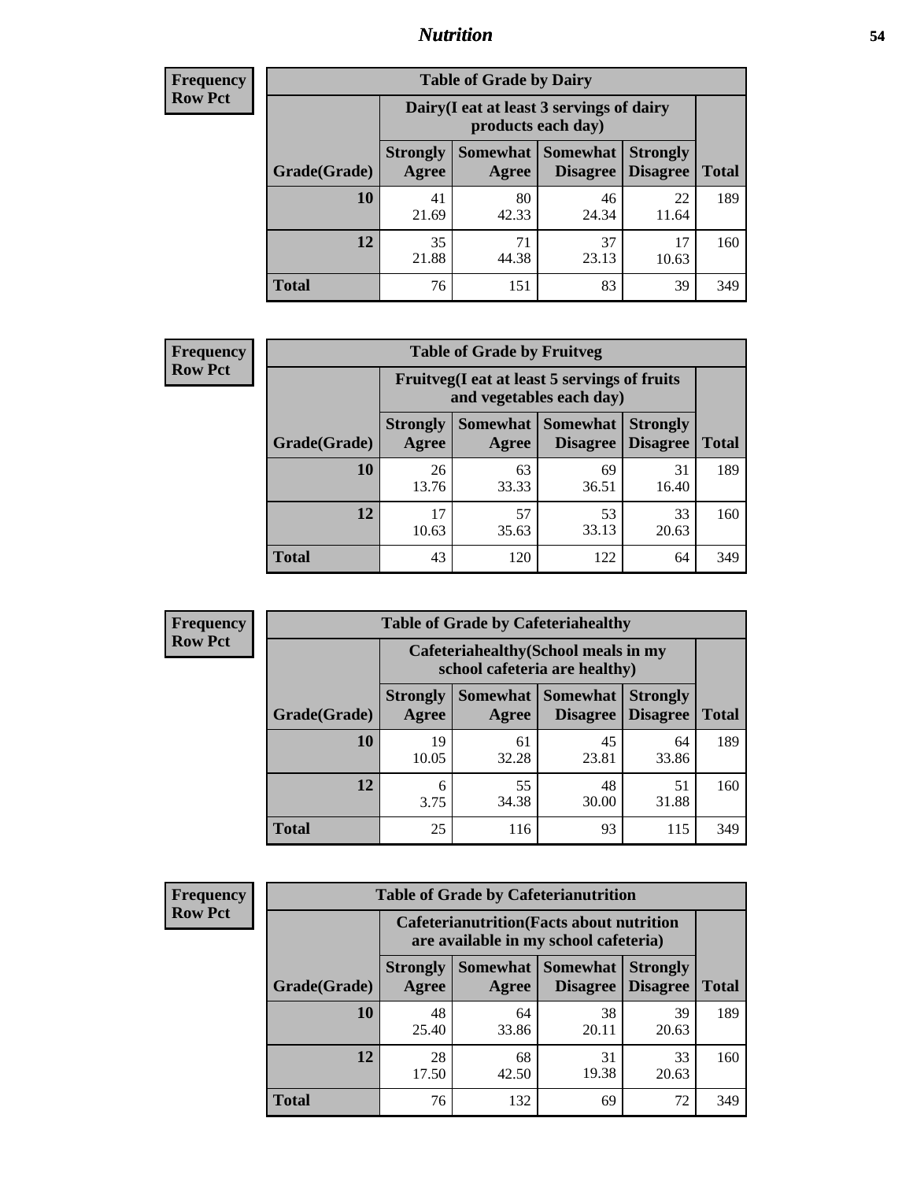## Nutrition

**Frequency**
**Row Pct**

| Table of Grade by Dairy | | | | | |
|---|---|---|---|---|---|
| | Dairy(I eat at least 3 servings of dairy products each day) | | | | |
| Grade(Grade) | Strongly Agree | Somewhat Agree | Somewhat Disagree | Strongly Disagree | Total |
| 10 | 41<br>21.69 | 80<br>42.33 | 46<br>24.34 | 22<br>11.64 | 189 |
| 12 | 35<br>21.88 | 71<br>44.38 | 37<br>23.13 | 17<br>10.63 | 160 |
| Total | 76 | 151 | 83 | 39 | 349 |

**Frequency**
**Row Pct**

| Table of Grade by Fruitveg | | | | | |
|---|---|---|---|---|---|
| | Fruitveg(I eat at least 5 servings of fruits and vegetables each day) | | | | |
| Grade(Grade) | Strongly Agree | Somewhat Agree | Somewhat Disagree | Strongly Disagree | Total |
| 10 | 26<br>13.76 | 63<br>33.33 | 69<br>36.51 | 31<br>16.40 | 189 |
| 12 | 17<br>10.63 | 57<br>35.63 | 53<br>33.13 | 33<br>20.63 | 160 |
| Total | 43 | 120 | 122 | 64 | 349 |

**Frequency**
**Row Pct**

| Table of Grade by Cafeteriahealthy | | | | | |
|---|---|---|---|---|---|
| | Cafeteriahealthy(School meals in my school cafeteria are healthy) | | | | |
| Grade(Grade) | Strongly Agree | Somewhat Agree | Somewhat Disagree | Strongly Disagree | Total |
| 10 | 19<br>10.05 | 61<br>32.28 | 45<br>23.81 | 64<br>33.86 | 189 |
| 12 | 6<br>3.75 | 55<br>34.38 | 48<br>30.00 | 51<br>31.88 | 160 |
| Total | 25 | 116 | 93 | 115 | 349 |

**Frequency**
**Row Pct**

| Table of Grade by Cafeterianutrition | | | | | |
|---|---|---|---|---|---|
| | Cafeterianutrition(Facts about nutrition are available in my school cafeteria) | | | | |
| Grade(Grade) | Strongly Agree | Somewhat Agree | Somewhat Disagree | Strongly Disagree | Total |
| 10 | 48<br>25.40 | 64<br>33.86 | 38<br>20.11 | 39<br>20.63 | 189 |
| 12 | 28<br>17.50 | 68<br>42.50 | 31<br>19.38 | 33<br>20.63 | 160 |
| Total | 76 | 132 | 69 | 72 | 349 |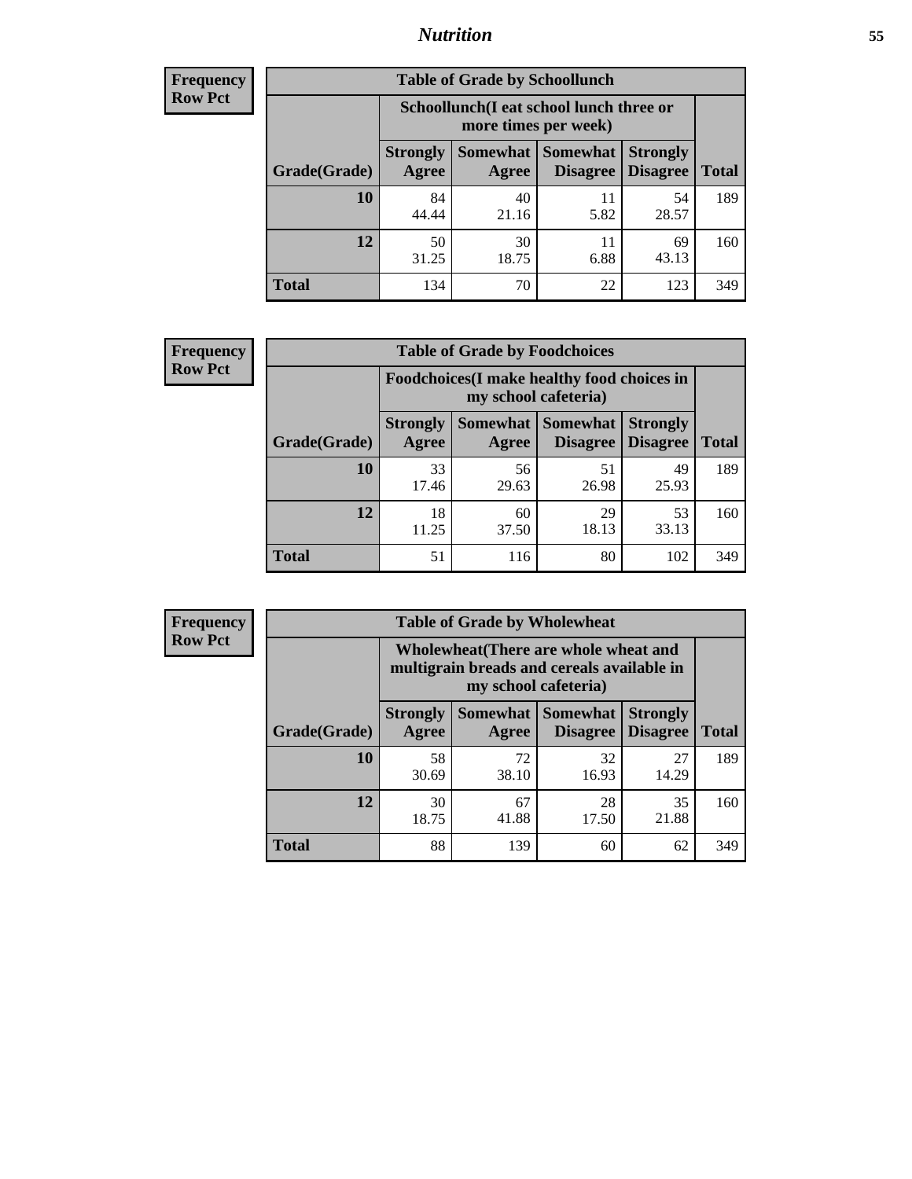## Nutrition

**Frequency**
**Row Pct**

| Table of Grade by Schoollunch | | | | | |
|---|---|---|---|---|---|
| | Schoollunch(I eat school lunch three or more times per week) | | | | |
| Grade(Grade) | Strongly Agree | Somewhat Agree | Somewhat Disagree | Strongly Disagree | Total |
| 10 | 84<br>44.44 | 40<br>21.16 | 11<br>5.82 | 54<br>28.57 | 189 |
| 12 | 50<br>31.25 | 30<br>18.75 | 11<br>6.88 | 69<br>43.13 | 160 |
| Total | 134 | 70 | 22 | 123 | 349 |

**Frequency**
**Row Pct**

| Table of Grade by Foodchoices | | | | | |
|---|---|---|---|---|---|
| | Foodchoices(I make healthy food choices in my school cafeteria) | | | | |
| Grade(Grade) | Strongly Agree | Somewhat Agree | Somewhat Disagree | Strongly Disagree | Total |
| 10 | 33<br>17.46 | 56<br>29.63 | 51<br>26.98 | 49<br>25.93 | 189 |
| 12 | 18<br>11.25 | 60<br>37.50 | 29<br>18.13 | 53<br>33.13 | 160 |
| Total | 51 | 116 | 80 | 102 | 349 |

**Frequency**
**Row Pct**

| Table of Grade by Wholewheat | | | | | |
|---|---|---|---|---|---|
| | Wholewheat(There are whole wheat and multigrain breads and cereals available in my school cafeteria) | | | | |
| Grade(Grade) | Strongly Agree | Somewhat Agree | Somewhat Disagree | Strongly Disagree | Total |
| 10 | 58<br>30.69 | 72<br>38.10 | 32<br>16.93 | 27<br>14.29 | 189 |
| 12 | 30<br>18.75 | 67<br>41.88 | 28<br>17.50 | 35<br>21.88 | 160 |
| Total | 88 | 139 | 60 | 62 | 349 |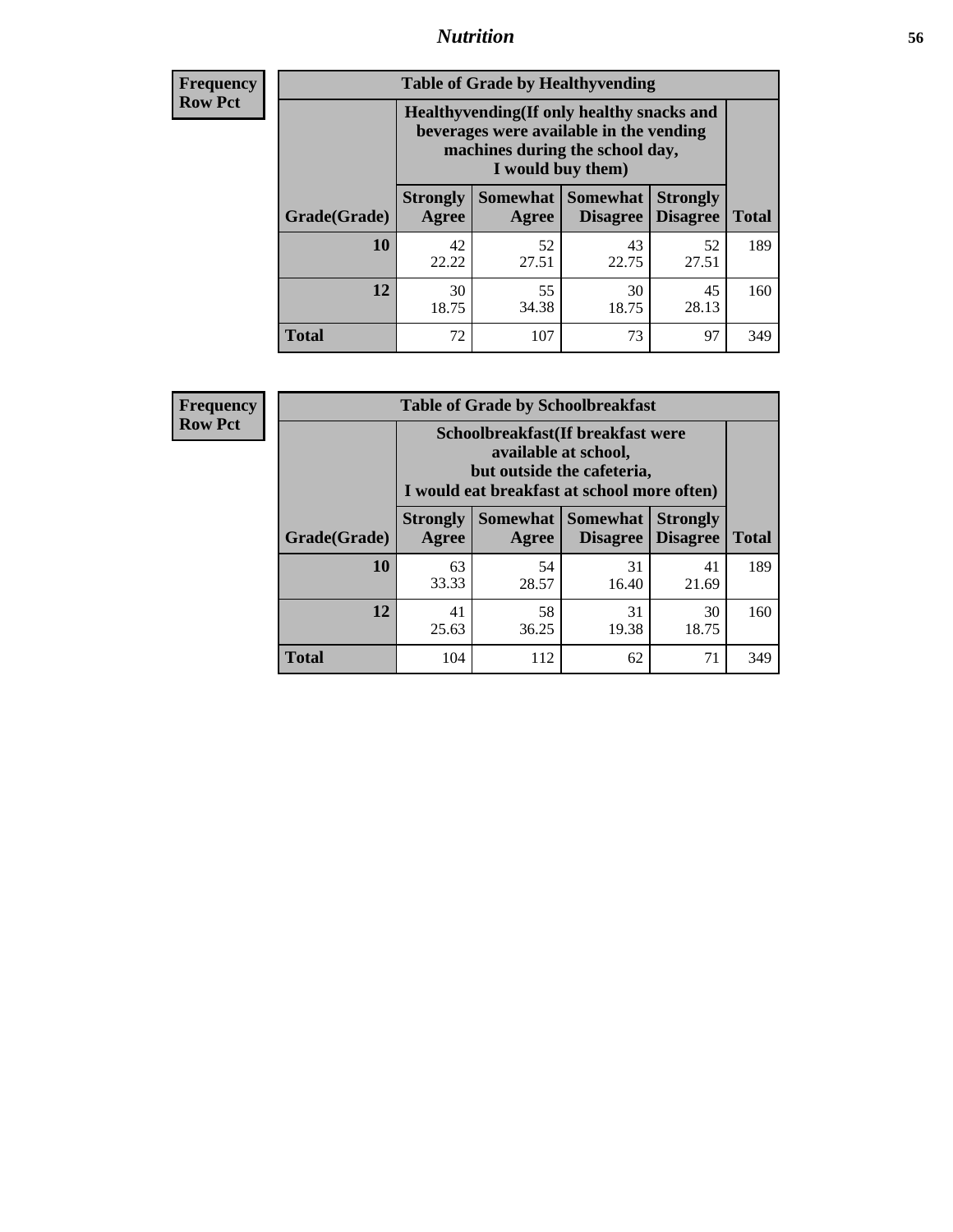| Frequency Row Pct | | | | | |
|---|---|---|---|---|---|

**Table of Grade by Healthyvending**

| | Healthyvending(If only healthy snacks and beverages were available in the vending machines during the school day, I would buy them) | | | | |
|---|---|---|---|---|---|
| Grade(Grade) | Strongly Agree | Somewhat Agree | Somewhat Disagree | Strongly Disagree | Total |
| 10 | 42<br>22.22 | 52<br>27.51 | 43<br>22.75 | 52<br>27.51 | 189 |
| 12 | 30<br>18.75 | 55<br>34.38 | 30<br>18.75 | 45<br>28.13 | 160 |
| Total | 72 | 107 | 73 | 97 | 349 |

| Frequency Row Pct | | | | | |
|---|---|---|---|---|---|

**Table of Grade by Schoolbreakfast**

| | Schoolbreakfast(If breakfast were available at school, but outside the cafeteria, I would eat breakfast at school more often) | | | | |
|---|---|---|---|---|---|
| Grade(Grade) | Strongly Agree | Somewhat Agree | Somewhat Disagree | Strongly Disagree | Total |
| 10 | 63<br>33.33 | 54<br>28.57 | 31<br>16.40 | 41<br>21.69 | 189 |
| 12 | 41<br>25.63 | 58<br>36.25 | 31<br>19.38 | 30<br>18.75 | 160 |
| Total | 104 | 112 | 62 | 71 | 349 |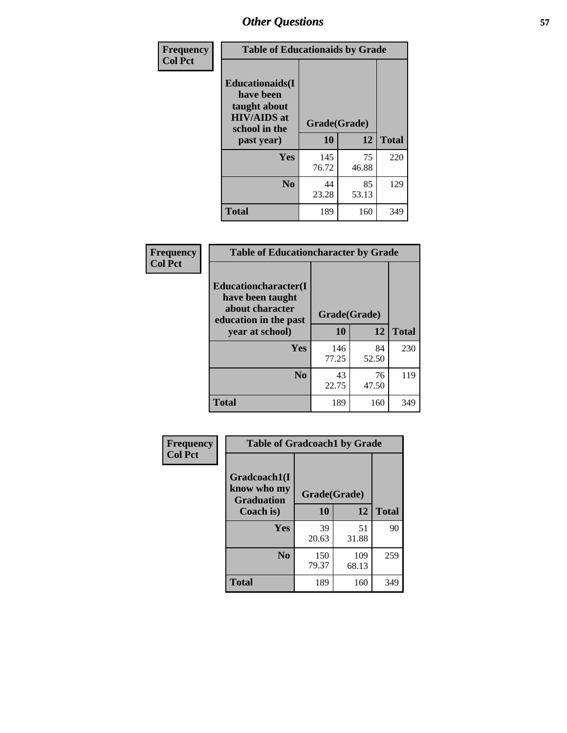| Frequency Col Pct |
|---|

| Table of Educationaids by Grade | | | |
|---|---|---|---|
| Educationaids(I have been taught about HIV/AIDS at school in the past year) | Grade(Grade) | | |
| | 10 | 12 | Total |
| Yes | 145<br>76.72 | 75<br>46.88 | 220 |
| No | 44<br>23.28 | 85<br>53.13 | 129 |
| Total | 189 | 160 | 349 |

| Frequency Col Pct |
|---|

| Table of Educationcharacter by Grade | | | |
|---|---|---|---|
| Educationcharacter(I have been taught about character education in the past year at school) | Grade(Grade) | | |
| | 10 | 12 | Total |
| Yes | 146<br>77.25 | 84<br>52.50 | 230 |
| No | 43<br>22.75 | 76<br>47.50 | 119 |
| Total | 189 | 160 | 349 |

| Frequency Col Pct |
|---|

| Table of Gradcoach1 by Grade | | | |
|---|---|---|---|
| Gradcoach1(I know who my Graduation Coach is) | Grade(Grade) | | |
| | 10 | 12 | Total |
| Yes | 39<br>20.63 | 51<br>31.88 | 90 |
| No | 150<br>79.37 | 109<br>68.13 | 259 |
| Total | 189 | 160 | 349 |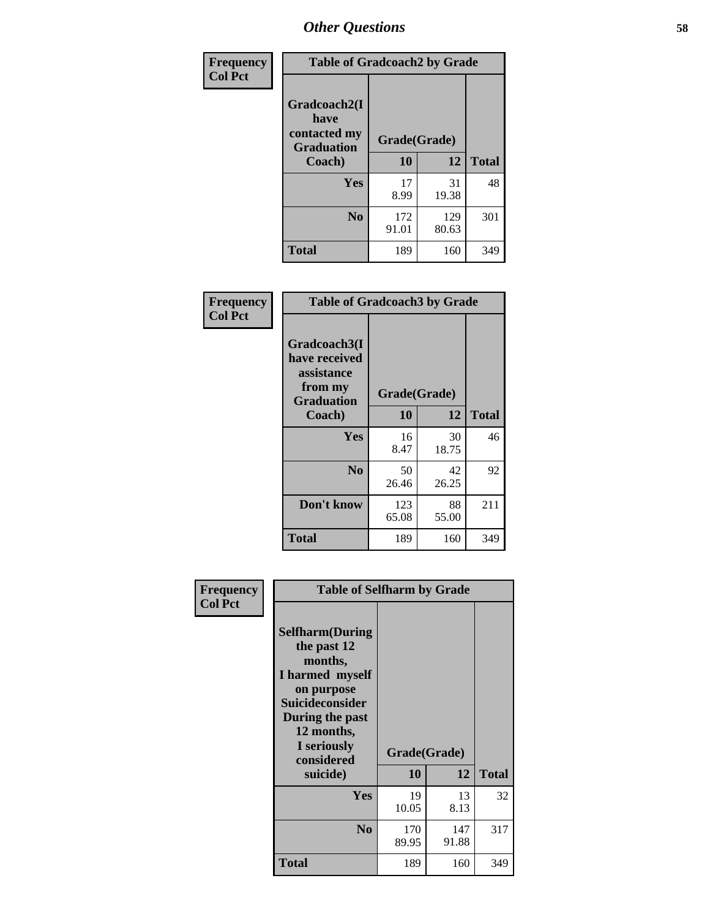## Other Questions

Frequency
Col Pct

| Table of Gradcoach2 by Grade | | | |
|---|---|---|---|
| Gradcoach2(I have contacted my Graduation Coach) | Grade(Grade) | | |
| | 10 | 12 | Total |
| Yes | 17<br>8.99 | 31<br>19.38 | 48 |
| No | 172<br>91.01 | 129<br>80.63 | 301 |
| Total | 189 | 160 | 349 |

Frequency
Col Pct

| Table of Gradcoach3 by Grade | | | |
|---|---|---|---|
| Gradcoach3(I have received assistance from my Graduation Coach) | Grade(Grade) | | |
| | 10 | 12 | Total |
| Yes | 16<br>8.47 | 30<br>18.75 | 46 |
| No | 50<br>26.46 | 42<br>26.25 | 92 |
| Don't know | 123<br>65.08 | 88<br>55.00 | 211 |
| Total | 189 | 160 | 349 |

Frequency
Col Pct

| Table of Selfharm by Grade | | | |
|---|---|---|---|
| Selfharm(During the past 12 months, I harmed myself on purpose Suicideconsider During the past 12 months, I seriously considered suicide) | Grade(Grade) | | |
| | 10 | 12 | Total |
| Yes | 19<br>10.05 | 13<br>8.13 | 32 |
| No | 170<br>89.95 | 147<br>91.88 | 317 |
| Total | 189 | 160 | 349 |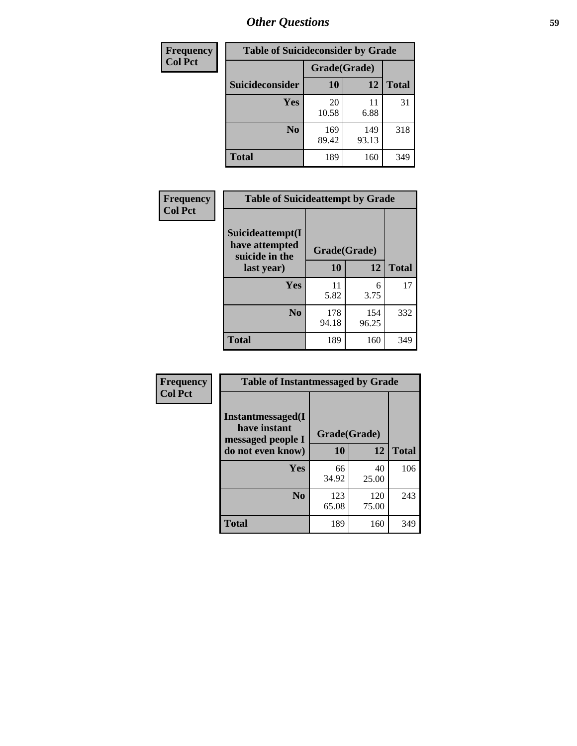| Frequency<br>Col Pct |
|---|

| Table of Suicideconsider by Grade | | | |
|---|---|---|---|
| | Grade(Grade) | | |
| Suicideconsider | 10 | 12 | Total |
| Yes | 20<br>10.58 | 11<br>6.88 | 31 |
| No | 169<br>89.42 | 149<br>93.13 | 318 |
| Total | 189 | 160 | 349 |

| Frequency<br>Col Pct |
|---|

| Table of Suicideattempt by Grade | | | |
|---|---|---|---|
| Suicideattempt(I have attempted suicide in the last year) | Grade(Grade) | | |
| | 10 | 12 | Total |
| Yes | 11<br>5.82 | 6<br>3.75 | 17 |
| No | 178<br>94.18 | 154<br>96.25 | 332 |
| Total | 189 | 160 | 349 |

| Frequency<br>Col Pct |
|---|

| Table of Instantmessaged by Grade | | | |
|---|---|---|---|
| Instantmessaged(I have instant messaged people I do not even know) | Grade(Grade) | | |
| | 10 | 12 | Total |
| Yes | 66<br>34.92 | 40<br>25.00 | 106 |
| No | 123<br>65.08 | 120<br>75.00 | 243 |
| Total | 189 | 160 | 349 |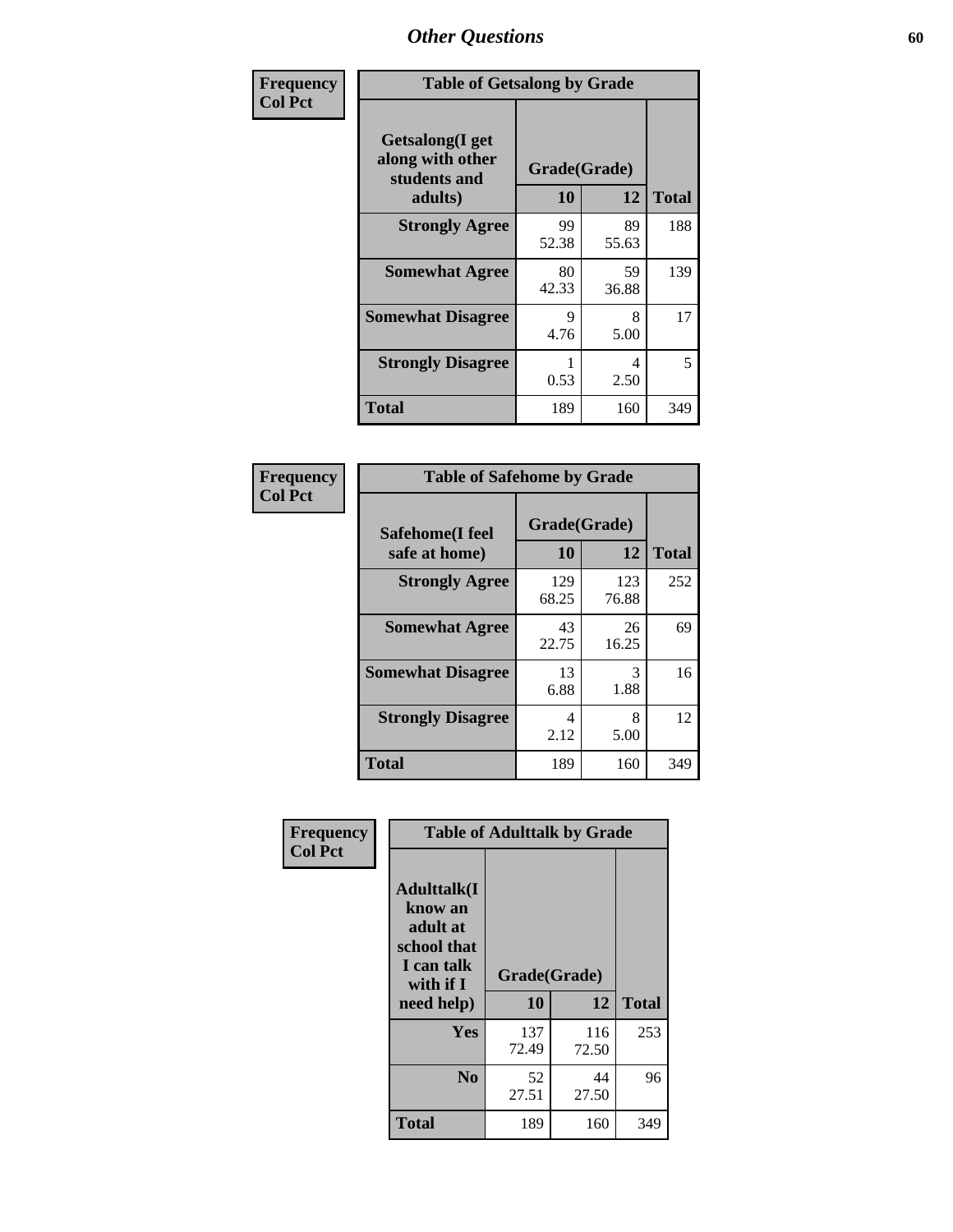# Other Questions

**Frequency / Col Pct**

| Getsalong(I get along with other students and adults) | Grade(Grade) 10 | 12 | Total |
|---|---|---|---|
| **Strongly Agree** | 99<br>52.38 | 89<br>55.63 | 188 |
| **Somewhat Agree** | 80<br>42.33 | 59<br>36.88 | 139 |
| **Somewhat Disagree** | 9<br>4.76 | 8<br>5.00 | 17 |
| **Strongly Disagree** | 1<br>0.53 | 4<br>2.50 | 5 |
| **Total** | 189 | 160 | 349 |

Table of Getsalong by Grade

**Frequency / Col Pct**

| Safehome(I feel safe at home) | Grade(Grade) 10 | 12 | Total |
|---|---|---|---|
| **Strongly Agree** | 129<br>68.25 | 123<br>76.88 | 252 |
| **Somewhat Agree** | 43<br>22.75 | 26<br>16.25 | 69 |
| **Somewhat Disagree** | 13<br>6.88 | 3<br>1.88 | 16 |
| **Strongly Disagree** | 4<br>2.12 | 8<br>5.00 | 12 |
| **Total** | 189 | 160 | 349 |

Table of Safehome by Grade

**Frequency / Col Pct**

| Adulttalk(I know an adult at school that I can talk with if I need help) | Grade(Grade) 10 | 12 | Total |
|---|---|---|---|
| **Yes** | 137<br>72.49 | 116<br>72.50 | 253 |
| **No** | 52<br>27.51 | 44<br>27.50 | 96 |
| **Total** | 189 | 160 | 349 |

Table of Adulttalk by Grade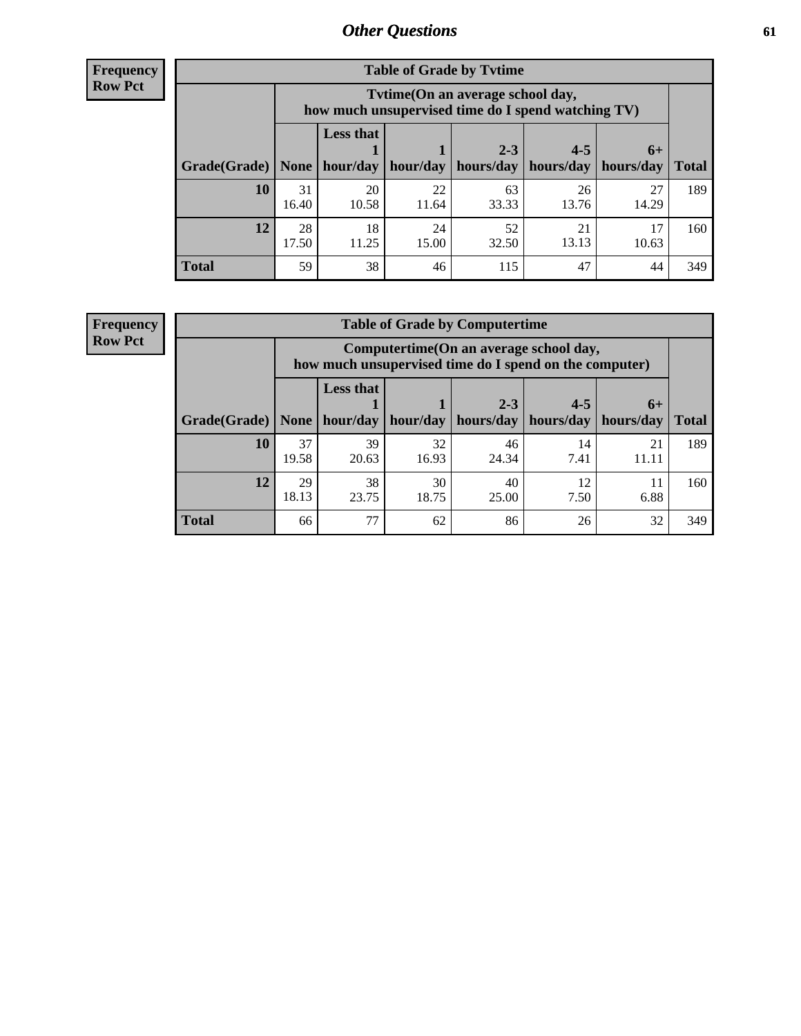## Other Questions

**Frequency**
**Row Pct**

| Table of Grade by Tvtime | | | | | | | |
|---|---|---|---|---|---|---|---|
| | Tvtime(On an average school day, how much unsupervised time do I spend watching TV) | | | | | | |
| Grade(Grade) | None | Less that 1 hour/day | 1 hour/day | 2-3 hours/day | 4-5 hours/day | 6+ hours/day | Total |
| **10** | 31<br>16.40 | 20<br>10.58 | 22<br>11.64 | 63<br>33.33 | 26<br>13.76 | 27<br>14.29 | 189 |
| **12** | 28<br>17.50 | 18<br>11.25 | 24<br>15.00 | 52<br>32.50 | 21<br>13.13 | 17<br>10.63 | 160 |
| **Total** | 59 | 38 | 46 | 115 | 47 | 44 | 349 |

**Frequency**
**Row Pct**

| Table of Grade by Computertime | | | | | | | |
|---|---|---|---|---|---|---|---|
| | Computertime(On an average school day, how much unsupervised time do I spend on the computer) | | | | | | |
| Grade(Grade) | None | Less that 1 hour/day | 1 hour/day | 2-3 hours/day | 4-5 hours/day | 6+ hours/day | Total |
| **10** | 37<br>19.58 | 39<br>20.63 | 32<br>16.93 | 46<br>24.34 | 14<br>7.41 | 21<br>11.11 | 189 |
| **12** | 29<br>18.13 | 38<br>23.75 | 30<br>18.75 | 40<br>25.00 | 12<br>7.50 | 11<br>6.88 | 160 |
| **Total** | 66 | 77 | 62 | 86 | 26 | 32 | 349 |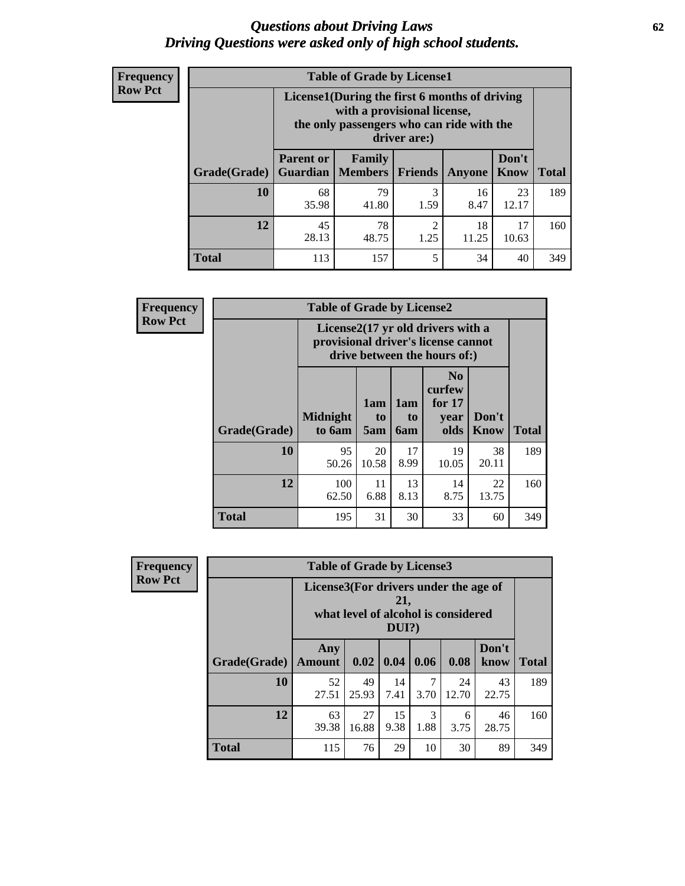# *Questions about Driving Laws*
# *Driving Questions were asked only of high school students.*

**Frequency**
**Row Pct**

**Table of Grade by License1**

| Grade(Grade) | License1(During the first 6 months of driving with a provisional license, the only passengers who can ride with the driver are:) | | | | | Total |
|---|---|---|---|---|---|---|
| | Parent or Guardian | Family Members | Friends | Anyone | Don't Know | |
| **10** | 68<br>35.98 | 79<br>41.80 | 3<br>1.59 | 16<br>8.47 | 23<br>12.17 | 189 |
| **12** | 45<br>28.13 | 78<br>48.75 | 2<br>1.25 | 18<br>11.25 | 17<br>10.63 | 160 |
| **Total** | 113 | 157 | 5 | 34 | 40 | 349 |

**Frequency**
**Row Pct**

**Table of Grade by License2**

| Grade(Grade) | License2(17 yr old drivers with a provisional driver's license cannot drive between the hours of:) | | | | | Total |
|---|---|---|---|---|---|---|
| | Midnight to 6am | 1am to 5am | 1am to 6am | No curfew for 17 year olds | Don't Know | |
| **10** | 95<br>50.26 | 20<br>10.58 | 17<br>8.99 | 19<br>10.05 | 38<br>20.11 | 189 |
| **12** | 100<br>62.50 | 11<br>6.88 | 13<br>8.13 | 14<br>8.75 | 22<br>13.75 | 160 |
| **Total** | 195 | 31 | 30 | 33 | 60 | 349 |

**Frequency**
**Row Pct**

**Table of Grade by License3**

| Grade(Grade) | License3(For drivers under the age of 21, what level of alcohol is considered DUI?) | | | | | | Total |
|---|---|---|---|---|---|---|---|
| | Any Amount | 0.02 | 0.04 | 0.06 | 0.08 | Don't know | |
| **10** | 52<br>27.51 | 49<br>25.93 | 14<br>7.41 | 7<br>3.70 | 24<br>12.70 | 43<br>22.75 | 189 |
| **12** | 63<br>39.38 | 27<br>16.88 | 15<br>9.38 | 3<br>1.88 | 6<br>3.75 | 46<br>28.75 | 160 |
| **Total** | 115 | 76 | 29 | 10 | 30 | 89 | 349 |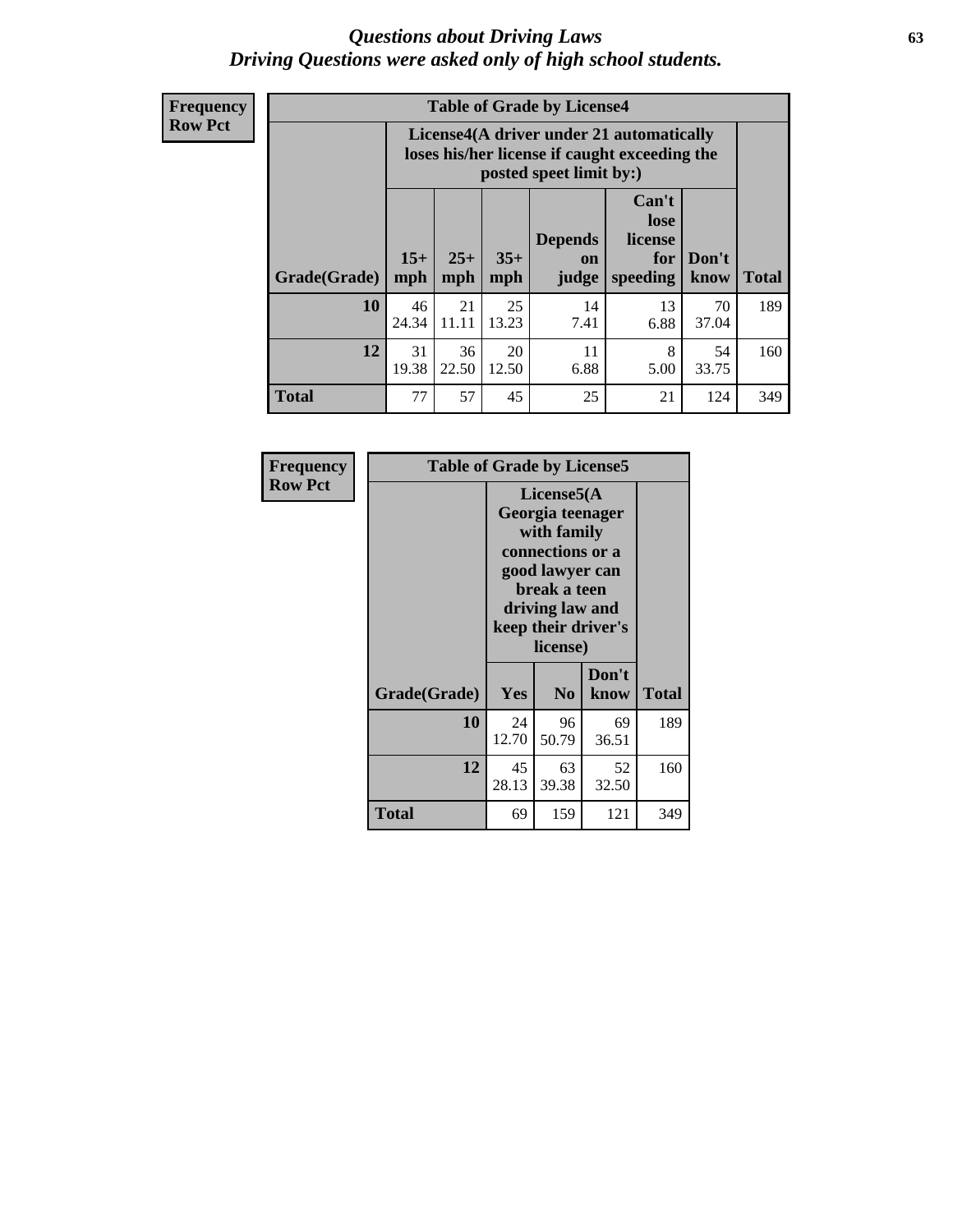# *Questions about Driving Laws*
## *Driving Questions were asked only of high school students.*

**Frequency**
**Row Pct**

| Table of Grade by License4 | | | | | | | |
|---|---|---|---|---|---|---|---|
| | License4(A driver under 21 automatically loses his/her license if caught exceeding the posted speet limit by:) | | | | | | |
| Grade(Grade) | 15+ mph | 25+ mph | 35+ mph | Depends on judge | Can't lose license for speeding | Don't know | Total |
| **10** | 46<br>24.34 | 21<br>11.11 | 25<br>13.23 | 14<br>7.41 | 13<br>6.88 | 70<br>37.04 | 189 |
| **12** | 31<br>19.38 | 36<br>22.50 | 20<br>12.50 | 11<br>6.88 | 8<br>5.00 | 54<br>33.75 | 160 |
| **Total** | 77 | 57 | 45 | 25 | 21 | 124 | 349 |

**Frequency**
**Row Pct**

| Table of Grade by License5 | | | | |
|---|---|---|---|---|
| | License5(A Georgia teenager with family connections or a good lawyer can break a teen driving law and keep their driver's license) | | | |
| Grade(Grade) | Yes | No | Don't know | Total |
| **10** | 24<br>12.70 | 96<br>50.79 | 69<br>36.51 | 189 |
| **12** | 45<br>28.13 | 63<br>39.38 | 52<br>32.50 | 160 |
| **Total** | 69 | 159 | 121 | 349 |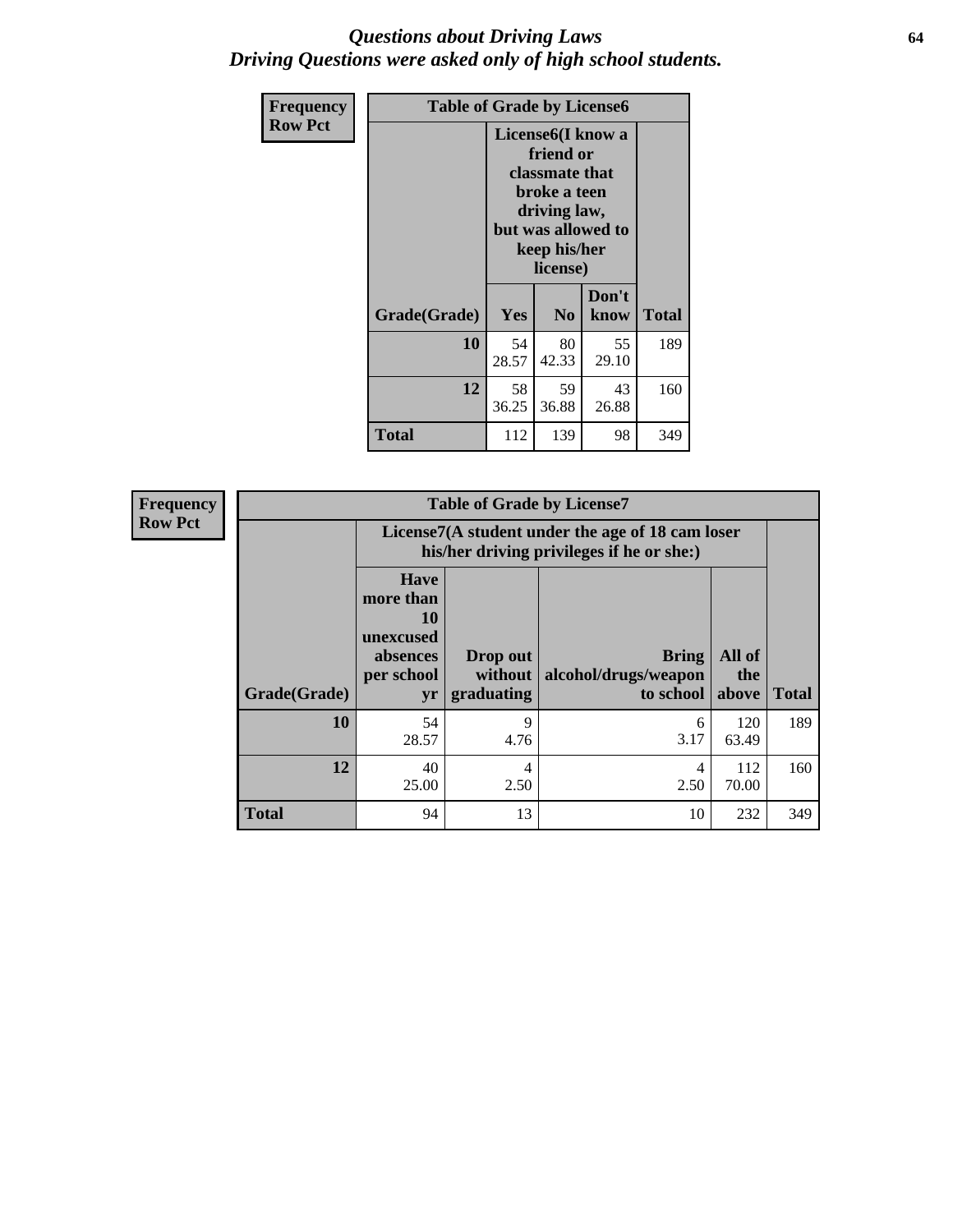# *Questions about Driving Laws*
## *Driving Questions were asked only of high school students.*

**Frequency**
**Row Pct**

**Table of Grade by License6**

| Grade(Grade) | License6(I know a friend or classmate that broke a teen driving law, but was allowed to keep his/her license) Yes | No | Don't know | Total |
|---|---|---|---|---|
| **10** | 54<br>28.57 | 80<br>42.33 | 55<br>29.10 | 189 |
| **12** | 58<br>36.25 | 59<br>36.88 | 43<br>26.88 | 160 |
| **Total** | 112 | 139 | 98 | 349 |

**Frequency**
**Row Pct**

**Table of Grade by License7**

| Grade(Grade) | License7(A student under the age of 18 cam loser his/her driving privileges if he or she:) Have more than 10 unexcused absences per school yr | Drop out without graduating | Bring alcohol/drugs/weapon to school | All of the above | Total |
|---|---|---|---|---|---|
| **10** | 54<br>28.57 | 9<br>4.76 | 6<br>3.17 | 120<br>63.49 | 189 |
| **12** | 40<br>25.00 | 4<br>2.50 | 4<br>2.50 | 112<br>70.00 | 160 |
| **Total** | 94 | 13 | 10 | 232 | 349 |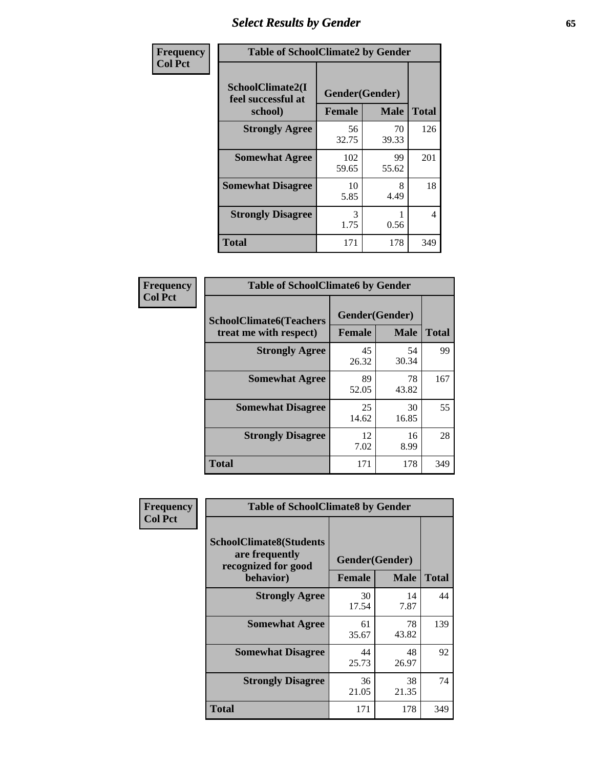# Select Results by Gender

**Frequency / Col Pct**

| Table of SchoolClimate2 by Gender | | | |
|---|---|---|---|
| SchoolClimate2(I feel successful at school) | Gender(Gender) | | |
| | Female | Male | Total |
| Strongly Agree | 56<br>32.75 | 70<br>39.33 | 126 |
| Somewhat Agree | 102<br>59.65 | 99<br>55.62 | 201 |
| Somewhat Disagree | 10<br>5.85 | 8<br>4.49 | 18 |
| Strongly Disagree | 3<br>1.75 | 1<br>0.56 | 4 |
| Total | 171 | 178 | 349 |

**Frequency / Col Pct**

| Table of SchoolClimate6 by Gender | | | |
|---|---|---|---|
| SchoolClimate6(Teachers treat me with respect) | Gender(Gender) | | |
| | Female | Male | Total |
| Strongly Agree | 45<br>26.32 | 54<br>30.34 | 99 |
| Somewhat Agree | 89<br>52.05 | 78<br>43.82 | 167 |
| Somewhat Disagree | 25<br>14.62 | 30<br>16.85 | 55 |
| Strongly Disagree | 12<br>7.02 | 16<br>8.99 | 28 |
| Total | 171 | 178 | 349 |

**Frequency / Col Pct**

| Table of SchoolClimate8 by Gender | | | |
|---|---|---|---|
| SchoolClimate8(Students are frequently recognized for good behavior) | Gender(Gender) | | |
| | Female | Male | Total |
| Strongly Agree | 30<br>17.54 | 14<br>7.87 | 44 |
| Somewhat Agree | 61<br>35.67 | 78<br>43.82 | 139 |
| Somewhat Disagree | 44<br>25.73 | 48<br>26.97 | 92 |
| Strongly Disagree | 36<br>21.05 | 38<br>21.35 | 74 |
| Total | 171 | 178 | 349 |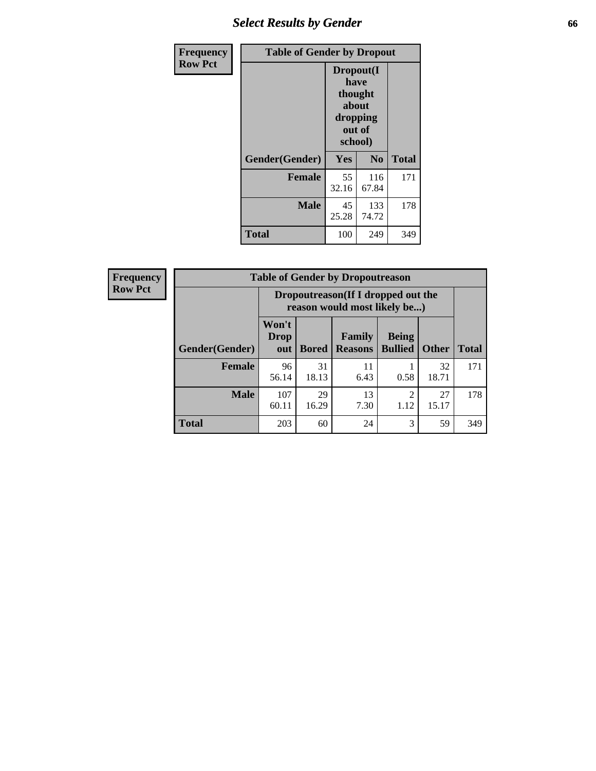## Select Results by Gender

**Frequency**
**Row Pct**

| Table of Gender by Dropout | | | |
|---|---|---|---|
| | Dropout(I have thought about dropping out of school) | | |
| Gender(Gender) | Yes | No | Total |
| **Female** | 55<br>32.16 | 116<br>67.84 | 171 |
| **Male** | 45<br>25.28 | 133<br>74.72 | 178 |
| **Total** | 100 | 249 | 349 |

**Frequency**
**Row Pct**

| Table of Gender by Dropoutreason | | | | | | |
|---|---|---|---|---|---|---|
| | Dropoutreason(If I dropped out the reason would most likely be...) | | | | | |
| Gender(Gender) | Won't Drop out | Bored | Family Reasons | Being Bullied | Other | Total |
| **Female** | 96<br>56.14 | 31<br>18.13 | 11<br>6.43 | 1<br>0.58 | 32<br>18.71 | 171 |
| **Male** | 107<br>60.11 | 29<br>16.29 | 13<br>7.30 | 2<br>1.12 | 27<br>15.17 | 178 |
| **Total** | 203 | 60 | 24 | 3 | 59 | 349 |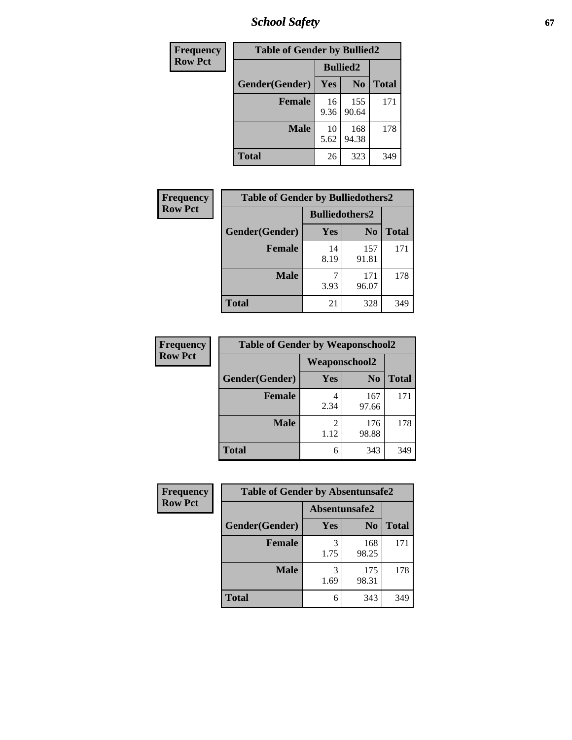| Frequency |
|---|
| Row Pct |

| Table of Gender by Bullied2 | | | |
|---|---|---|---|
| | Bullied2 | | |
| Gender(Gender) | Yes | No | Total |
| Female | 16<br>9.36 | 155<br>90.64 | 171 |
| Male | 10<br>5.62 | 168<br>94.38 | 178 |
| Total | 26 | 323 | 349 |

| Frequency |
|---|
| Row Pct |

| Table of Gender by Bulliedothers2 | | | |
|---|---|---|---|
| | Bulliedothers2 | | |
| Gender(Gender) | Yes | No | Total |
| Female | 14<br>8.19 | 157<br>91.81 | 171 |
| Male | 7<br>3.93 | 171<br>96.07 | 178 |
| Total | 21 | 328 | 349 |

| Frequency |
|---|
| Row Pct |

| Table of Gender by Weaponschool2 | | | |
|---|---|---|---|
| | Weaponschool2 | | |
| Gender(Gender) | Yes | No | Total |
| Female | 4<br>2.34 | 167<br>97.66 | 171 |
| Male | 2<br>1.12 | 176<br>98.88 | 178 |
| Total | 6 | 343 | 349 |

| Frequency |
|---|
| Row Pct |

| Table of Gender by Absentunsafe2 | | | |
|---|---|---|---|
| | Absentunsafe2 | | |
| Gender(Gender) | Yes | No | Total |
| Female | 3<br>1.75 | 168<br>98.25 | 171 |
| Male | 3<br>1.69 | 175<br>98.31 | 178 |
| Total | 6 | 343 | 349 |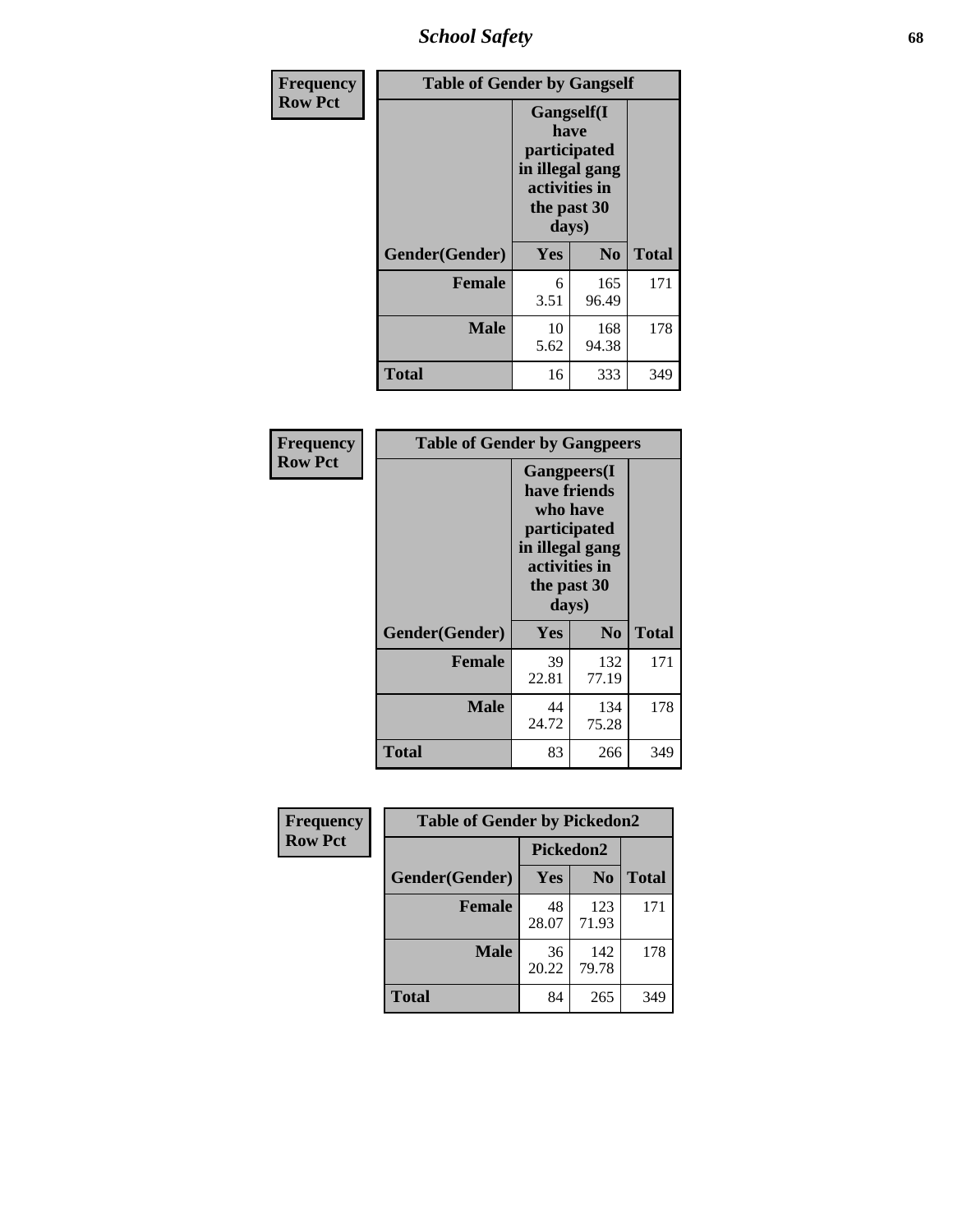| Frequency<br>Row Pct | Table of Gender by Gangself | | |
|---|---|---|---|
| | Gangself(I have participated in illegal gang activities in the past 30 days) | | |
| Gender(Gender) | Yes | No | Total |
| Female | 6<br>3.51 | 165<br>96.49 | 171 |
| Male | 10<br>5.62 | 168<br>94.38 | 178 |
| Total | 16 | 333 | 349 |

| Frequency<br>Row Pct | Table of Gender by Gangpeers | | |
|---|---|---|---|
| | Gangpeers(I have friends who have participated in illegal gang activities in the past 30 days) | | |
| Gender(Gender) | Yes | No | Total |
| Female | 39<br>22.81 | 132<br>77.19 | 171 |
| Male | 44<br>24.72 | 134<br>75.28 | 178 |
| Total | 83 | 266 | 349 |

| Frequency<br>Row Pct | Table of Gender by Pickedon2 | | |
|---|---|---|---|
| | Pickedon2 | | |
| Gender(Gender) | Yes | No | Total |
| Female | 48<br>28.07 | 123<br>71.93 | 171 |
| Male | 36<br>20.22 | 142<br>79.78 | 178 |
| Total | 84 | 265 | 349 |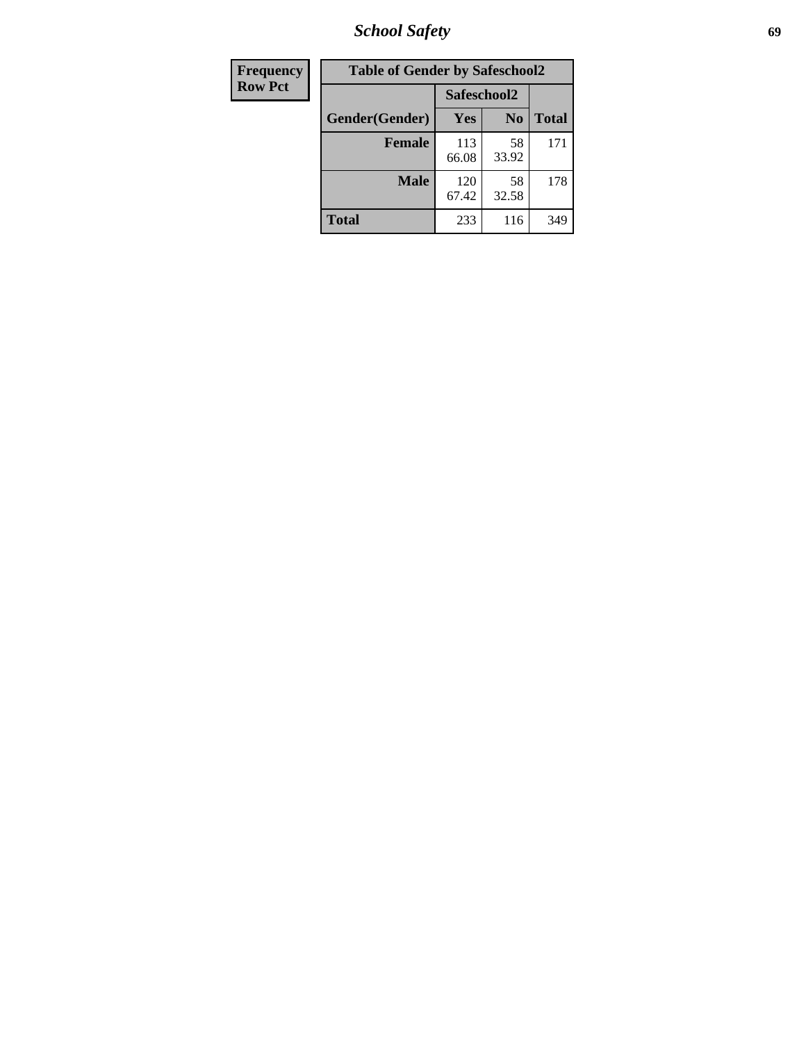| Frequency Row Pct | Table of Gender by Safeschool2 | | |
|---|---|---|---|
| | Safeschool2 | | |
| Gender(Gender) | Yes | No | Total |
| Female | 113 66.08 | 58 33.92 | 171 |
| Male | 120 67.42 | 58 32.58 | 178 |
| Total | 233 | 116 | 349 |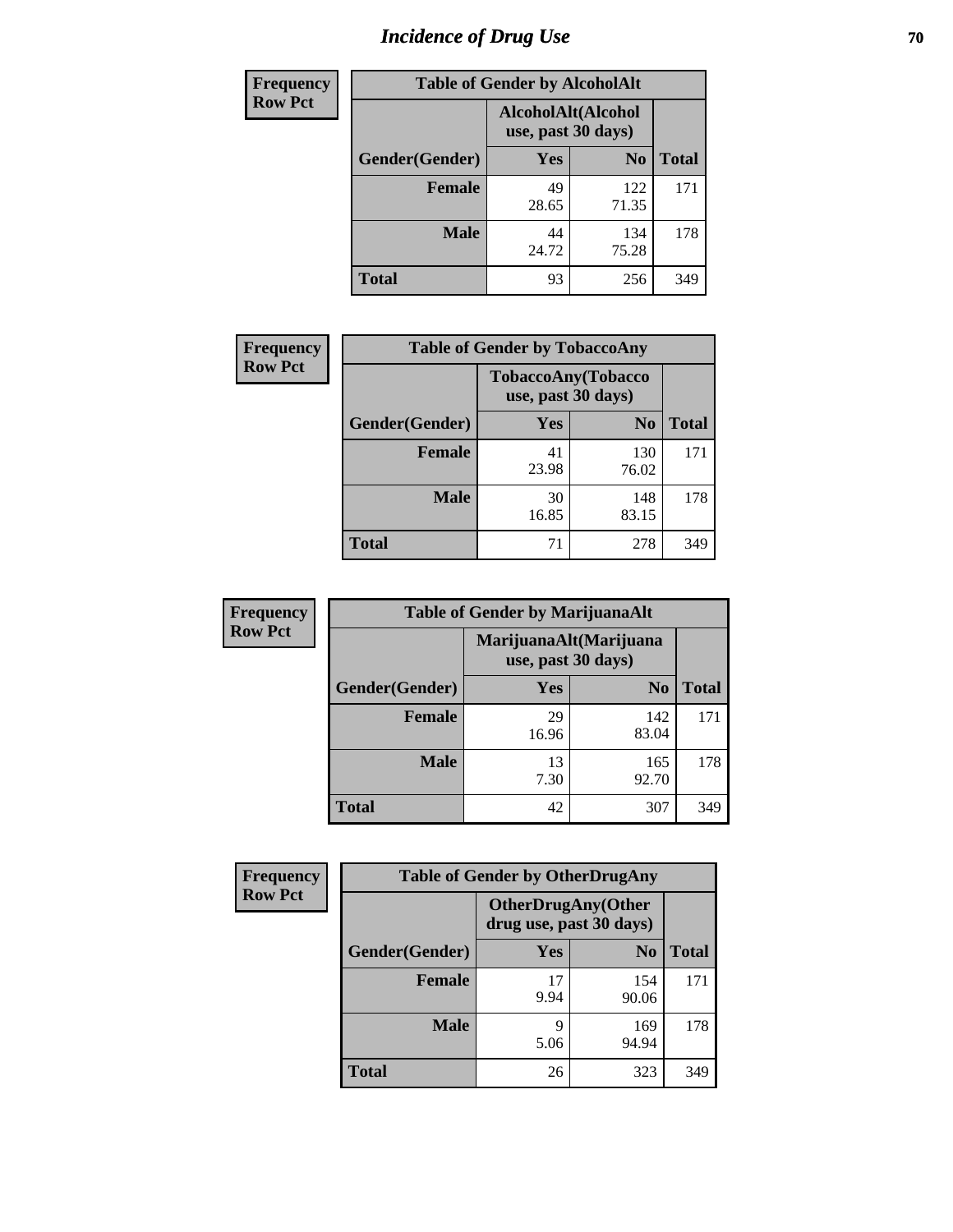# Incidence of Drug Use

| Frequency<br>Row Pct | Table of Gender by AlcoholAlt | | |
|---|---|---|---|
| | AlcoholAlt(Alcohol use, past 30 days) | | |
| Gender(Gender) | Yes | No | Total |
| Female | 49<br>28.65 | 122<br>71.35 | 171 |
| Male | 44<br>24.72 | 134<br>75.28 | 178 |
| Total | 93 | 256 | 349 |

| Frequency<br>Row Pct | Table of Gender by TobaccoAny | | |
|---|---|---|---|
| | TobaccoAny(Tobacco use, past 30 days) | | |
| Gender(Gender) | Yes | No | Total |
| Female | 41<br>23.98 | 130<br>76.02 | 171 |
| Male | 30<br>16.85 | 148<br>83.15 | 178 |
| Total | 71 | 278 | 349 |

| Frequency<br>Row Pct | Table of Gender by MarijuanaAlt | | |
|---|---|---|---|
| | MarijuanaAlt(Marijuana use, past 30 days) | | |
| Gender(Gender) | Yes | No | Total |
| Female | 29<br>16.96 | 142<br>83.04 | 171 |
| Male | 13<br>7.30 | 165<br>92.70 | 178 |
| Total | 42 | 307 | 349 |

| Frequency<br>Row Pct | Table of Gender by OtherDrugAny | | |
|---|---|---|---|
| | OtherDrugAny(Other drug use, past 30 days) | | |
| Gender(Gender) | Yes | No | Total |
| Female | 17<br>9.94 | 154<br>90.06 | 171 |
| Male | 9<br>5.06 | 169<br>94.94 | 178 |
| Total | 26 | 323 | 349 |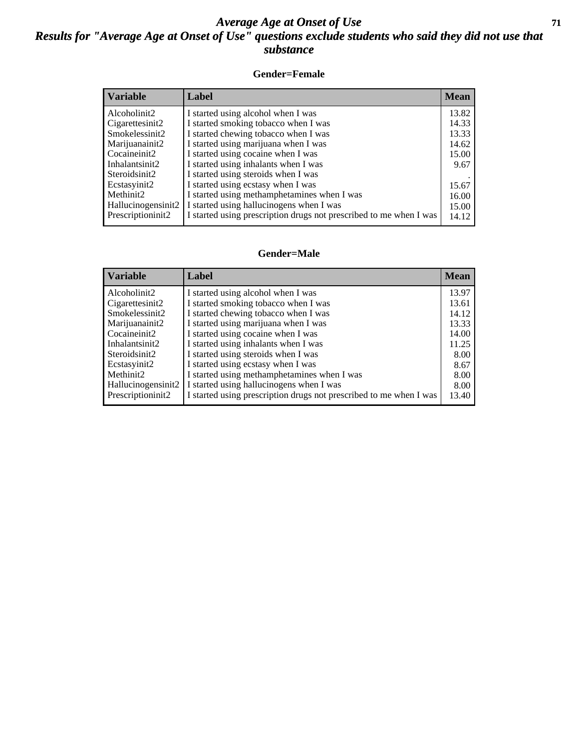# *Average Age at Onset of Use*

## *Results for "Average Age at Onset of Use" questions exclude students who said they did not use that substance*

### Gender=Female

| Variable | Label | Mean |
|---|---|---|
| Alcoholinit2 | I started using alcohol when I was | 13.82 |
| Cigarettesinit2 | I started smoking tobacco when I was | 14.33 |
| Smokelessinit2 | I started chewing tobacco when I was | 13.33 |
| Marijuanainit2 | I started using marijuana when I was | 14.62 |
| Cocaineinit2 | I started using cocaine when I was | 15.00 |
| Inhalantsinit2 | I started using inhalants when I was | 9.67 |
| Steroidsinit2 | I started using steroids when I was | . |
| Ecstasyinit2 | I started using ecstasy when I was | 15.67 |
| Methinit2 | I started using methamphetamines when I was | 16.00 |
| Hallucinogensinit2 | I started using hallucinogens when I was | 15.00 |
| Prescriptioninit2 | I started using prescription drugs not prescribed to me when I was | 14.12 |

### Gender=Male

| Variable | Label | Mean |
|---|---|---|
| Alcoholinit2 | I started using alcohol when I was | 13.97 |
| Cigarettesinit2 | I started smoking tobacco when I was | 13.61 |
| Smokelessinit2 | I started chewing tobacco when I was | 14.12 |
| Marijuanainit2 | I started using marijuana when I was | 13.33 |
| Cocaineinit2 | I started using cocaine when I was | 14.00 |
| Inhalantsinit2 | I started using inhalants when I was | 11.25 |
| Steroidsinit2 | I started using steroids when I was | 8.00 |
| Ecstasyinit2 | I started using ecstasy when I was | 8.67 |
| Methinit2 | I started using methamphetamines when I was | 8.00 |
| Hallucinogensinit2 | I started using hallucinogens when I was | 8.00 |
| Prescriptioninit2 | I started using prescription drugs not prescribed to me when I was | 13.40 |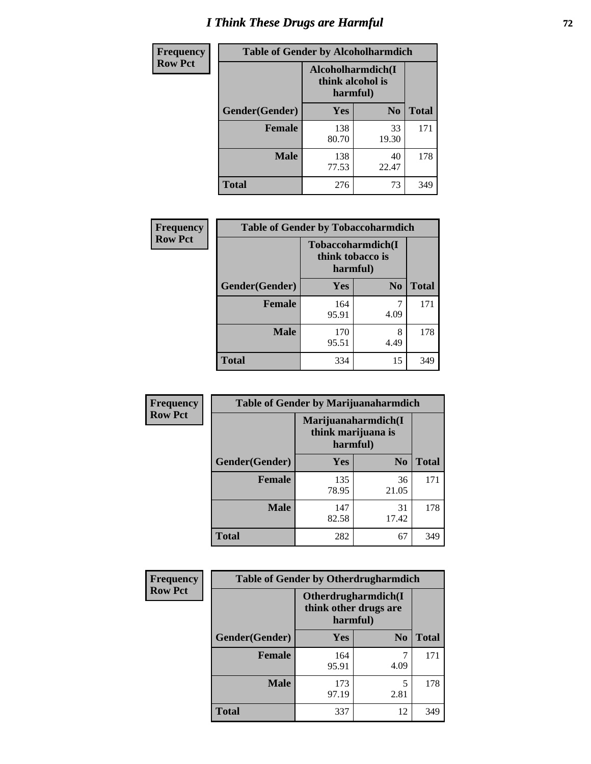# I Think These Drugs are Harmful

| Frequency Row Pct | Table of Gender by Alcoholharmdich | | |
|---|---|---|---|
| | Alcoholharmdich(I think alcohol is harmful) | | |
| Gender(Gender) | Yes | No | Total |
| Female | 138<br>80.70 | 33<br>19.30 | 171 |
| Male | 138<br>77.53 | 40<br>22.47 | 178 |
| Total | 276 | 73 | 349 |

| Frequency Row Pct | Table of Gender by Tobaccoharmdich | | |
|---|---|---|---|
| | Tobaccoharmdich(I think tobacco is harmful) | | |
| Gender(Gender) | Yes | No | Total |
| Female | 164<br>95.91 | 7<br>4.09 | 171 |
| Male | 170<br>95.51 | 8<br>4.49 | 178 |
| Total | 334 | 15 | 349 |

| Frequency Row Pct | Table of Gender by Marijuanaharmdich | | |
|---|---|---|---|
| | Marijuanaharmdich(I think marijuana is harmful) | | |
| Gender(Gender) | Yes | No | Total |
| Female | 135<br>78.95 | 36<br>21.05 | 171 |
| Male | 147<br>82.58 | 31<br>17.42 | 178 |
| Total | 282 | 67 | 349 |

| Frequency Row Pct | Table of Gender by Otherdrugharmdich | | |
|---|---|---|---|
| | Otherdrugharmdich(I think other drugs are harmful) | | |
| Gender(Gender) | Yes | No | Total |
| Female | 164<br>95.91 | 7<br>4.09 | 171 |
| Male | 173<br>97.19 | 5<br>2.81 | 178 |
| Total | 337 | 12 | 349 |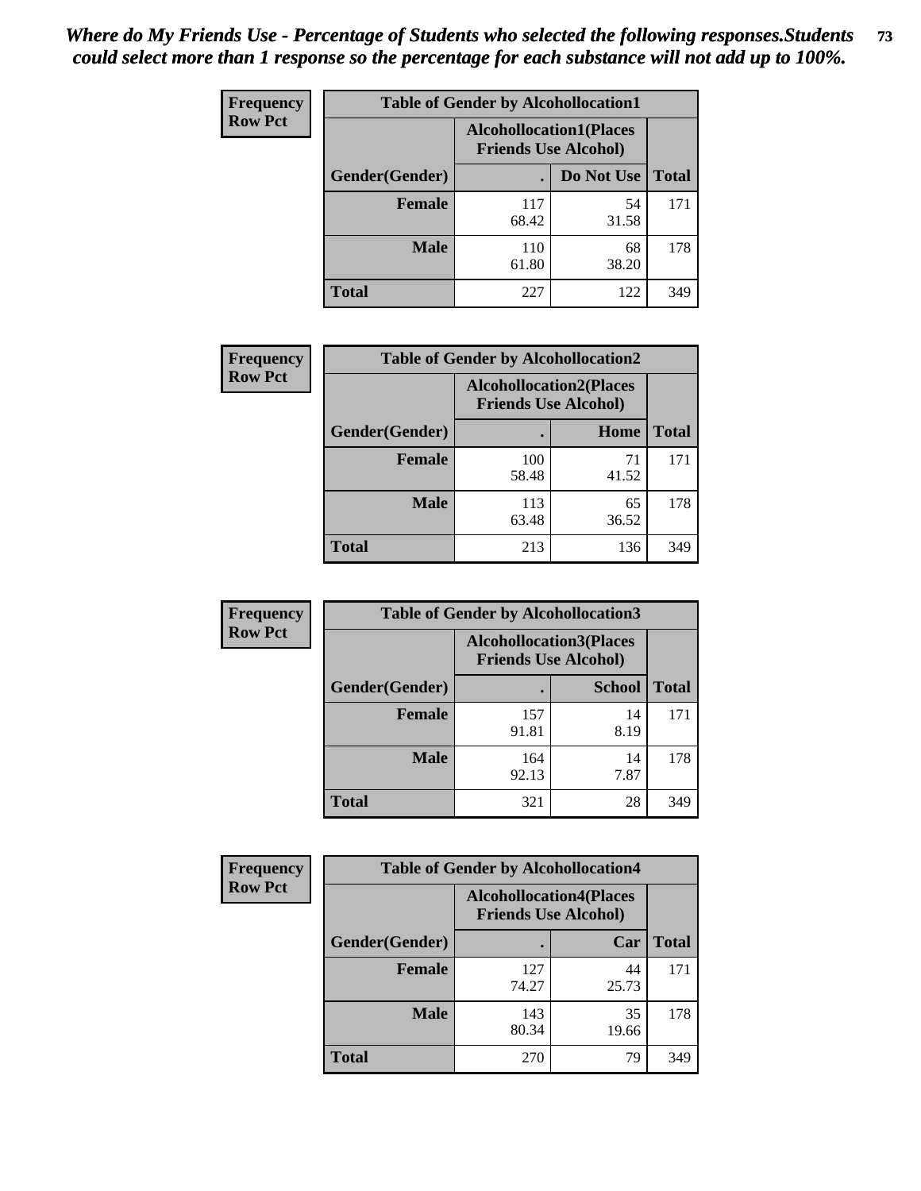*Where do My Friends Use - Percentage of Students who selected the following responses.Students could select more than 1 response so the percentage for each substance will not add up to 100%.*

**Frequency**
**Row Pct**

| Table of Gender by Alcohollocation1 | | | |
|---|---|---|---|
| | Alcohollocation1(Places Friends Use Alcohol) | | |
| Gender(Gender) | . | Do Not Use | Total |
| **Female** | 117<br>68.42 | 54<br>31.58 | 171 |
| **Male** | 110<br>61.80 | 68<br>38.20 | 178 |
| **Total** | 227 | 122 | 349 |

**Frequency**
**Row Pct**

| Table of Gender by Alcohollocation2 | | | |
|---|---|---|---|
| | Alcohollocation2(Places Friends Use Alcohol) | | |
| Gender(Gender) | . | Home | Total |
| **Female** | 100<br>58.48 | 71<br>41.52 | 171 |
| **Male** | 113<br>63.48 | 65<br>36.52 | 178 |
| **Total** | 213 | 136 | 349 |

**Frequency**
**Row Pct**

| Table of Gender by Alcohollocation3 | | | |
|---|---|---|---|
| | Alcohollocation3(Places Friends Use Alcohol) | | |
| Gender(Gender) | . | School | Total |
| **Female** | 157<br>91.81 | 14<br>8.19 | 171 |
| **Male** | 164<br>92.13 | 14<br>7.87 | 178 |
| **Total** | 321 | 28 | 349 |

**Frequency**
**Row Pct**

| Table of Gender by Alcohollocation4 | | | |
|---|---|---|---|
| | Alcohollocation4(Places Friends Use Alcohol) | | |
| Gender(Gender) | . | Car | Total |
| **Female** | 127<br>74.27 | 44<br>25.73 | 171 |
| **Male** | 143<br>80.34 | 35<br>19.66 | 178 |
| **Total** | 270 | 79 | 349 |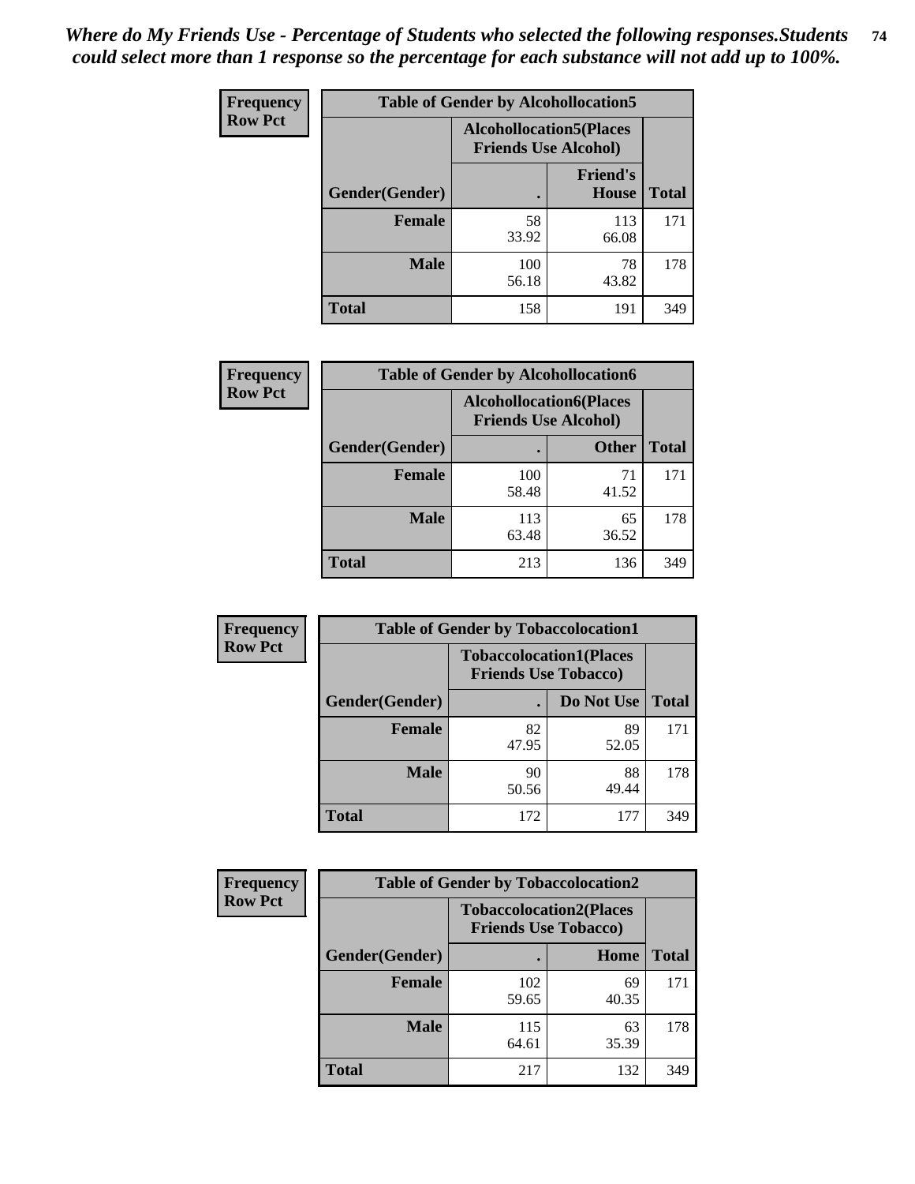*Where do My Friends Use - Percentage of Students who selected the following responses.Students could select more than 1 response so the percentage for each substance will not add up to 100%.*

**Frequency**
**Row Pct**

**Table of Gender by Alcohollocation5**

| Gender(Gender) | Alcohollocation5(Places Friends Use Alcohol) . | Friend's House | Total |
|---|---|---|---|
| **Female** | 58<br>33.92 | 113<br>66.08 | 171 |
| **Male** | 100<br>56.18 | 78<br>43.82 | 178 |
| **Total** | 158 | 191 | 349 |

**Frequency**
**Row Pct**

**Table of Gender by Alcohollocation6**

| Gender(Gender) | Alcohollocation6(Places Friends Use Alcohol) . | Other | Total |
|---|---|---|---|
| **Female** | 100<br>58.48 | 71<br>41.52 | 171 |
| **Male** | 113<br>63.48 | 65<br>36.52 | 178 |
| **Total** | 213 | 136 | 349 |

**Frequency**
**Row Pct**

**Table of Gender by Tobaccolocation1**

| Gender(Gender) | Tobaccolocation1(Places Friends Use Tobacco) . | Do Not Use | Total |
|---|---|---|---|
| **Female** | 82<br>47.95 | 89<br>52.05 | 171 |
| **Male** | 90<br>50.56 | 88<br>49.44 | 178 |
| **Total** | 172 | 177 | 349 |

**Frequency**
**Row Pct**

**Table of Gender by Tobaccolocation2**

| Gender(Gender) | Tobaccolocation2(Places Friends Use Tobacco) . | Home | Total |
|---|---|---|---|
| **Female** | 102<br>59.65 | 69<br>40.35 | 171 |
| **Male** | 115<br>64.61 | 63<br>35.39 | 178 |
| **Total** | 217 | 132 | 349 |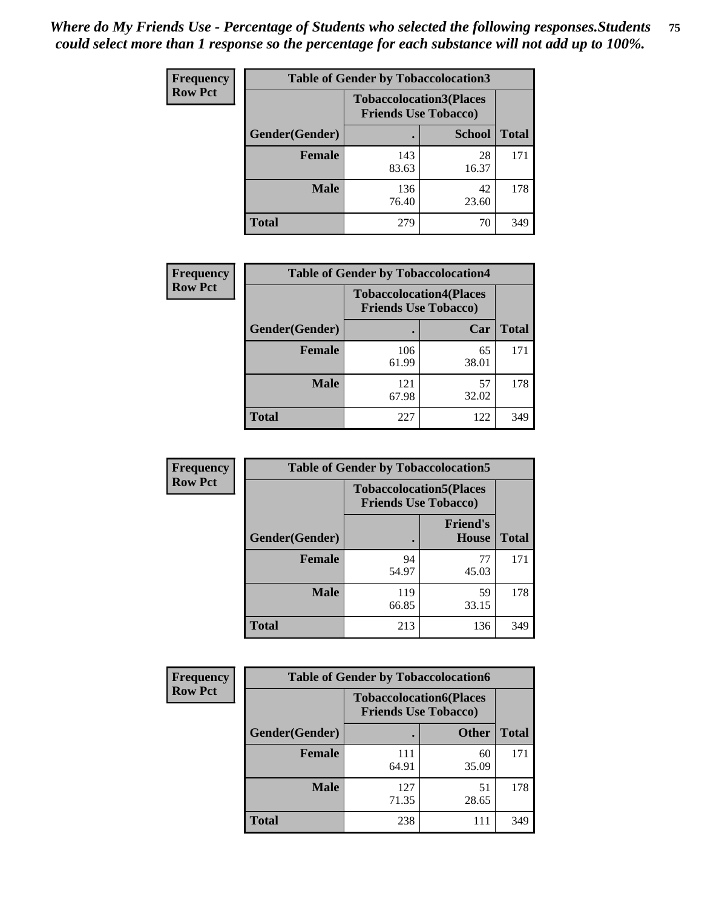*Where do My Friends Use - Percentage of Students who selected the following responses.Students could select more than 1 response so the percentage for each substance will not add up to 100%.*

**Frequency / Row Pct**

| Table of Gender by Tobaccolocation3 | | | |
|---|---|---|---|
| | Tobaccolocation3(Places Friends Use Tobacco) | | |
| Gender(Gender) | . | School | Total |
| Female | 143<br>83.63 | 28<br>16.37 | 171 |
| Male | 136<br>76.40 | 42<br>23.60 | 178 |
| Total | 279 | 70 | 349 |

**Frequency / Row Pct**

| Table of Gender by Tobaccolocation4 | | | |
|---|---|---|---|
| | Tobaccolocation4(Places Friends Use Tobacco) | | |
| Gender(Gender) | . | Car | Total |
| Female | 106<br>61.99 | 65<br>38.01 | 171 |
| Male | 121<br>67.98 | 57<br>32.02 | 178 |
| Total | 227 | 122 | 349 |

**Frequency / Row Pct**

| Table of Gender by Tobaccolocation5 | | | |
|---|---|---|---|
| | Tobaccolocation5(Places Friends Use Tobacco) | | |
| Gender(Gender) | . | Friend's House | Total |
| Female | 94<br>54.97 | 77<br>45.03 | 171 |
| Male | 119<br>66.85 | 59<br>33.15 | 178 |
| Total | 213 | 136 | 349 |

**Frequency / Row Pct**

| Table of Gender by Tobaccolocation6 | | | |
|---|---|---|---|
| | Tobaccolocation6(Places Friends Use Tobacco) | | |
| Gender(Gender) | . | Other | Total |
| Female | 111<br>64.91 | 60<br>35.09 | 171 |
| Male | 127<br>71.35 | 51<br>28.65 | 178 |
| Total | 238 | 111 | 349 |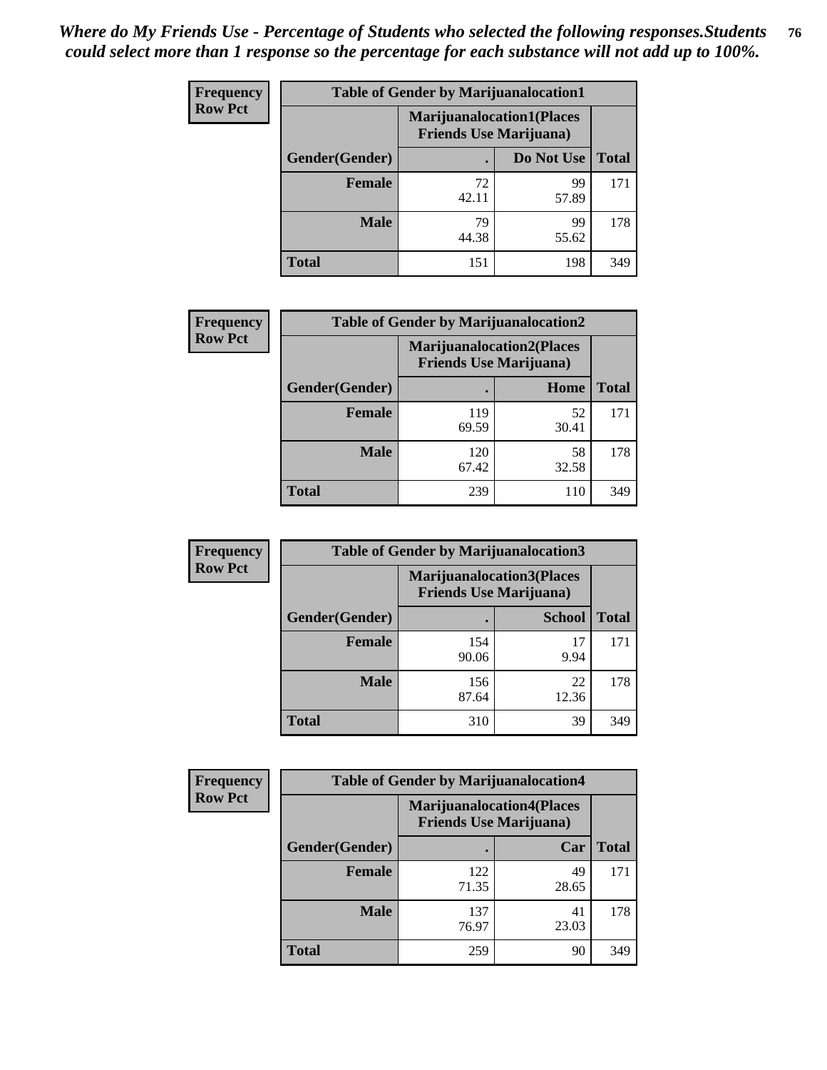*Where do My Friends Use - Percentage of Students who selected the following responses.Students could select more than 1 response so the percentage for each substance will not add up to 100%.*

**Frequency**
**Row Pct**

| Table of Gender by Marijuanalocation1 | | | |
|---|---|---|---|
| | Marijuanalocation1(Places Friends Use Marijuana) | | |
| Gender(Gender) | . | Do Not Use | Total |
| Female | 72<br>42.11 | 99<br>57.89 | 171 |
| Male | 79<br>44.38 | 99<br>55.62 | 178 |
| Total | 151 | 198 | 349 |

**Frequency**
**Row Pct**

| Table of Gender by Marijuanalocation2 | | | |
|---|---|---|---|
| | Marijuanalocation2(Places Friends Use Marijuana) | | |
| Gender(Gender) | . | Home | Total |
| Female | 119<br>69.59 | 52<br>30.41 | 171 |
| Male | 120<br>67.42 | 58<br>32.58 | 178 |
| Total | 239 | 110 | 349 |

**Frequency**
**Row Pct**

| Table of Gender by Marijuanalocation3 | | | |
|---|---|---|---|
| | Marijuanalocation3(Places Friends Use Marijuana) | | |
| Gender(Gender) | . | School | Total |
| Female | 154<br>90.06 | 17<br>9.94 | 171 |
| Male | 156<br>87.64 | 22<br>12.36 | 178 |
| Total | 310 | 39 | 349 |

**Frequency**
**Row Pct**

| Table of Gender by Marijuanalocation4 | | | |
|---|---|---|---|
| | Marijuanalocation4(Places Friends Use Marijuana) | | |
| Gender(Gender) | . | Car | Total |
| Female | 122<br>71.35 | 49<br>28.65 | 171 |
| Male | 137<br>76.97 | 41<br>23.03 | 178 |
| Total | 259 | 90 | 349 |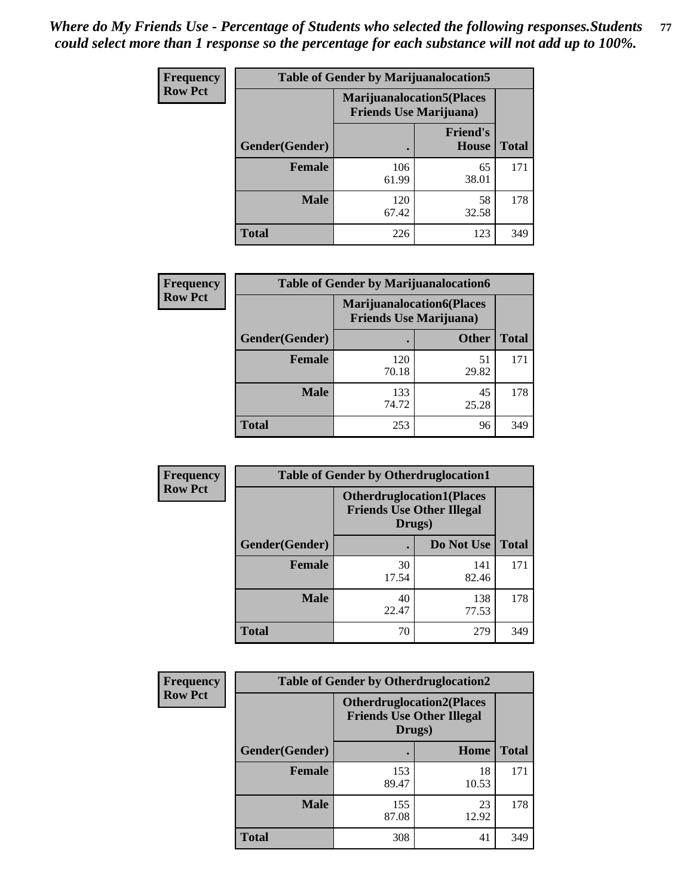*Where do My Friends Use - Percentage of Students who selected the following responses.Students could select more than 1 response so the percentage for each substance will not add up to 100%.*

**Frequency Row Pct**

| Table of Gender by Marijuanalocation5 | | | |
|---|---|---|---|
| | Marijuanalocation5(Places Friends Use Marijuana) | | |
| Gender(Gender) | . | Friend's House | Total |
| **Female** | 106<br>61.99 | 65<br>38.01 | 171 |
| **Male** | 120<br>67.42 | 58<br>32.58 | 178 |
| **Total** | 226 | 123 | 349 |

**Frequency Row Pct**

| Table of Gender by Marijuanalocation6 | | | |
|---|---|---|---|
| | Marijuanalocation6(Places Friends Use Marijuana) | | |
| Gender(Gender) | . | Other | Total |
| **Female** | 120<br>70.18 | 51<br>29.82 | 171 |
| **Male** | 133<br>74.72 | 45<br>25.28 | 178 |
| **Total** | 253 | 96 | 349 |

**Frequency Row Pct**

| Table of Gender by Otherdruglocation1 | | | |
|---|---|---|---|
| | Otherdruglocation1(Places Friends Use Other Illegal Drugs) | | |
| Gender(Gender) | . | Do Not Use | Total |
| **Female** | 30<br>17.54 | 141<br>82.46 | 171 |
| **Male** | 40<br>22.47 | 138<br>77.53 | 178 |
| **Total** | 70 | 279 | 349 |

**Frequency Row Pct**

| Table of Gender by Otherdruglocation2 | | | |
|---|---|---|---|
| | Otherdruglocation2(Places Friends Use Other Illegal Drugs) | | |
| Gender(Gender) | . | Home | Total |
| **Female** | 153<br>89.47 | 18<br>10.53 | 171 |
| **Male** | 155<br>87.08 | 23<br>12.92 | 178 |
| **Total** | 308 | 41 | 349 |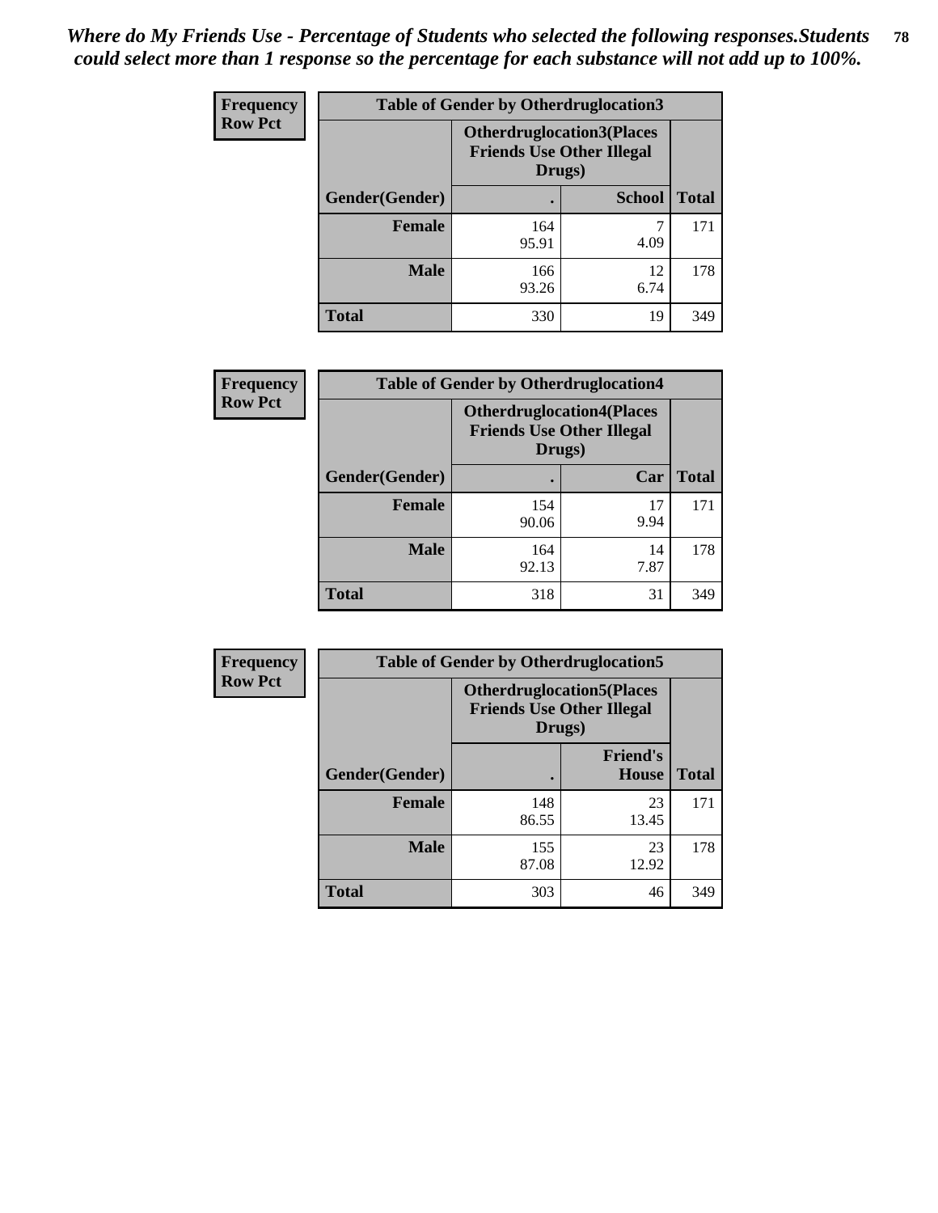*Where do My Friends Use - Percentage of Students who selected the following responses.Students could select more than 1 response so the percentage for each substance will not add up to 100%.*

**Frequency Row Pct**

| Table of Gender by Otherdruglocation3 | | | |
|---|---|---|---|
| | Otherdruglocation3(Places Friends Use Other Illegal Drugs) | | |
| Gender(Gender) | . | School | Total |
| Female | 164<br>95.91 | 7<br>4.09 | 171 |
| Male | 166<br>93.26 | 12<br>6.74 | 178 |
| Total | 330 | 19 | 349 |

**Frequency Row Pct**

| Table of Gender by Otherdruglocation4 | | | |
|---|---|---|---|
| | Otherdruglocation4(Places Friends Use Other Illegal Drugs) | | |
| Gender(Gender) | . | Car | Total |
| Female | 154<br>90.06 | 17<br>9.94 | 171 |
| Male | 164<br>92.13 | 14<br>7.87 | 178 |
| Total | 318 | 31 | 349 |

**Frequency Row Pct**

| Table of Gender by Otherdruglocation5 | | | |
|---|---|---|---|
| | Otherdruglocation5(Places Friends Use Other Illegal Drugs) | | |
| Gender(Gender) | . | Friend's House | Total |
| Female | 148<br>86.55 | 23<br>13.45 | 171 |
| Male | 155<br>87.08 | 23<br>12.92 | 178 |
| Total | 303 | 46 | 349 |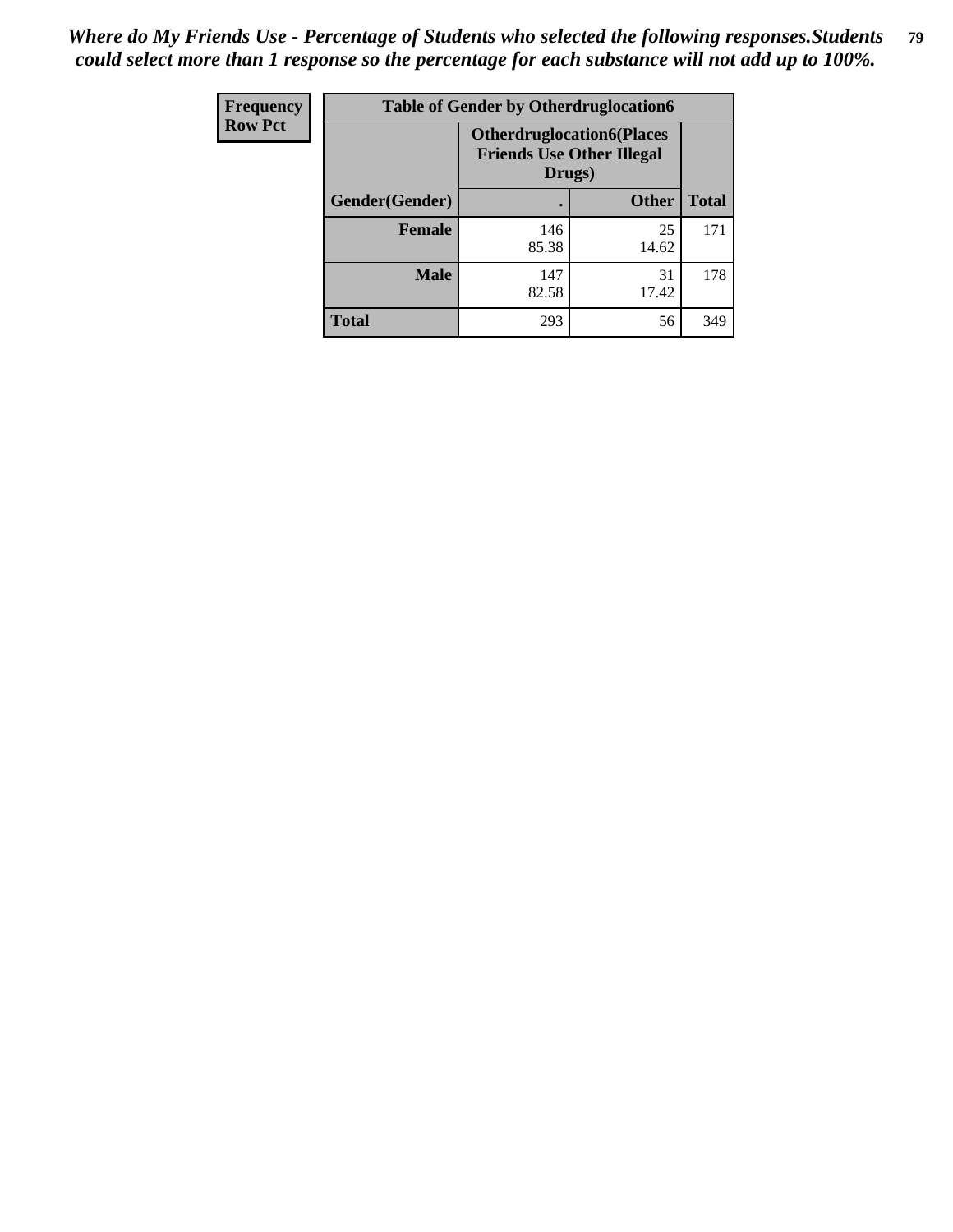*Where do My Friends Use - Percentage of Students who selected the following responses.Students could select more than 1 response so the percentage for each substance will not add up to 100%.*

| Frequency Row Pct | Table of Gender by Otherdruglocation6 | | |
|---|---|---|---|
| | Otherdruglocation6(Places Friends Use Other Illegal Drugs) | | |
| Gender(Gender) | . | Other | Total |
| Female | 146 85.38 | 25 14.62 | 171 |
| Male | 147 82.58 | 31 17.42 | 178 |
| Total | 293 | 56 | 349 |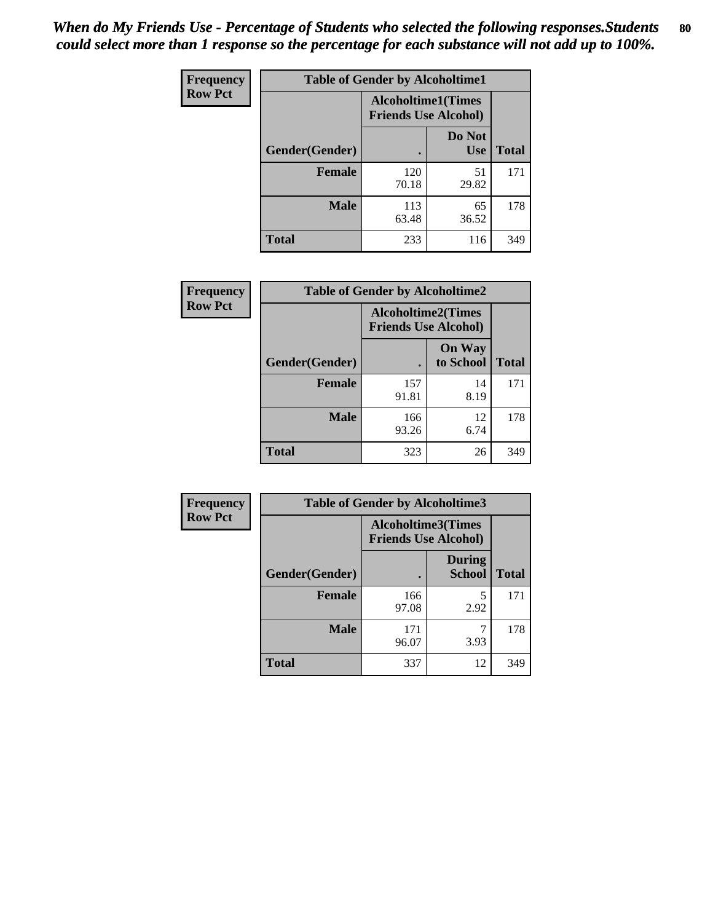*When do My Friends Use - Percentage of Students who selected the following responses.Students could select more than 1 response so the percentage for each substance will not add up to 100%.*

**Frequency**
**Row Pct**

| Table of Gender by Alcoholtime1 | | | |
|---|---|---|---|
| | Alcoholtime1(Times Friends Use Alcohol) | | |
| Gender(Gender) | . | Do Not Use | Total |
| **Female** | 120<br>70.18 | 51<br>29.82 | 171 |
| **Male** | 113<br>63.48 | 65<br>36.52 | 178 |
| **Total** | 233 | 116 | 349 |

**Frequency**
**Row Pct**

| Table of Gender by Alcoholtime2 | | | |
|---|---|---|---|
| | Alcoholtime2(Times Friends Use Alcohol) | | |
| Gender(Gender) | . | On Way to School | Total |
| **Female** | 157<br>91.81 | 14<br>8.19 | 171 |
| **Male** | 166<br>93.26 | 12<br>6.74 | 178 |
| **Total** | 323 | 26 | 349 |

**Frequency**
**Row Pct**

| Table of Gender by Alcoholtime3 | | | |
|---|---|---|---|
| | Alcoholtime3(Times Friends Use Alcohol) | | |
| Gender(Gender) | . | During School | Total |
| **Female** | 166<br>97.08 | 5<br>2.92 | 171 |
| **Male** | 171<br>96.07 | 7<br>3.93 | 178 |
| **Total** | 337 | 12 | 349 |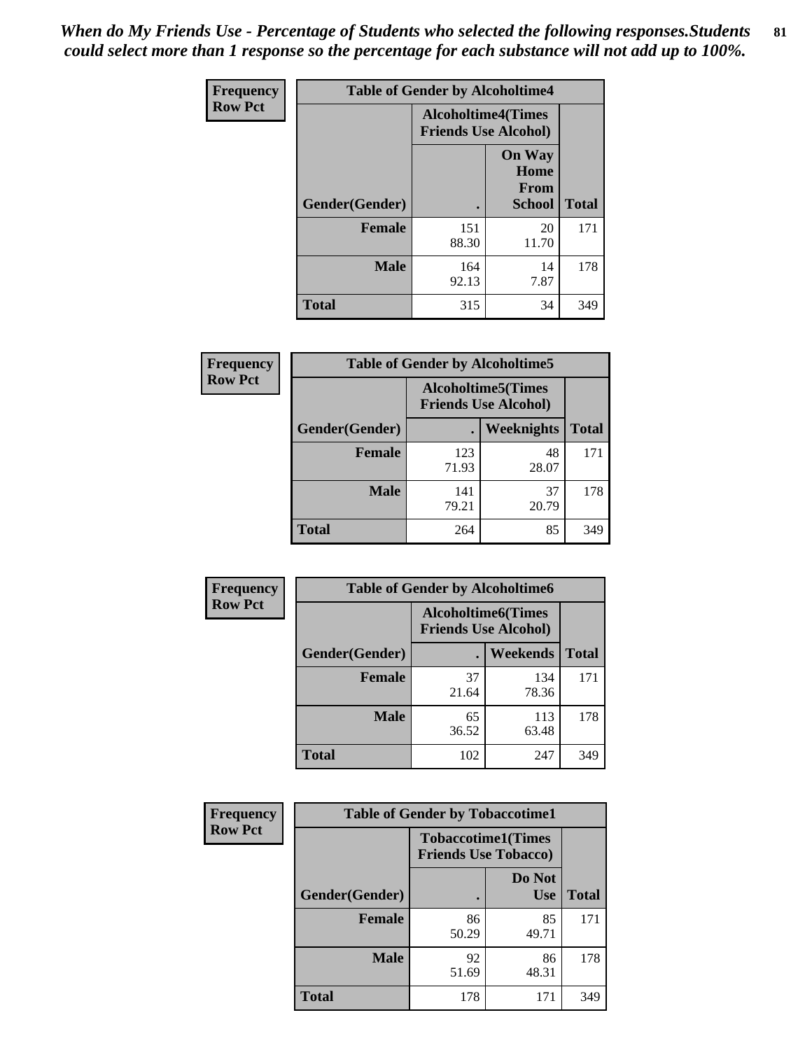*When do My Friends Use - Percentage of Students who selected the following responses.Students could select more than 1 response so the percentage for each substance will not add up to 100%.*

**Frequency**
**Row Pct**

| Table of Gender by Alcoholtime4 | | | |
|---|---|---|---|
| | Alcoholtime4(Times Friends Use Alcohol) | | |
| Gender(Gender) | . | On Way Home From School | Total |
| **Female** | 151<br>88.30 | 20<br>11.70 | 171 |
| **Male** | 164<br>92.13 | 14<br>7.87 | 178 |
| **Total** | 315 | 34 | 349 |

**Frequency**
**Row Pct**

| Table of Gender by Alcoholtime5 | | | |
|---|---|---|---|
| | Alcoholtime5(Times Friends Use Alcohol) | | |
| Gender(Gender) | . | Weeknights | Total |
| **Female** | 123<br>71.93 | 48<br>28.07 | 171 |
| **Male** | 141<br>79.21 | 37<br>20.79 | 178 |
| **Total** | 264 | 85 | 349 |

**Frequency**
**Row Pct**

| Table of Gender by Alcoholtime6 | | | |
|---|---|---|---|
| | Alcoholtime6(Times Friends Use Alcohol) | | |
| Gender(Gender) | . | Weekends | Total |
| **Female** | 37<br>21.64 | 134<br>78.36 | 171 |
| **Male** | 65<br>36.52 | 113<br>63.48 | 178 |
| **Total** | 102 | 247 | 349 |

**Frequency**
**Row Pct**

| Table of Gender by Tobaccotime1 | | | |
|---|---|---|---|
| | Tobaccotime1(Times Friends Use Tobacco) | | |
| Gender(Gender) | . | Do Not Use | Total |
| **Female** | 86<br>50.29 | 85<br>49.71 | 171 |
| **Male** | 92<br>51.69 | 86<br>48.31 | 178 |
| **Total** | 178 | 171 | 349 |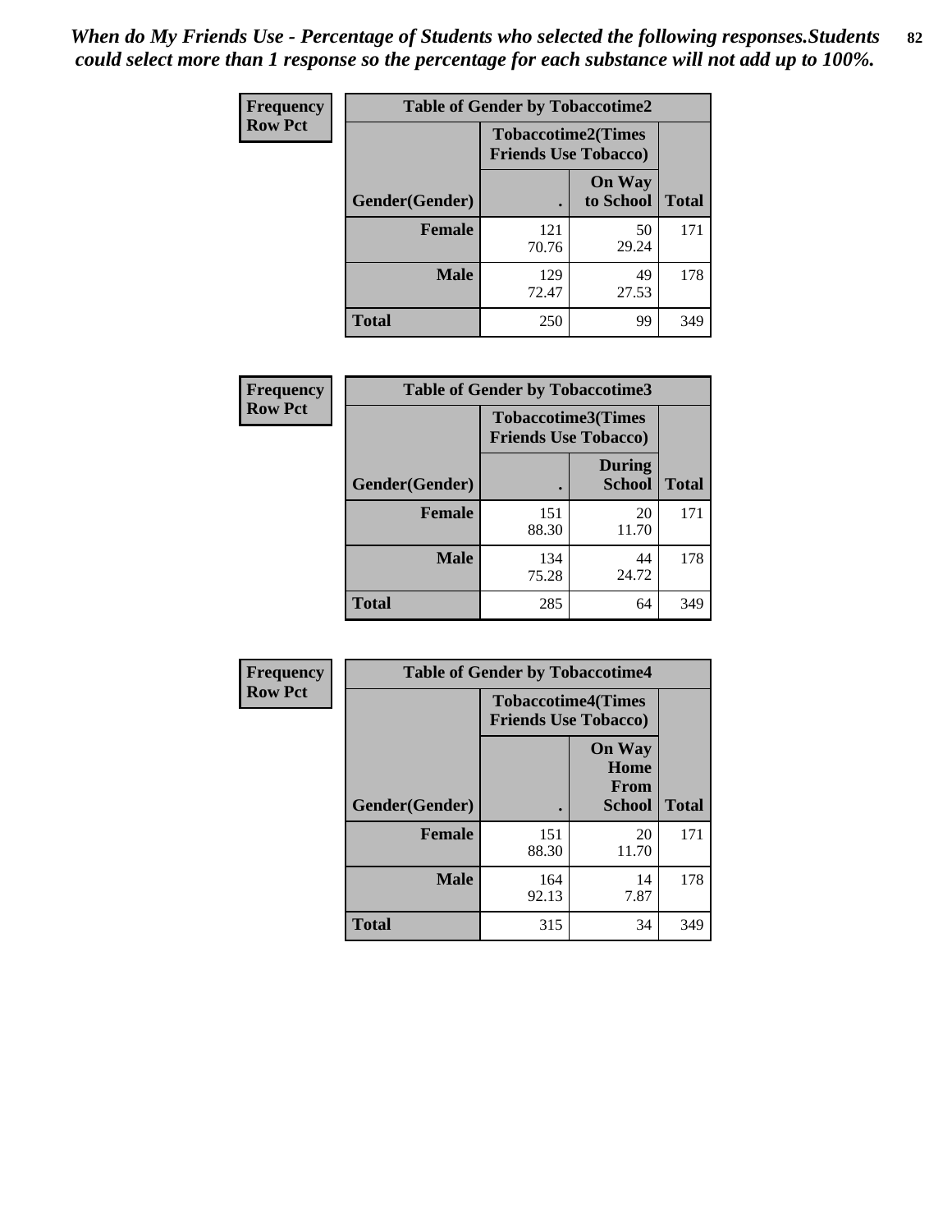*When do My Friends Use - Percentage of Students who selected the following responses.Students could select more than 1 response so the percentage for each substance will not add up to 100%.*

**Frequency**
**Row Pct**

| Table of Gender by Tobaccotime2 | | | |
|---|---|---|---|
| | Tobaccotime2(Times Friends Use Tobacco) | | |
| Gender(Gender) | . | On Way to School | Total |
| **Female** | 121<br>70.76 | 50<br>29.24 | 171 |
| **Male** | 129<br>72.47 | 49<br>27.53 | 178 |
| **Total** | 250 | 99 | 349 |

**Frequency**
**Row Pct**

| Table of Gender by Tobaccotime3 | | | |
|---|---|---|---|
| | Tobaccotime3(Times Friends Use Tobacco) | | |
| Gender(Gender) | . | During School | Total |
| **Female** | 151<br>88.30 | 20<br>11.70 | 171 |
| **Male** | 134<br>75.28 | 44<br>24.72 | 178 |
| **Total** | 285 | 64 | 349 |

**Frequency**
**Row Pct**

| Table of Gender by Tobaccotime4 | | | |
|---|---|---|---|
| | Tobaccotime4(Times Friends Use Tobacco) | | |
| Gender(Gender) | . | On Way Home From School | Total |
| **Female** | 151<br>88.30 | 20<br>11.70 | 171 |
| **Male** | 164<br>92.13 | 14<br>7.87 | 178 |
| **Total** | 315 | 34 | 349 |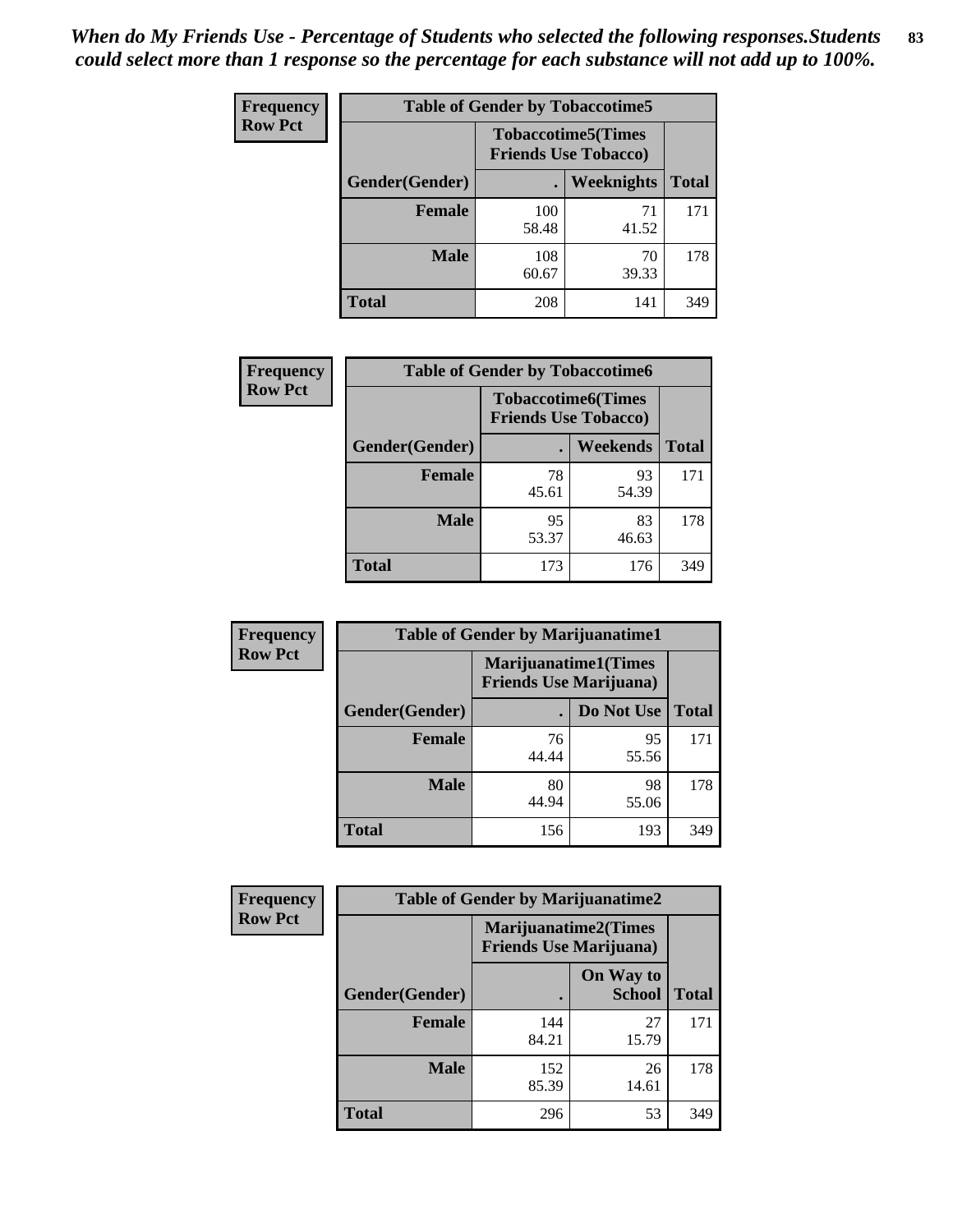*When do My Friends Use - Percentage of Students who selected the following responses.Students could select more than 1 response so the percentage for each substance will not add up to 100%.*

**Frequency**
**Row Pct**

| Table of Gender by Tobaccotime5 | | | |
|---|---|---|---|
| | Tobaccotime5(Times Friends Use Tobacco) | | |
| Gender(Gender) | . | Weeknights | Total |
| **Female** | 100<br>58.48 | 71<br>41.52 | 171 |
| **Male** | 108<br>60.67 | 70<br>39.33 | 178 |
| **Total** | 208 | 141 | 349 |

**Frequency**
**Row Pct**

| Table of Gender by Tobaccotime6 | | | |
|---|---|---|---|
| | Tobaccotime6(Times Friends Use Tobacco) | | |
| Gender(Gender) | . | Weekends | Total |
| **Female** | 78<br>45.61 | 93<br>54.39 | 171 |
| **Male** | 95<br>53.37 | 83<br>46.63 | 178 |
| **Total** | 173 | 176 | 349 |

**Frequency**
**Row Pct**

| Table of Gender by Marijuanatime1 | | | |
|---|---|---|---|
| | Marijuanatime1(Times Friends Use Marijuana) | | |
| Gender(Gender) | . | Do Not Use | Total |
| **Female** | 76<br>44.44 | 95<br>55.56 | 171 |
| **Male** | 80<br>44.94 | 98<br>55.06 | 178 |
| **Total** | 156 | 193 | 349 |

**Frequency**
**Row Pct**

| Table of Gender by Marijuanatime2 | | | |
|---|---|---|---|
| | Marijuanatime2(Times Friends Use Marijuana) | | |
| Gender(Gender) | . | On Way to School | Total |
| **Female** | 144<br>84.21 | 27<br>15.79 | 171 |
| **Male** | 152<br>85.39 | 26<br>14.61 | 178 |
| **Total** | 296 | 53 | 349 |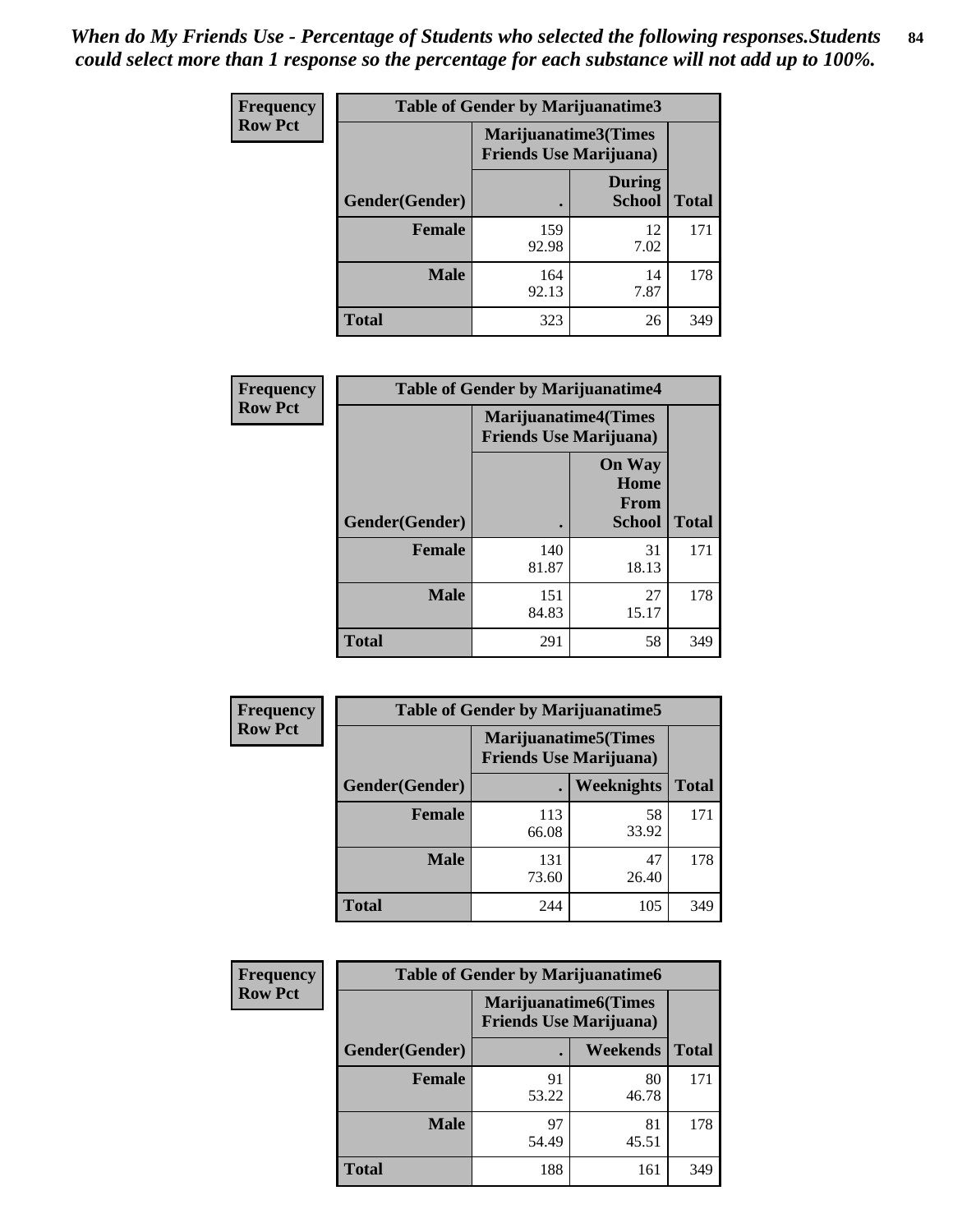*When do My Friends Use - Percentage of Students who selected the following responses.Students could select more than 1 response so the percentage for each substance will not add up to 100%.*

**Frequency / Row Pct**

| Table of Gender by Marijuanatime3 | | | |
|---|---|---|---|
| | Marijuanatime3(Times Friends Use Marijuana) | | |
| Gender(Gender) | . | During School | Total |
| **Female** | 159<br>92.98 | 12<br>7.02 | 171 |
| **Male** | 164<br>92.13 | 14<br>7.87 | 178 |
| **Total** | 323 | 26 | 349 |

**Frequency / Row Pct**

| Table of Gender by Marijuanatime4 | | | |
|---|---|---|---|
| | Marijuanatime4(Times Friends Use Marijuana) | | |
| Gender(Gender) | . | On Way Home From School | Total |
| **Female** | 140<br>81.87 | 31<br>18.13 | 171 |
| **Male** | 151<br>84.83 | 27<br>15.17 | 178 |
| **Total** | 291 | 58 | 349 |

**Frequency / Row Pct**

| Table of Gender by Marijuanatime5 | | | |
|---|---|---|---|
| | Marijuanatime5(Times Friends Use Marijuana) | | |
| Gender(Gender) | . | Weeknights | Total |
| **Female** | 113<br>66.08 | 58<br>33.92 | 171 |
| **Male** | 131<br>73.60 | 47<br>26.40 | 178 |
| **Total** | 244 | 105 | 349 |

**Frequency / Row Pct**

| Table of Gender by Marijuanatime6 | | | |
|---|---|---|---|
| | Marijuanatime6(Times Friends Use Marijuana) | | |
| Gender(Gender) | . | Weekends | Total |
| **Female** | 91<br>53.22 | 80<br>46.78 | 171 |
| **Male** | 97<br>54.49 | 81<br>45.51 | 178 |
| **Total** | 188 | 161 | 349 |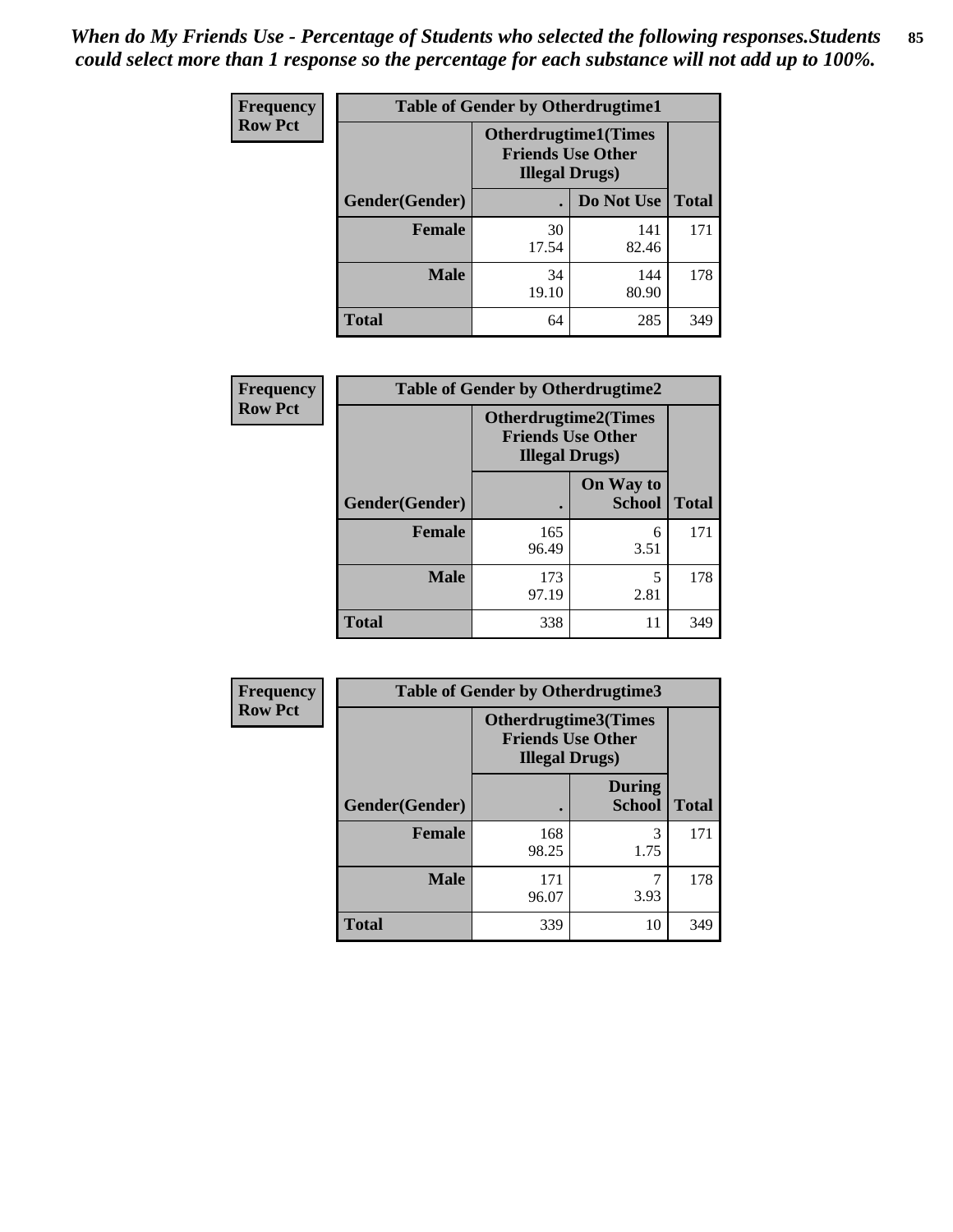*When do My Friends Use - Percentage of Students who selected the following responses.Students could select more than 1 response so the percentage for each substance will not add up to 100%.*

**Frequency**
**Row Pct**

| Table of Gender by Otherdrugtime1 | | | |
|---|---|---|---|
| | Otherdrugtime1(Times Friends Use Other Illegal Drugs) | | |
| Gender(Gender) | . | Do Not Use | Total |
| **Female** | 30<br>17.54 | 141<br>82.46 | 171 |
| **Male** | 34<br>19.10 | 144<br>80.90 | 178 |
| **Total** | 64 | 285 | 349 |

**Frequency**
**Row Pct**

| Table of Gender by Otherdrugtime2 | | | |
|---|---|---|---|
| | Otherdrugtime2(Times Friends Use Other Illegal Drugs) | | |
| Gender(Gender) | . | On Way to School | Total |
| **Female** | 165<br>96.49 | 6<br>3.51 | 171 |
| **Male** | 173<br>97.19 | 5<br>2.81 | 178 |
| **Total** | 338 | 11 | 349 |

**Frequency**
**Row Pct**

| Table of Gender by Otherdrugtime3 | | | |
|---|---|---|---|
| | Otherdrugtime3(Times Friends Use Other Illegal Drugs) | | |
| Gender(Gender) | . | During School | Total |
| **Female** | 168<br>98.25 | 3<br>1.75 | 171 |
| **Male** | 171<br>96.07 | 7<br>3.93 | 178 |
| **Total** | 339 | 10 | 349 |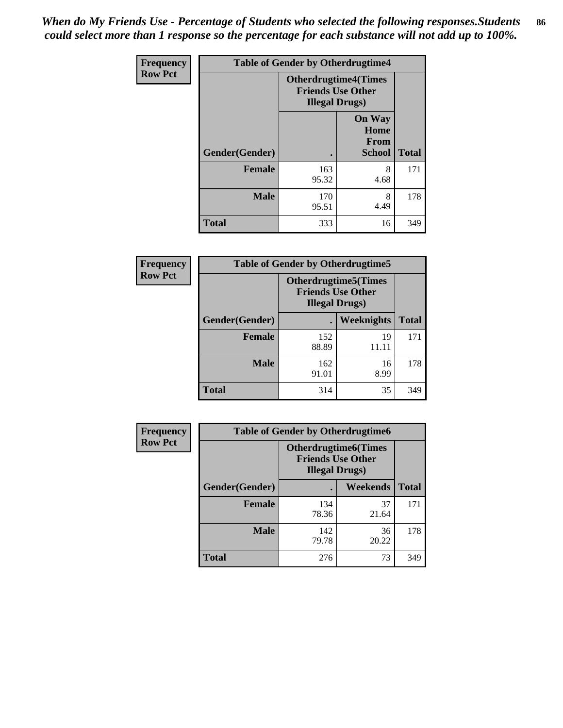*When do My Friends Use - Percentage of Students who selected the following responses.Students could select more than 1 response so the percentage for each substance will not add up to 100%.*

| Frequency Row Pct | Table of Gender by Otherdrugtime4 | | |
|---|---|---|---|
| | Otherdrugtime4(Times Friends Use Other Illegal Drugs) | | |
| Gender(Gender) | . | On Way Home From School | Total |
| Female | 163<br>95.32 | 8<br>4.68 | 171 |
| Male | 170<br>95.51 | 8<br>4.49 | 178 |
| Total | 333 | 16 | 349 |

| Frequency Row Pct | Table of Gender by Otherdrugtime5 | | |
|---|---|---|---|
| | Otherdrugtime5(Times Friends Use Other Illegal Drugs) | | |
| Gender(Gender) | . | Weeknights | Total |
| Female | 152<br>88.89 | 19<br>11.11 | 171 |
| Male | 162<br>91.01 | 16<br>8.99 | 178 |
| Total | 314 | 35 | 349 |

| Frequency Row Pct | Table of Gender by Otherdrugtime6 | | |
|---|---|---|---|
| | Otherdrugtime6(Times Friends Use Other Illegal Drugs) | | |
| Gender(Gender) | . | Weekends | Total |
| Female | 134<br>78.36 | 37<br>21.64 | 171 |
| Male | 142<br>79.78 | 36<br>20.22 | 178 |
| Total | 276 | 73 | 349 |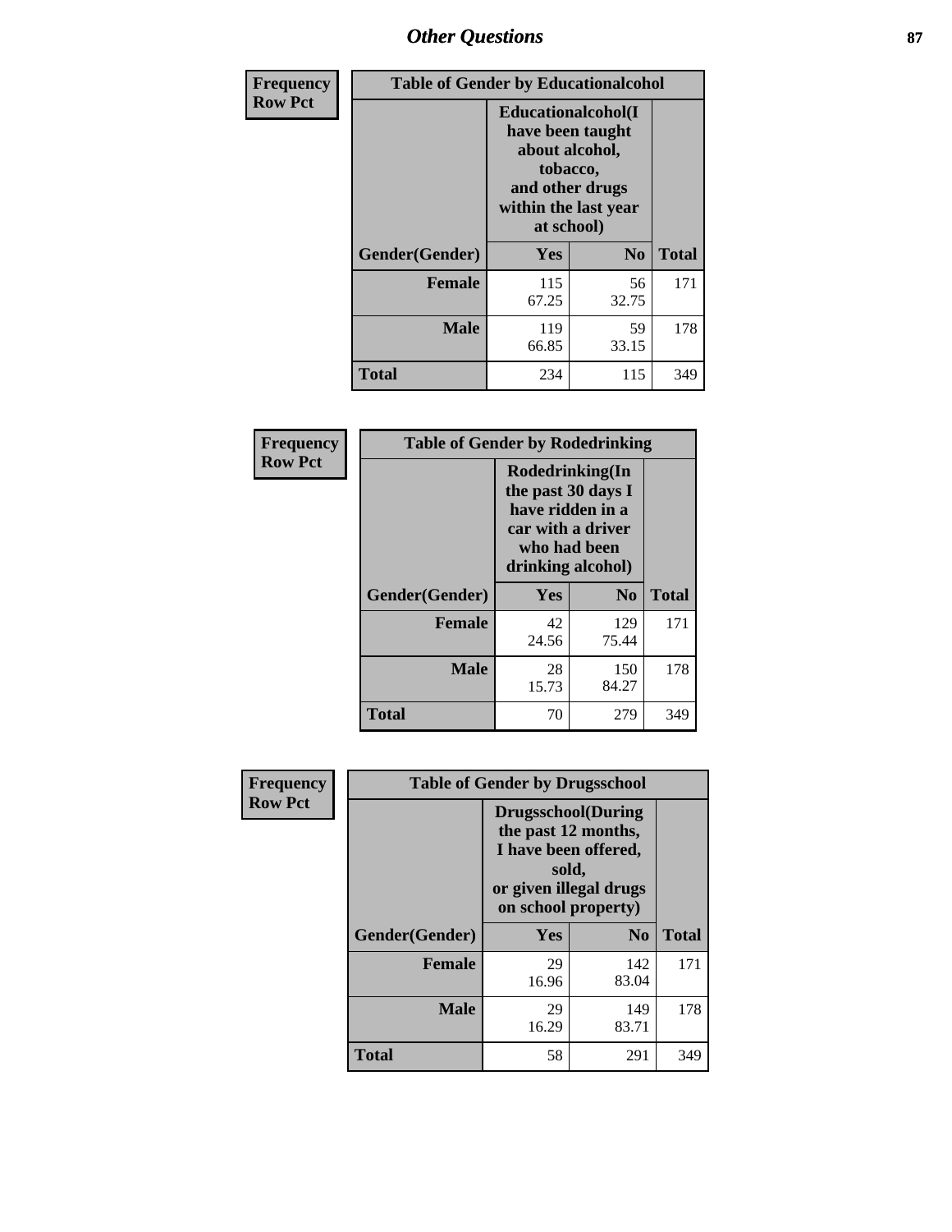| Frequency Row Pct | Table of Gender by Educationalcohol | | |
|---|---|---|---|
| | Educationalcohol(I have been taught about alcohol, tobacco, and other drugs within the last year at school) | | |
| Gender(Gender) | Yes | No | Total |
| Female | 115<br>67.25 | 56<br>32.75 | 171 |
| Male | 119<br>66.85 | 59<br>33.15 | 178 |
| Total | 234 | 115 | 349 |

| Frequency Row Pct | Table of Gender by Rodedrinking | | |
|---|---|---|---|
| | Rodedrinking(In the past 30 days I have ridden in a car with a driver who had been drinking alcohol) | | |
| Gender(Gender) | Yes | No | Total |
| Female | 42<br>24.56 | 129<br>75.44 | 171 |
| Male | 28<br>15.73 | 150<br>84.27 | 178 |
| Total | 70 | 279 | 349 |

| Frequency Row Pct | Table of Gender by Drugsschool | | |
|---|---|---|---|
| | Drugsschool(During the past 12 months, I have been offered, sold, or given illegal drugs on school property) | | |
| Gender(Gender) | Yes | No | Total |
| Female | 29<br>16.96 | 142<br>83.04 | 171 |
| Male | 29<br>16.29 | 149<br>83.71 | 178 |
| Total | 58 | 291 | 349 |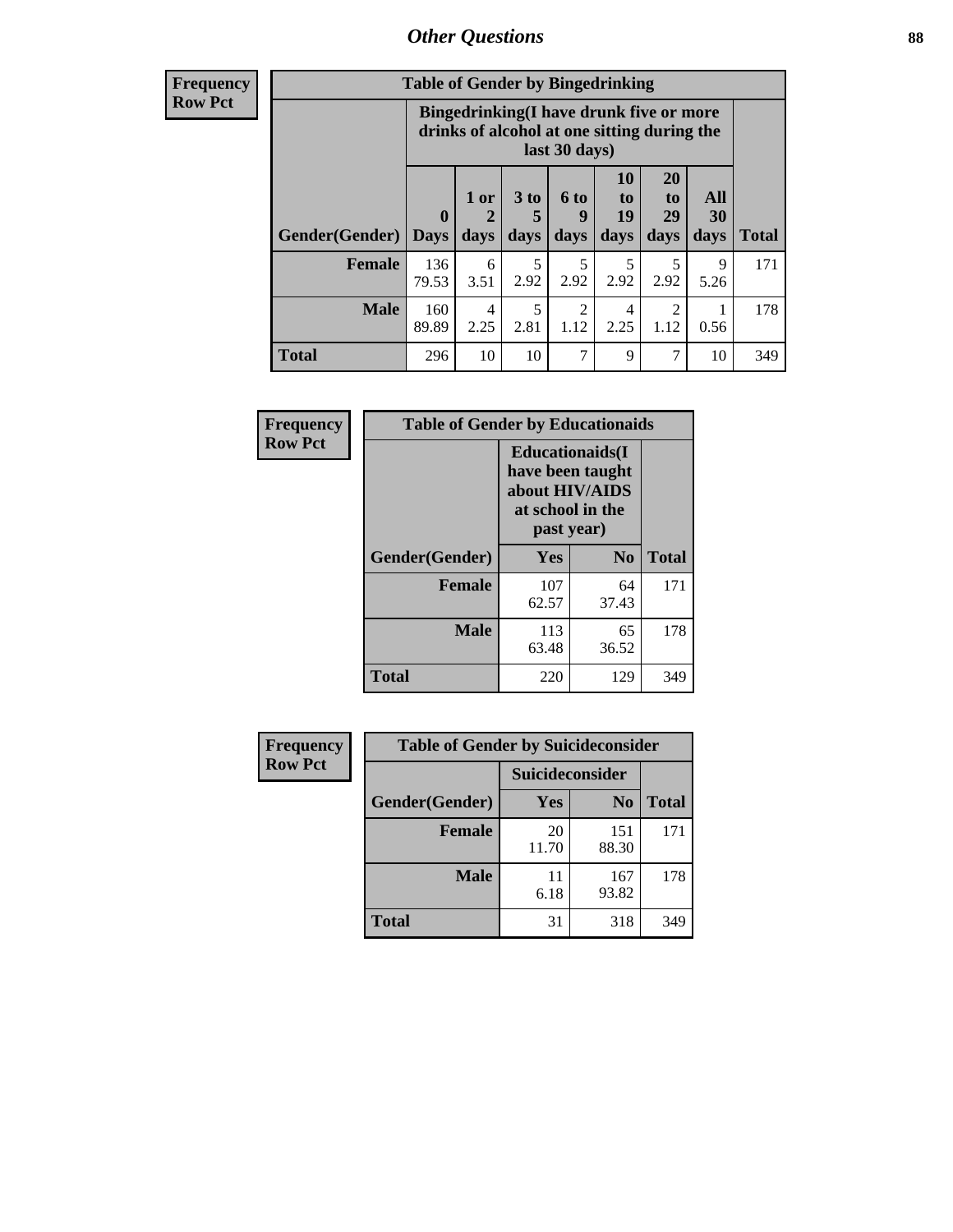## Other Questions

**Frequency**
**Row Pct**

| Table of Gender by Bingedrinking | | | | | | | | |
|---|---|---|---|---|---|---|---|---|
| | Bingedrinking(I have drunk five or more drinks of alcohol at one sitting during the last 30 days) | | | | | | | |
| Gender(Gender) | 0 Days | 1 or 2 days | 3 to 5 days | 6 to 9 days | 10 to 19 days | 20 to 29 days | All 30 days | Total |
| **Female** | 136<br>79.53 | 6<br>3.51 | 5<br>2.92 | 5<br>2.92 | 5<br>2.92 | 5<br>2.92 | 9<br>5.26 | 171 |
| **Male** | 160<br>89.89 | 4<br>2.25 | 5<br>2.81 | 2<br>1.12 | 4<br>2.25 | 2<br>1.12 | 1<br>0.56 | 178 |
| **Total** | 296 | 10 | 10 | 7 | 9 | 7 | 10 | 349 |

**Frequency**
**Row Pct**

| Table of Gender by Educationaids | | | |
|---|---|---|---|
| | Educationaids(I have been taught about HIV/AIDS at school in the past year) | | |
| Gender(Gender) | Yes | No | Total |
| **Female** | 107<br>62.57 | 64<br>37.43 | 171 |
| **Male** | 113<br>63.48 | 65<br>36.52 | 178 |
| **Total** | 220 | 129 | 349 |

**Frequency**
**Row Pct**

| Table of Gender by Suicideconsider | | | |
|---|---|---|---|
| | Suicideconsider | | |
| Gender(Gender) | Yes | No | Total |
| **Female** | 20<br>11.70 | 151<br>88.30 | 171 |
| **Male** | 11<br>6.18 | 167<br>93.82 | 178 |
| **Total** | 31 | 318 | 349 |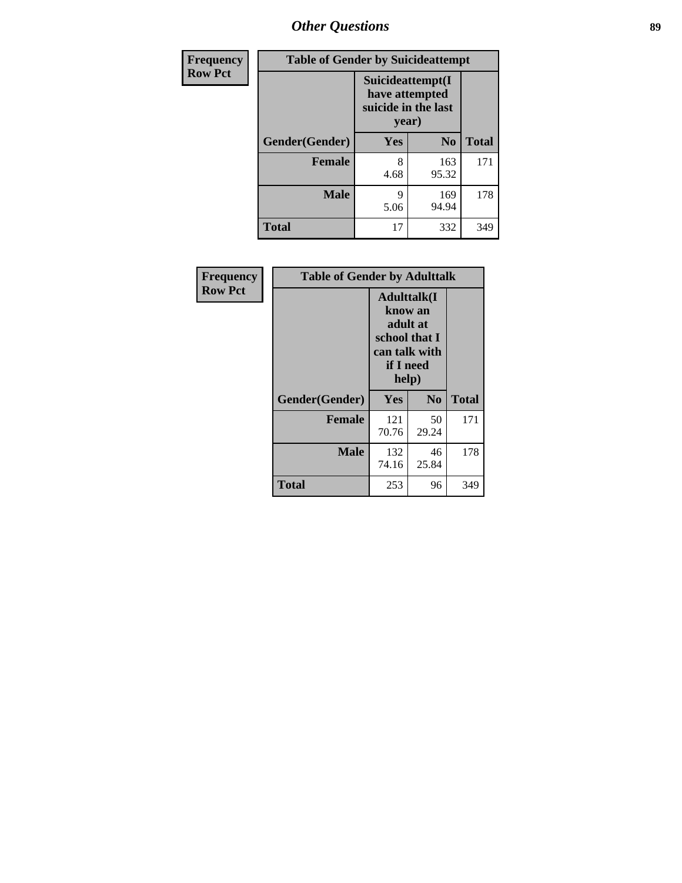| Frequency Row Pct | Table of Gender by Suicideattempt | | |
|---|---|---|---|
| | Suicideattempt(I have attempted suicide in the last year) | | |
| Gender(Gender) | Yes | No | Total |
| Female | 8<br>4.68 | 163<br>95.32 | 171 |
| Male | 9<br>5.06 | 169<br>94.94 | 178 |
| Total | 17 | 332 | 349 |

| Frequency Row Pct | Table of Gender by Adulttalk | | |
|---|---|---|---|
| | Adulttalk(I know an adult at school that I can talk with if I need help) | | |
| Gender(Gender) | Yes | No | Total |
| Female | 121<br>70.76 | 50<br>29.24 | 171 |
| Male | 132<br>74.16 | 46<br>25.84 | 178 |
| Total | 253 | 96 | 349 |